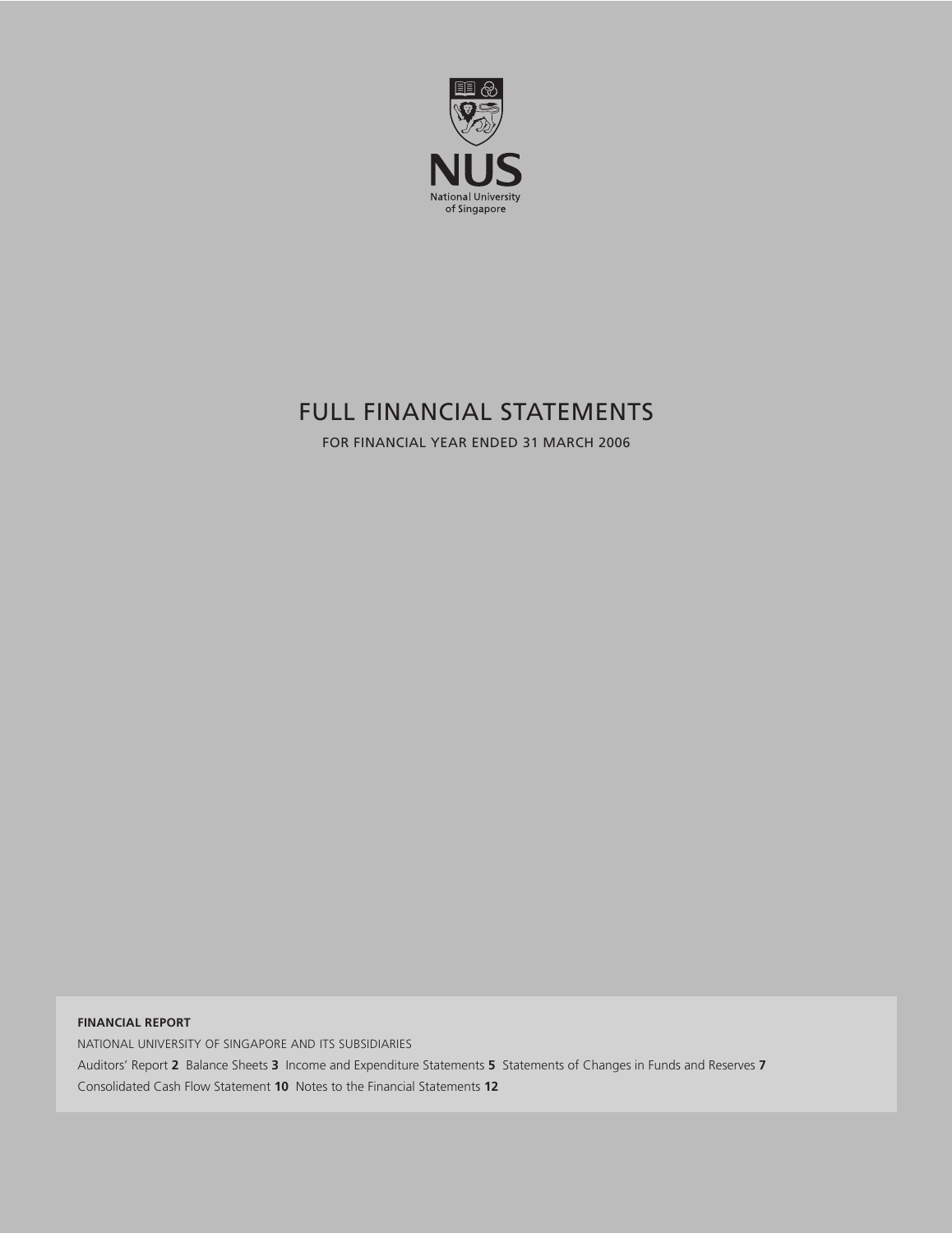NUS

National University of Singapore

# FULL FINANCIAL STATEMENTS

FOR FINANCIAL YEAR ENDED 31 MARCH 2006

**FINANCIAL REPORT**

NATIONAL UNIVERSITY OF SINGAPORE AND ITS SUBSIDIARIES

Auditors' Report **2** Balance Sheets **3** Income and Expenditure Statements **5** Statements of Changes in Funds and Reserves **7**

Consolidated Cash Flow Statement **10** Notes to the Financial Statements **12**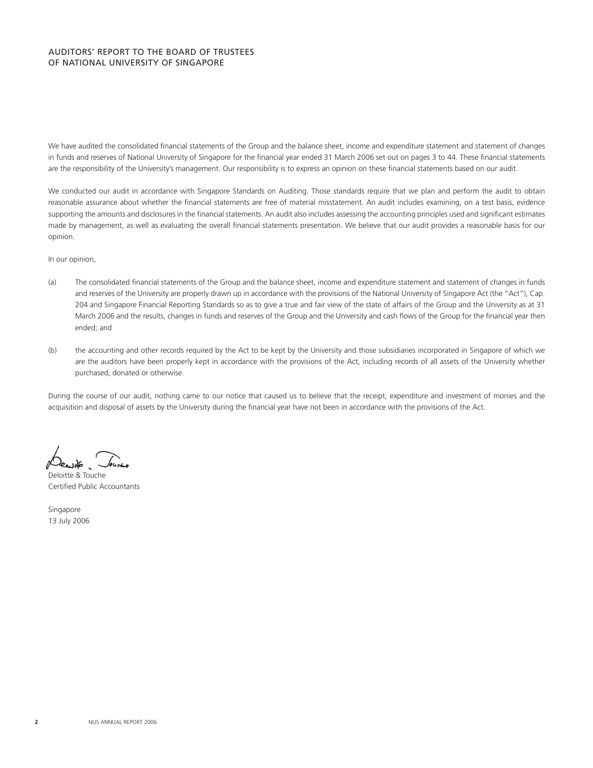## AUDITORS' REPORT TO THE BOARD OF TRUSTEES OF NATIONAL UNIVERSITY OF SINGAPORE

We have audited the consolidated financial statements of the Group and the balance sheet, income and expenditure statement and statement of changes in funds and reserves of National University of Singapore for the financial year ended 31 March 2006 set out on pages 3 to 44. These financial statements are the responsibility of the University's management. Our responsibility is to express an opinion on these financial statements based on our audit.

We conducted our audit in accordance with Singapore Standards on Auditing. Those standards require that we plan and perform the audit to obtain reasonable assurance about whether the financial statements are free of material misstatement. An audit includes examining, on a test basis, evidence supporting the amounts and disclosures in the financial statements. An audit also includes assessing the accounting principles used and significant estimates made by management, as well as evaluating the overall financial statements presentation. We believe that our audit provides a reasonable basis for our opinion.

In our opinion,

(a) The consolidated financial statements of the Group and the balance sheet, income and expenditure statement and statement of changes in funds and reserves of the University are properly drawn up in accordance with the provisions of the National University of Singapore Act (the "Act"), Cap. 204 and Singapore Financial Reporting Standards so as to give a true and fair view of the state of affairs of the Group and the University as at 31 March 2006 and the results, changes in funds and reserves of the Group and the University and cash flows of the Group for the financial year then ended; and

(b) the accounting and other records required by the Act to be kept by the University and those subsidiaries incorporated in Singapore of which we are the auditors have been properly kept in accordance with the provisions of the Act, including records of all assets of the University whether purchased, donated or otherwise.

During the course of our audit, nothing came to our notice that caused us to believe that the receipt, expenditure and investment of monies and the acquisition and disposal of assets by the University during the financial year have not been in accordance with the provisions of the Act.

Deloitte & Touche
Certified Public Accountants

Singapore
13 July 2006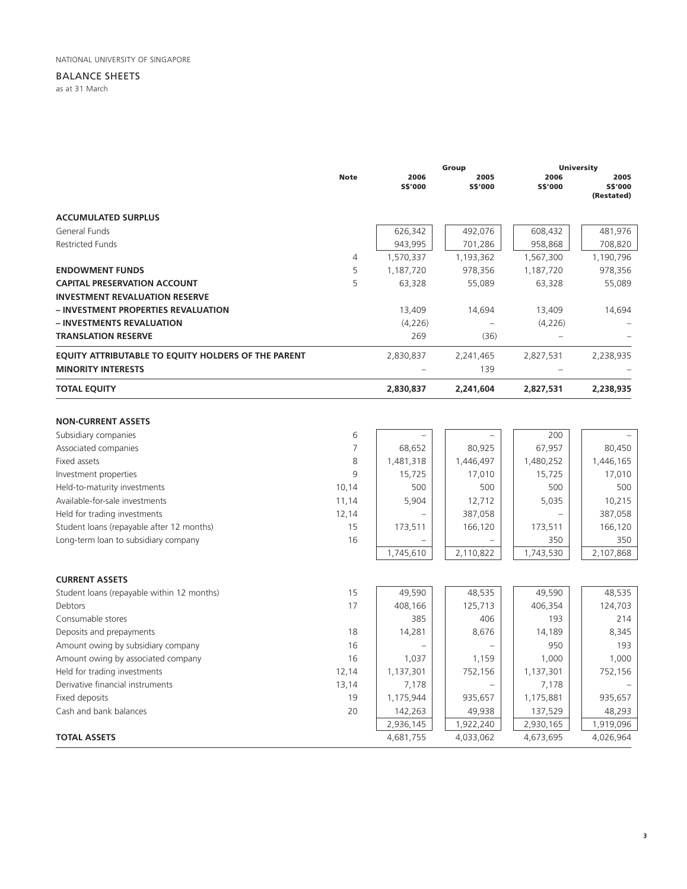NATIONAL UNIVERSITY OF SINGAPORE

## BALANCE SHEETS

as at 31 March

| | Note | Group 2006 S$'000 | Group 2005 S$'000 | University 2006 S$'000 | University 2005 S$'000 (Restated) |
|---|---|---|---|---|---|
| **ACCUMULATED SURPLUS** | | | | | |
| General Funds | | 626,342 | 492,076 | 608,432 | 481,976 |
| Restricted Funds | | 943,995 | 701,286 | 958,868 | 708,820 |
| | 4 | 1,570,337 | 1,193,362 | 1,567,300 | 1,190,796 |
| **ENDOWMENT FUNDS** | 5 | 1,187,720 | 978,356 | 1,187,720 | 978,356 |
| **CAPITAL PRESERVATION ACCOUNT** | 5 | 63,328 | 55,089 | 63,328 | 55,089 |
| **INVESTMENT REVALUATION RESERVE** | | | | | |
| **– INVESTMENT PROPERTIES REVALUATION** | | 13,409 | 14,694 | 13,409 | 14,694 |
| **– INVESTMENTS REVALUATION** | | (4,226) | – | (4,226) | – |
| **TRANSLATION RESERVE** | | 269 | (36) | – | – |
| **EQUITY ATTRIBUTABLE TO EQUITY HOLDERS OF THE PARENT** | | 2,830,837 | 2,241,465 | 2,827,531 | 2,238,935 |
| **MINORITY INTERESTS** | | – | 139 | – | – |
| **TOTAL EQUITY** | | **2,830,837** | **2,241,604** | **2,827,531** | **2,238,935** |
| | | | | | |
| **NON-CURRENT ASSETS** | | | | | |
| Subsidiary companies | 6 | – | – | 200 | – |
| Associated companies | 7 | 68,652 | 80,925 | 67,957 | 80,450 |
| Fixed assets | 8 | 1,481,318 | 1,446,497 | 1,480,252 | 1,446,165 |
| Investment properties | 9 | 15,725 | 17,010 | 15,725 | 17,010 |
| Held-to-maturity investments | 10,14 | 500 | 500 | 500 | 500 |
| Available-for-sale investments | 11,14 | 5,904 | 12,712 | 5,035 | 10,215 |
| Held for trading investments | 12,14 | – | 387,058 | – | 387,058 |
| Student loans (repayable after 12 months) | 15 | 173,511 | 166,120 | 173,511 | 166,120 |
| Long-term loan to subsidiary company | 16 | – | – | 350 | 350 |
| | | 1,745,610 | 2,110,822 | 1,743,530 | 2,107,868 |
| | | | | | |
| **CURRENT ASSETS** | | | | | |
| Student loans (repayable within 12 months) | 15 | 49,590 | 48,535 | 49,590 | 48,535 |
| Debtors | 17 | 408,166 | 125,713 | 406,354 | 124,703 |
| Consumable stores | | 385 | 406 | 193 | 214 |
| Deposits and prepayments | 18 | 14,281 | 8,676 | 14,189 | 8,345 |
| Amount owing by subsidiary company | 16 | – | – | 950 | 193 |
| Amount owing by associated company | 16 | 1,037 | 1,159 | 1,000 | 1,000 |
| Held for trading investments | 12,14 | 1,137,301 | 752,156 | 1,137,301 | 752,156 |
| Derivative financial instruments | 13,14 | 7,178 | – | 7,178 | – |
| Fixed deposits | 19 | 1,175,944 | 935,657 | 1,175,881 | 935,657 |
| Cash and bank balances | 20 | 142,263 | 49,938 | 137,529 | 48,293 |
| | | 2,936,145 | 1,922,240 | 2,930,165 | 1,919,096 |
| **TOTAL ASSETS** | | 4,681,755 | 4,033,062 | 4,673,695 | 4,026,964 |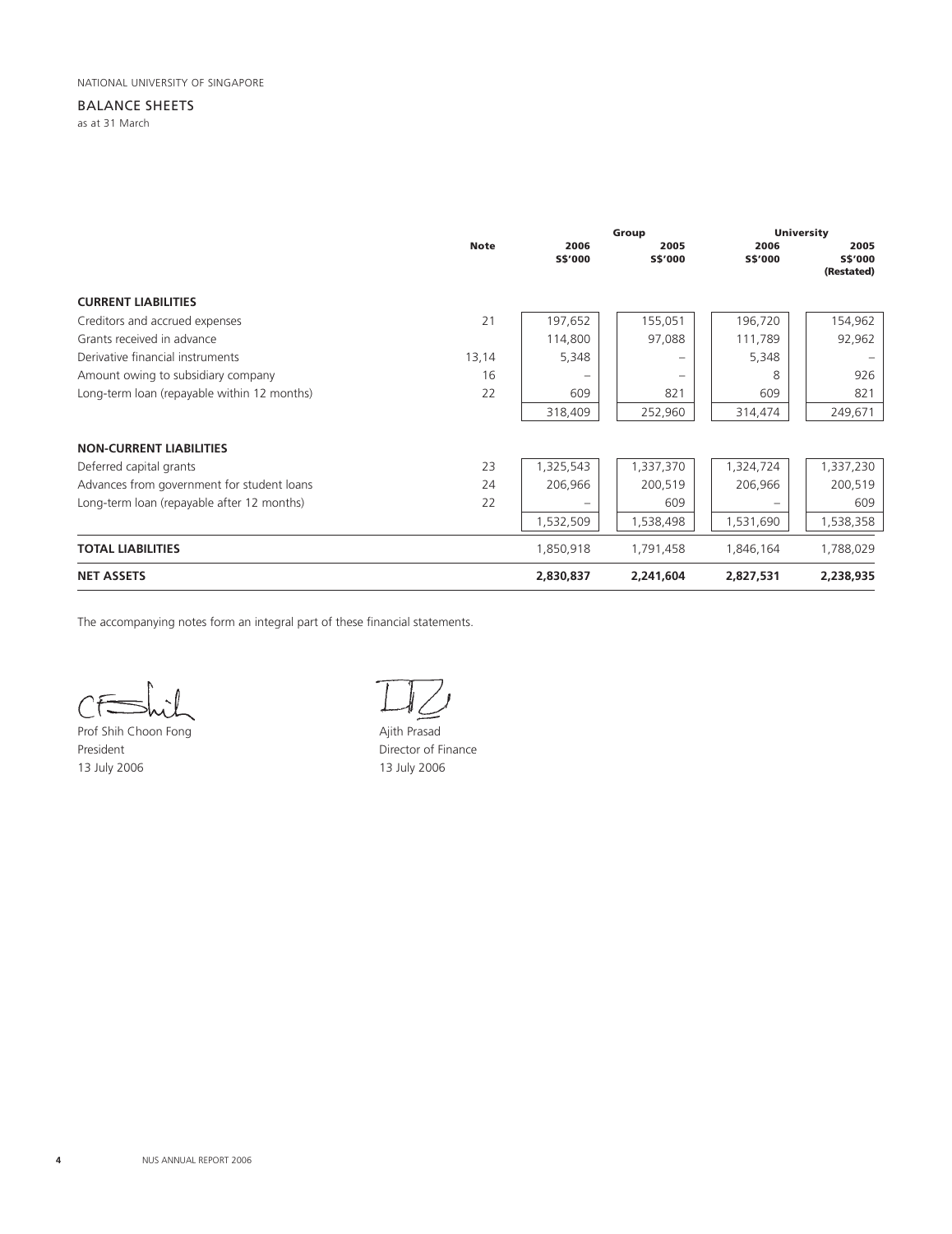NATIONAL UNIVERSITY OF SINGAPORE

## BALANCE SHEETS

as at 31 March

| | Note | Group | | University | |
|---|---|---|---|---|---|
| | | 2006 S$'000 | 2005 S$'000 | 2006 S$'000 | 2005 S$'000 (Restated) |
| **CURRENT LIABILITIES** | | | | | |
| Creditors and accrued expenses | 21 | 197,652 | 155,051 | 196,720 | 154,962 |
| Grants received in advance | | 114,800 | 97,088 | 111,789 | 92,962 |
| Derivative financial instruments | 13,14 | 5,348 | – | 5,348 | – |
| Amount owing to subsidiary company | 16 | – | – | 8 | 926 |
| Long-term loan (repayable within 12 months) | 22 | 609 | 821 | 609 | 821 |
| | | 318,409 | 252,960 | 314,474 | 249,671 |
| **NON-CURRENT LIABILITIES** | | | | | |
| Deferred capital grants | 23 | 1,325,543 | 1,337,370 | 1,324,724 | 1,337,230 |
| Advances from government for student loans | 24 | 206,966 | 200,519 | 206,966 | 200,519 |
| Long-term loan (repayable after 12 months) | 22 | – | 609 | – | 609 |
| | | 1,532,509 | 1,538,498 | 1,531,690 | 1,538,358 |
| **TOTAL LIABILITIES** | | 1,850,918 | 1,791,458 | 1,846,164 | 1,788,029 |
| **NET ASSETS** | | **2,830,837** | **2,241,604** | **2,827,531** | **2,238,935** |

The accompanying notes form an integral part of these financial statements.

Prof Shih Choon Fong
President
13 July 2006

Ajith Prasad
Director of Finance
13 July 2006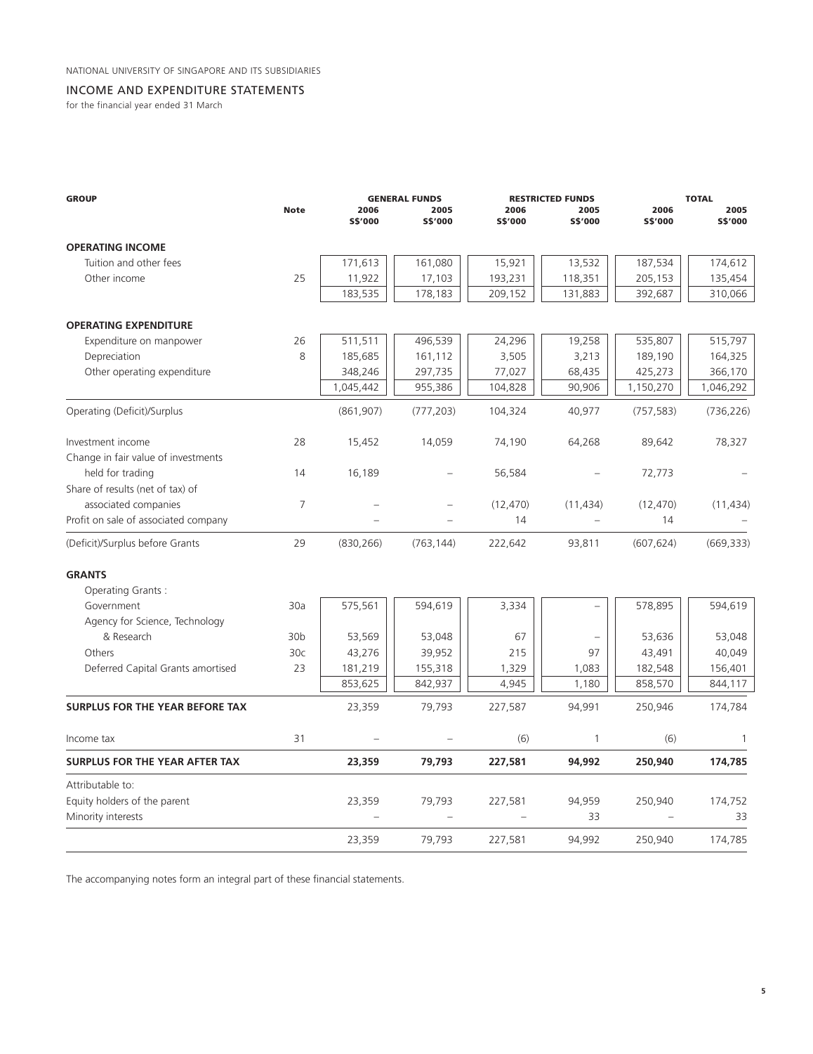NATIONAL UNIVERSITY OF SINGAPORE AND ITS SUBSIDIARIES

## INCOME AND EXPENDITURE STATEMENTS

for the financial year ended 31 March

| GROUP | Note | GENERAL FUNDS | | RESTRICTED FUNDS | | TOTAL | |
|---|---|---|---|---|---|---|---|
| | | 2006 S$'000 | 2005 S$'000 | 2006 S$'000 | 2005 S$'000 | 2006 S$'000 | 2005 S$'000 |
| **OPERATING INCOME** | | | | | | | |
| Tuition and other fees | | 171,613 | 161,080 | 15,921 | 13,532 | 187,534 | 174,612 |
| Other income | 25 | 11,922 | 17,103 | 193,231 | 118,351 | 205,153 | 135,454 |
| | | 183,535 | 178,183 | 209,152 | 131,883 | 392,687 | 310,066 |
| **OPERATING EXPENDITURE** | | | | | | | |
| Expenditure on manpower | 26 | 511,511 | 496,539 | 24,296 | 19,258 | 535,807 | 515,797 |
| Depreciation | 8 | 185,685 | 161,112 | 3,505 | 3,213 | 189,190 | 164,325 |
| Other operating expenditure | | 348,246 | 297,735 | 77,027 | 68,435 | 425,273 | 366,170 |
| | | 1,045,442 | 955,386 | 104,828 | 90,906 | 1,150,270 | 1,046,292 |
| Operating (Deficit)/Surplus | | (861,907) | (777,203) | 104,324 | 40,977 | (757,583) | (736,226) |
| Investment income | 28 | 15,452 | 14,059 | 74,190 | 64,268 | 89,642 | 78,327 |
| Change in fair value of investments held for trading | 14 | 16,189 | – | 56,584 | – | 72,773 | – |
| Share of results (net of tax) of associated companies | 7 | – | – | (12,470) | (11,434) | (12,470) | (11,434) |
| Profit on sale of associated company | | – | – | 14 | – | 14 | – |
| (Deficit)/Surplus before Grants | 29 | (830,266) | (763,144) | 222,642 | 93,811 | (607,624) | (669,333) |
| **GRANTS** | | | | | | | |
| Operating Grants : | | | | | | | |
| Government | 30a | 575,561 | 594,619 | 3,334 | – | 578,895 | 594,619 |
| Agency for Science, Technology & Research | 30b | 53,569 | 53,048 | 67 | – | 53,636 | 53,048 |
| Others | 30c | 43,276 | 39,952 | 215 | 97 | 43,491 | 40,049 |
| Deferred Capital Grants amortised | 23 | 181,219 | 155,318 | 1,329 | 1,083 | 182,548 | 156,401 |
| | | 853,625 | 842,937 | 4,945 | 1,180 | 858,570 | 844,117 |
| **SURPLUS FOR THE YEAR BEFORE TAX** | | 23,359 | 79,793 | 227,587 | 94,991 | 250,946 | 174,784 |
| Income tax | 31 | – | – | (6) | 1 | (6) | 1 |
| **SURPLUS FOR THE YEAR AFTER TAX** | | **23,359** | **79,793** | **227,581** | **94,992** | **250,940** | **174,785** |
| Attributable to: | | | | | | | |
| Equity holders of the parent | | 23,359 | 79,793 | 227,581 | 94,959 | 250,940 | 174,752 |
| Minority interests | | – | – | – | 33 | – | 33 |
| | | 23,359 | 79,793 | 227,581 | 94,992 | 250,940 | 174,785 |

The accompanying notes form an integral part of these financial statements.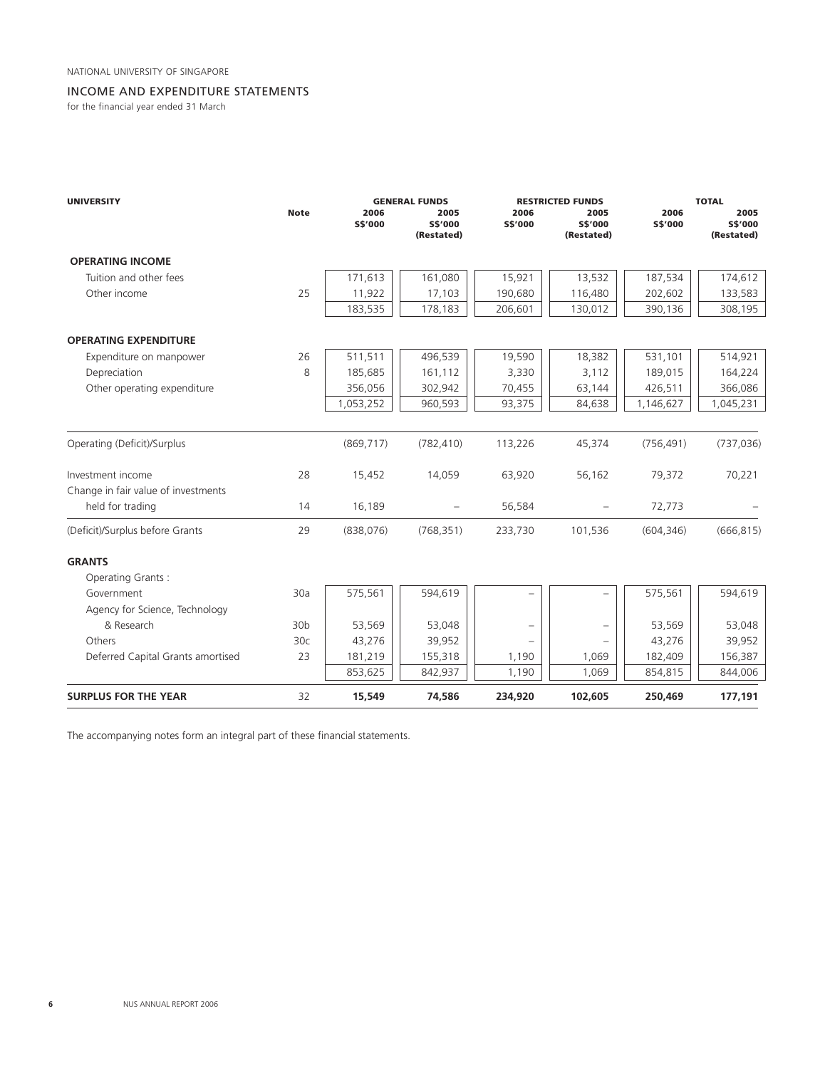NATIONAL UNIVERSITY OF SINGAPORE

## INCOME AND EXPENDITURE STATEMENTS

for the financial year ended 31 March

| UNIVERSITY | Note | GENERAL FUNDS | | RESTRICTED FUNDS | | TOTAL | |
|---|---|---|---|---|---|---|---|
| | | 2006 S$'000 | 2005 S$'000 (Restated) | 2006 S$'000 | 2005 S$'000 (Restated) | 2006 S$'000 | 2005 S$'000 (Restated) |
| **OPERATING INCOME** | | | | | | | |
| Tuition and other fees | | 171,613 | 161,080 | 15,921 | 13,532 | 187,534 | 174,612 |
| Other income | 25 | 11,922 | 17,103 | 190,680 | 116,480 | 202,602 | 133,583 |
| | | 183,535 | 178,183 | 206,601 | 130,012 | 390,136 | 308,195 |
| **OPERATING EXPENDITURE** | | | | | | | |
| Expenditure on manpower | 26 | 511,511 | 496,539 | 19,590 | 18,382 | 531,101 | 514,921 |
| Depreciation | 8 | 185,685 | 161,112 | 3,330 | 3,112 | 189,015 | 164,224 |
| Other operating expenditure | | 356,056 | 302,942 | 70,455 | 63,144 | 426,511 | 366,086 |
| | | 1,053,252 | 960,593 | 93,375 | 84,638 | 1,146,627 | 1,045,231 |
| Operating (Deficit)/Surplus | | (869,717) | (782,410) | 113,226 | 45,374 | (756,491) | (737,036) |
| Investment income | 28 | 15,452 | 14,059 | 63,920 | 56,162 | 79,372 | 70,221 |
| Change in fair value of investments held for trading | 14 | 16,189 | – | 56,584 | – | 72,773 | – |
| (Deficit)/Surplus before Grants | 29 | (838,076) | (768,351) | 233,730 | 101,536 | (604,346) | (666,815) |
| **GRANTS** | | | | | | | |
| Operating Grants : | | | | | | | |
| Government | 30a | 575,561 | 594,619 | – | – | 575,561 | 594,619 |
| Agency for Science, Technology & Research | 30b | 53,569 | 53,048 | – | – | 53,569 | 53,048 |
| Others | 30c | 43,276 | 39,952 | – | – | 43,276 | 39,952 |
| Deferred Capital Grants amortised | 23 | 181,219 | 155,318 | 1,190 | 1,069 | 182,409 | 156,387 |
| | | 853,625 | 842,937 | 1,190 | 1,069 | 854,815 | 844,006 |
| **SURPLUS FOR THE YEAR** | 32 | **15,549** | **74,586** | **234,920** | **102,605** | **250,469** | **177,191** |

The accompanying notes form an integral part of these financial statements.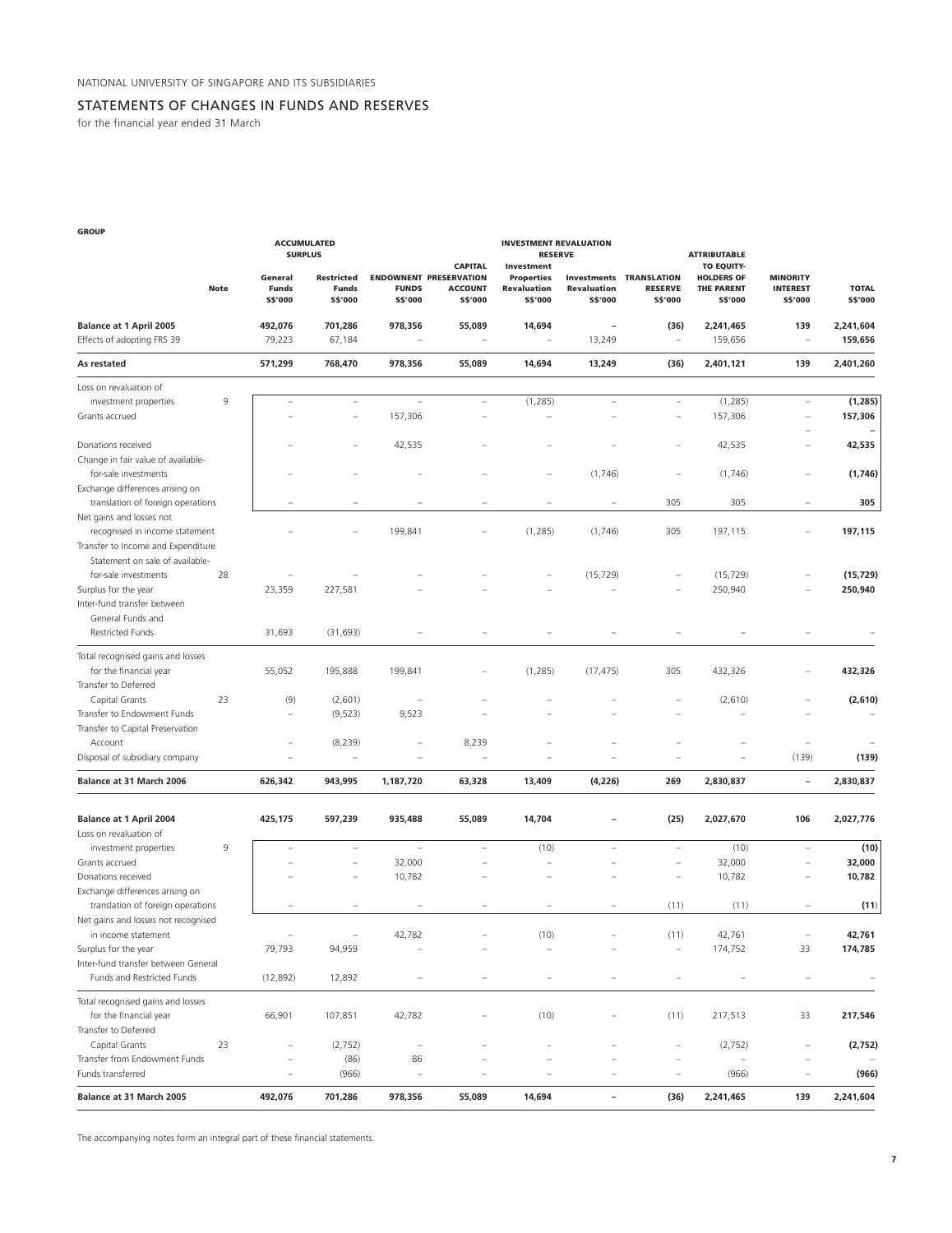NATIONAL UNIVERSITY OF SINGAPORE AND ITS SUBSIDIARIES

## STATEMENTS OF CHANGES IN FUNDS AND RESERVES

for the financial year ended 31 March

**GROUP**

| | Note | ACCUMULATED SURPLUS General Funds S$'000 | ACCUMULATED SURPLUS Restricted Funds S$'000 | ENDOWNENT FUNDS S$'000 | CAPITAL PRESERVATION ACCOUNT S$'000 | INVESTMENT REVALUATION RESERVE Investment Properties Revaluation S$'000 | INVESTMENT REVALUATION RESERVE Investments Revaluation S$'000 | TRANSLATION RESERVE S$'000 | ATTRIBUTABLE TO EQUITY-HOLDERS OF THE PARENT S$'000 | MINORITY INTEREST S$'000 | TOTAL S$'000 |
|---|---|---|---|---|---|---|---|---|---|---|---|
| **Balance at 1 April 2005** | | **492,076** | **701,286** | **978,356** | **55,089** | **14,694** | **–** | **(36)** | **2,241,465** | **139** | **2,241,604** |
| Effects of adopting FRS 39 | | 79,223 | 67,184 | – | – | – | 13,249 | – | 159,656 | – | 159,656 |
| **As restated** | | **571,299** | **768,470** | **978,356** | **55,089** | **14,694** | **13,249** | **(36)** | **2,401,121** | **139** | **2,401,260** |
| Loss on revaluation of investment properties | 9 | – | – | – | – | (1,285) | – | – | (1,285) | – | **(1,285)** |
| Grants accrued | | – | – | 157,306 | – | – | – | – | 157,306 | – | **157,306** |
| Donations received | | – | – | 42,535 | – | – | – | – | 42,535 | – | **42,535** |
| Change in fair value of available-for-sale investments | | – | – | – | – | – | (1,746) | – | (1,746) | – | **(1,746)** |
| Exchange differences arising on translation of foreign operations | | – | – | – | – | – | – | 305 | 305 | – | **305** |
| Net gains and losses not recognised in income statement | | – | – | 199,841 | – | (1,285) | (1,746) | 305 | 197,115 | – | **197,115** |
| Transfer to Income and Expenditure Statement on sale of available-for-sale investments | 28 | – | – | – | – | – | (15,729) | – | (15,729) | – | **(15,729)** |
| Surplus for the year | | 23,359 | 227,581 | – | – | – | – | – | 250,940 | – | **250,940** |
| Inter-fund transfer between General Funds and Restricted Funds | | 31,693 | (31,693) | – | – | – | – | – | – | – | – |
| Total recognised gains and losses for the financial year | | 55,052 | 195,888 | 199,841 | – | (1,285) | (17,475) | 305 | 432,326 | – | **432,326** |
| Transfer to Deferred Capital Grants | 23 | (9) | (2,601) | – | – | – | – | – | (2,610) | – | **(2,610)** |
| Transfer to Endowment Funds | | – | (9,523) | 9,523 | – | – | – | – | – | – | – |
| Transfer to Capital Preservation Account | | – | (8,239) | – | 8,239 | – | – | – | – | – | – |
| Disposal of subsidiary company | | – | – | – | – | – | – | – | – | (139) | **(139)** |
| **Balance at 31 March 2006** | | **626,342** | **943,995** | **1,187,720** | **63,328** | **13,409** | **(4,226)** | **269** | **2,830,837** | **–** | **2,830,837** |
| **Balance at 1 April 2004** | | **425,175** | **597,239** | **935,488** | **55,089** | **14,704** | **–** | **(25)** | **2,027,670** | **106** | **2,027,776** |
| Loss on revaluation of investment properties | 9 | – | – | – | – | (10) | – | – | (10) | – | **(10)** |
| Grants accrued | | – | – | 32,000 | – | – | – | – | 32,000 | – | **32,000** |
| Donations received | | – | – | 10,782 | – | – | – | – | 10,782 | – | **10,782** |
| Exchange differences arising on translation of foreign operations | | – | – | – | – | – | – | (11) | (11) | – | **(11)** |
| Net gains and losses not recognised in income statement | | – | – | 42,782 | – | (10) | – | (11) | 42,761 | – | **42,761** |
| Surplus for the year | | 79,793 | 94,959 | – | – | – | – | – | 174,752 | 33 | **174,785** |
| Inter-fund transfer between General Funds and Restricted Funds | | (12,892) | 12,892 | – | – | – | – | – | – | – | – |
| Total recognised gains and losses for the financial year | | 66,901 | 107,851 | 42,782 | – | (10) | – | (11) | 217,513 | 33 | **217,546** |
| Transfer to Deferred Capital Grants | 23 | – | (2,752) | – | – | – | – | – | (2,752) | – | **(2,752)** |
| Transfer from Endowment Funds | | – | (86) | 86 | – | – | – | – | – | – | – |
| Funds transferred | | – | (966) | – | – | – | – | – | (966) | – | **(966)** |
| **Balance at 31 March 2005** | | **492,076** | **701,286** | **978,356** | **55,089** | **14,694** | **–** | **(36)** | **2,241,465** | **139** | **2,241,604** |

The accompanying notes form an integral part of these financial statements.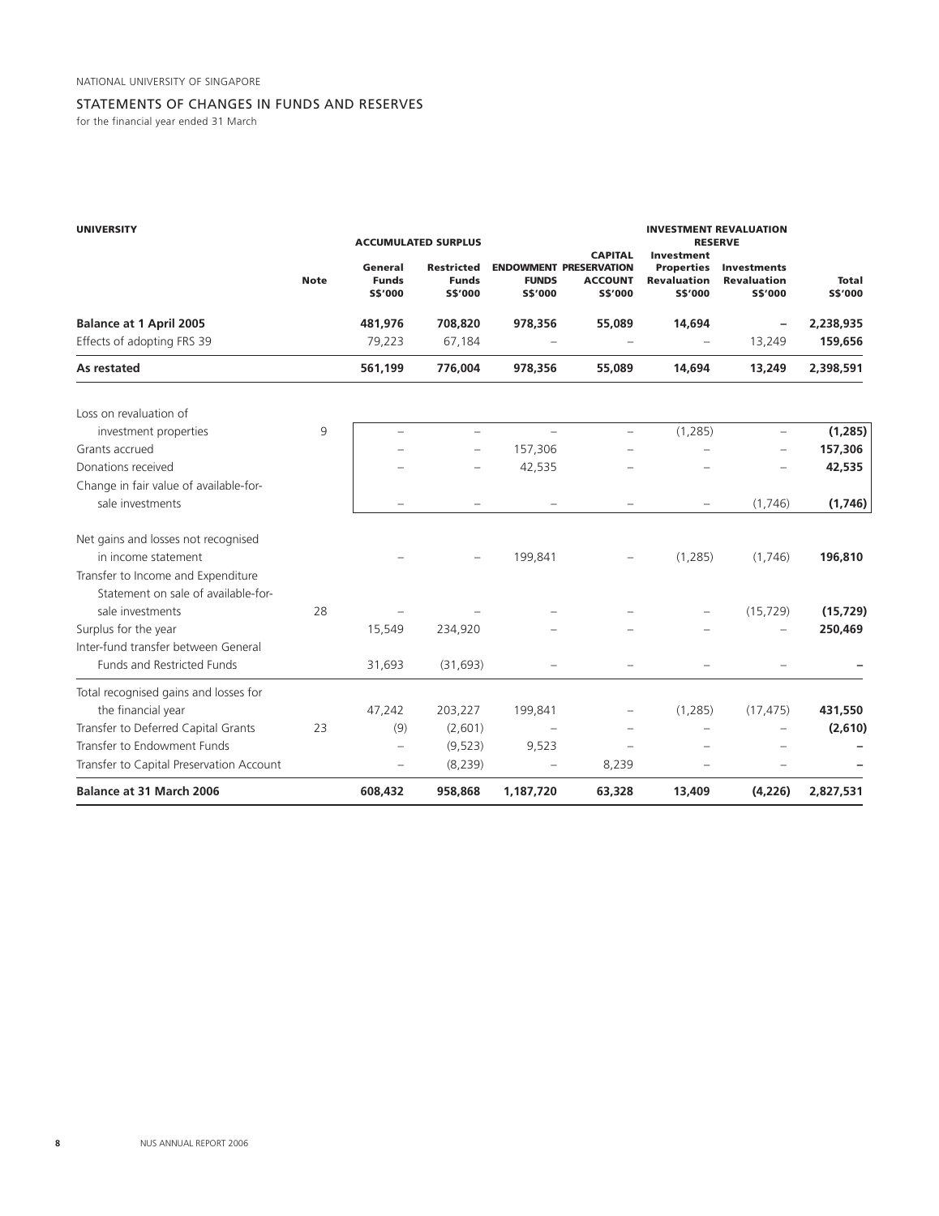NATIONAL UNIVERSITY OF SINGAPORE

## STATEMENTS OF CHANGES IN FUNDS AND RESERVES

for the financial year ended 31 March

**UNIVERSITY**

| | Note | ACCUMULATED SURPLUS | | ENDOWMENT | CAPITAL | INVESTMENT REVALUATION RESERVE | | |
|---|---|---|---|---|---|---|---|---|
| | | General Funds S$'000 | Restricted Funds S$'000 | FUNDS S$'000 | PRESERVATION ACCOUNT S$'000 | Investment Properties Revaluation S$'000 | Investments Revaluation S$'000 | Total S$'000 |
| **Balance at 1 April 2005** | | **481,976** | **708,820** | **978,356** | **55,089** | **14,694** | **–** | **2,238,935** |
| Effects of adopting FRS 39 | | 79,223 | 67,184 | – | – | – | 13,249 | **159,656** |
| **As restated** | | **561,199** | **776,004** | **978,356** | **55,089** | **14,694** | **13,249** | **2,398,591** |
| Loss on revaluation of investment properties | 9 | – | – | – | – | (1,285) | – | **(1,285)** |
| Grants accrued | | – | – | 157,306 | – | – | – | **157,306** |
| Donations received | | – | – | 42,535 | – | – | – | **42,535** |
| Change in fair value of available-for-sale investments | | – | – | – | – | – | (1,746) | **(1,746)** |
| Net gains and losses not recognised in income statement | | – | – | 199,841 | – | (1,285) | (1,746) | **196,810** |
| Transfer to Income and Expenditure Statement on sale of available-for-sale investments | 28 | – | – | – | – | – | (15,729) | **(15,729)** |
| Surplus for the year | | 15,549 | 234,920 | – | – | – | – | **250,469** |
| Inter-fund transfer between General Funds and Restricted Funds | | 31,693 | (31,693) | – | – | – | – | **–** |
| Total recognised gains and losses for the financial year | | 47,242 | 203,227 | 199,841 | – | (1,285) | (17,475) | **431,550** |
| Transfer to Deferred Capital Grants | 23 | (9) | (2,601) | – | – | – | – | **(2,610)** |
| Transfer to Endowment Funds | | – | (9,523) | 9,523 | – | – | – | **–** |
| Transfer to Capital Preservation Account | | – | (8,239) | – | 8,239 | – | – | **–** |
| **Balance at 31 March 2006** | | **608,432** | **958,868** | **1,187,720** | **63,328** | **13,409** | **(4,226)** | **2,827,531** |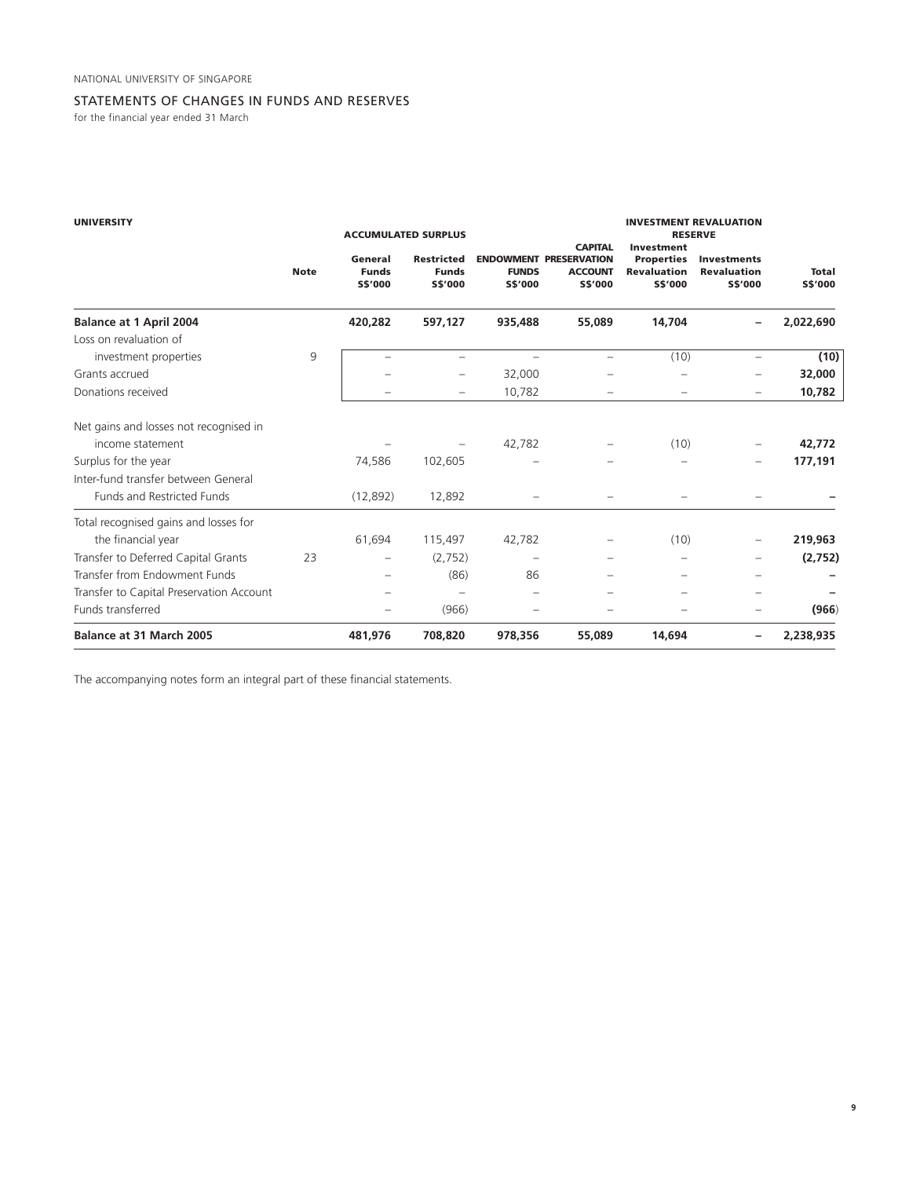NATIONAL UNIVERSITY OF SINGAPORE

## STATEMENTS OF CHANGES IN FUNDS AND RESERVES

for the financial year ended 31 March

| UNIVERSITY | | ACCUMULATED SURPLUS | | | | INVESTMENT REVALUATION RESERVE | | |
|---|---|---|---|---|---|---|---|---|
| | Note | General Funds S$'000 | Restricted Funds S$'000 | ENDOWMENT FUNDS S$'000 | CAPITAL PRESERVATION ACCOUNT S$'000 | Investment Properties Revaluation S$'000 | Investments Revaluation S$'000 | Total S$'000 |
| **Balance at 1 April 2004** | | **420,282** | **597,127** | **935,488** | **55,089** | **14,704** | **–** | **2,022,690** |
| Loss on revaluation of investment properties | 9 | – | – | – | – | (10) | – | **(10)** |
| Grants accrued | | – | – | 32,000 | – | – | – | **32,000** |
| Donations received | | – | – | 10,782 | – | – | – | **10,782** |
| Net gains and losses not recognised in income statement | | – | – | 42,782 | – | (10) | – | **42,772** |
| Surplus for the year | | 74,586 | 102,605 | – | – | – | – | **177,191** |
| Inter-fund transfer between General Funds and Restricted Funds | | (12,892) | 12,892 | – | – | – | – | **–** |
| Total recognised gains and losses for the financial year | | 61,694 | 115,497 | 42,782 | – | (10) | – | **219,963** |
| Transfer to Deferred Capital Grants | 23 | – | (2,752) | – | – | – | – | **(2,752)** |
| Transfer from Endowment Funds | | – | (86) | 86 | – | – | – | **–** |
| Transfer to Capital Preservation Account | | – | – | – | – | – | – | **–** |
| Funds transferred | | – | (966) | – | – | – | – | **(966)** |
| **Balance at 31 March 2005** | | **481,976** | **708,820** | **978,356** | **55,089** | **14,694** | **–** | **2,238,935** |

The accompanying notes form an integral part of these financial statements.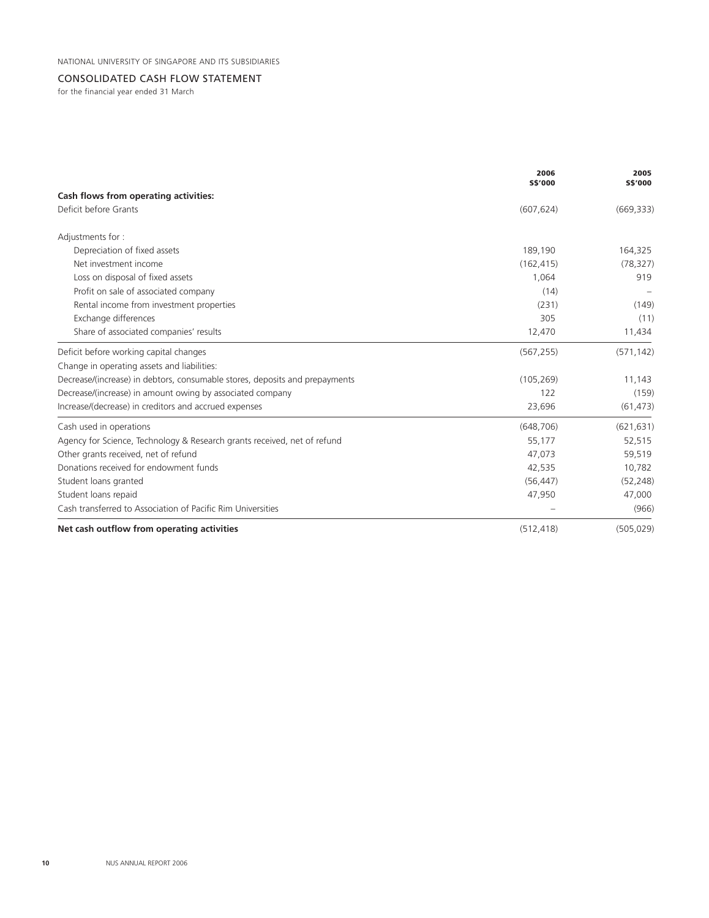NATIONAL UNIVERSITY OF SINGAPORE AND ITS SUBSIDIARIES

## CONSOLIDATED CASH FLOW STATEMENT

for the financial year ended 31 March

| | 2006 S$'000 | 2005 S$'000 |
|---|---|---|
| **Cash flows from operating activities:** | | |
| Deficit before Grants | (607,624) | (669,333) |
| Adjustments for : | | |
| Depreciation of fixed assets | 189,190 | 164,325 |
| Net investment income | (162,415) | (78,327) |
| Loss on disposal of fixed assets | 1,064 | 919 |
| Profit on sale of associated company | (14) | – |
| Rental income from investment properties | (231) | (149) |
| Exchange differences | 305 | (11) |
| Share of associated companies' results | 12,470 | 11,434 |
| Deficit before working capital changes | (567,255) | (571,142) |
| Change in operating assets and liabilities: | | |
| Decrease/(increase) in debtors, consumable stores, deposits and prepayments | (105,269) | 11,143 |
| Decrease/(increase) in amount owing by associated company | 122 | (159) |
| Increase/(decrease) in creditors and accrued expenses | 23,696 | (61,473) |
| Cash used in operations | (648,706) | (621,631) |
| Agency for Science, Technology & Research grants received, net of refund | 55,177 | 52,515 |
| Other grants received, net of refund | 47,073 | 59,519 |
| Donations received for endowment funds | 42,535 | 10,782 |
| Student loans granted | (56,447) | (52,248) |
| Student loans repaid | 47,950 | 47,000 |
| Cash transferred to Association of Pacific Rim Universities | – | (966) |
| **Net cash outflow from operating activities** | (512,418) | (505,029) |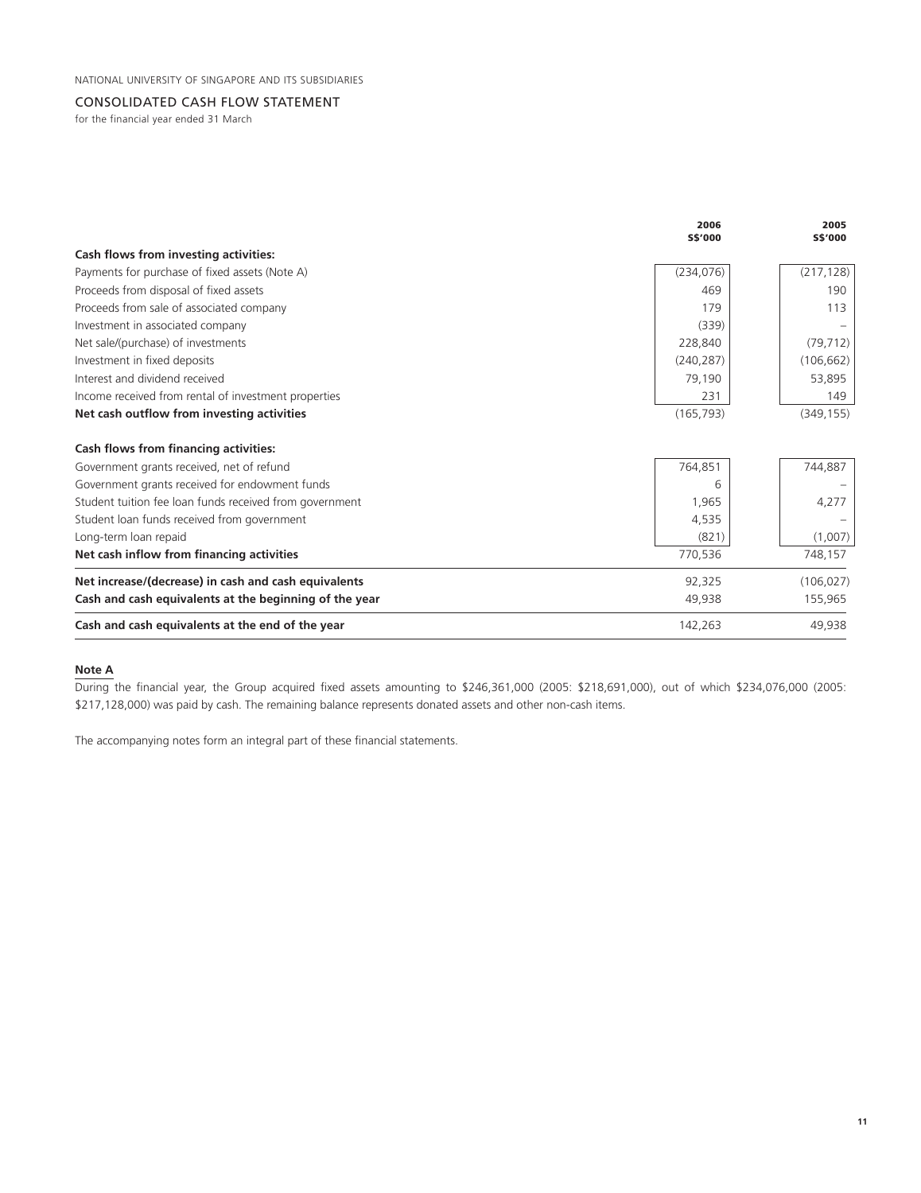NATIONAL UNIVERSITY OF SINGAPORE AND ITS SUBSIDIARIES

## CONSOLIDATED CASH FLOW STATEMENT

for the financial year ended 31 March

| | 2006 S$'000 | 2005 S$'000 |
|---|---|---|
| **Cash flows from investing activities:** | | |
| Payments for purchase of fixed assets (Note A) | (234,076) | (217,128) |
| Proceeds from disposal of fixed assets | 469 | 190 |
| Proceeds from sale of associated company | 179 | 113 |
| Investment in associated company | (339) | – |
| Net sale/(purchase) of investments | 228,840 | (79,712) |
| Investment in fixed deposits | (240,287) | (106,662) |
| Interest and dividend received | 79,190 | 53,895 |
| Income received from rental of investment properties | 231 | 149 |
| **Net cash outflow from investing activities** | (165,793) | (349,155) |
| **Cash flows from financing activities:** | | |
| Government grants received, net of refund | 764,851 | 744,887 |
| Government grants received for endowment funds | 6 | – |
| Student tuition fee loan funds received from government | 1,965 | 4,277 |
| Student loan funds received from government | 4,535 | – |
| Long-term loan repaid | (821) | (1,007) |
| **Net cash inflow from financing activities** | 770,536 | 748,157 |
| **Net increase/(decrease) in cash and cash equivalents** | 92,325 | (106,027) |
| **Cash and cash equivalents at the beginning of the year** | 49,938 | 155,965 |
| **Cash and cash equivalents at the end of the year** | 142,263 | 49,938 |

**Note A**

During the financial year, the Group acquired fixed assets amounting to $246,361,000 (2005: $218,691,000), out of which $234,076,000 (2005: $217,128,000) was paid by cash. The remaining balance represents donated assets and other non-cash items.

The accompanying notes form an integral part of these financial statements.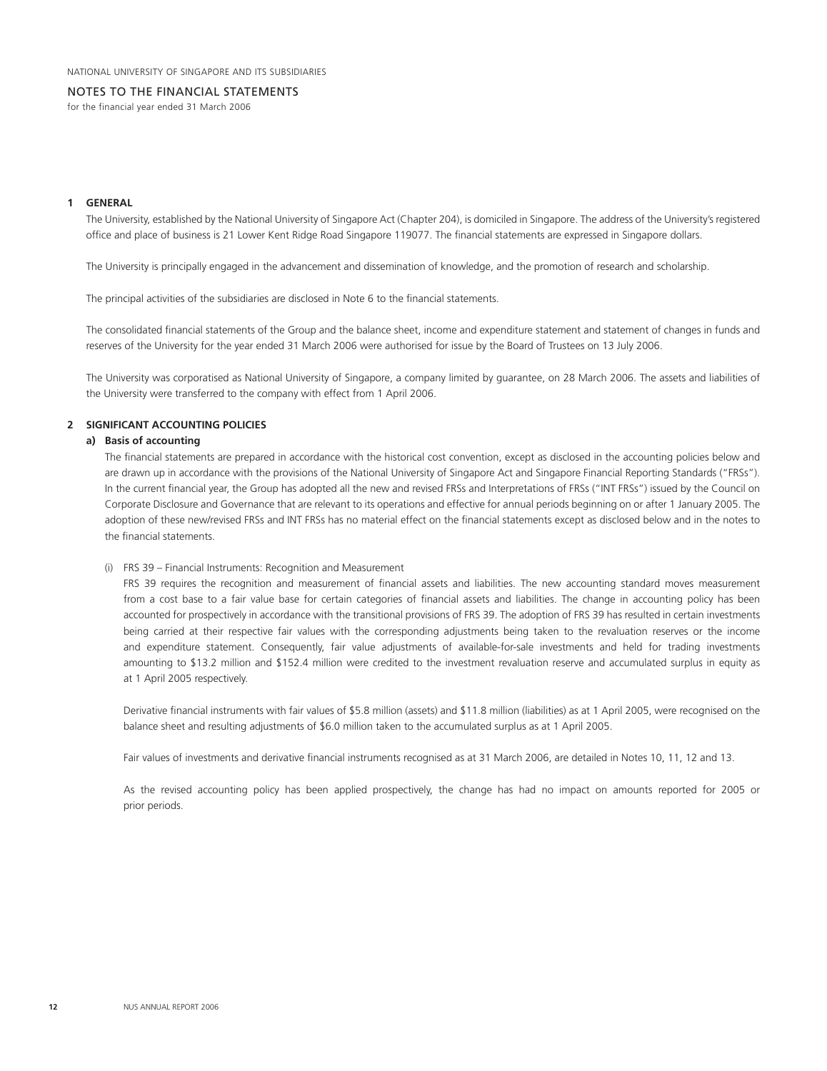## NOTES TO THE FINANCIAL STATEMENTS

for the financial year ended 31 March 2006

### 1 GENERAL

The University, established by the National University of Singapore Act (Chapter 204), is domiciled in Singapore. The address of the University's registered office and place of business is 21 Lower Kent Ridge Road Singapore 119077. The financial statements are expressed in Singapore dollars.

The University is principally engaged in the advancement and dissemination of knowledge, and the promotion of research and scholarship.

The principal activities of the subsidiaries are disclosed in Note 6 to the financial statements.

The consolidated financial statements of the Group and the balance sheet, income and expenditure statement and statement of changes in funds and reserves of the University for the year ended 31 March 2006 were authorised for issue by the Board of Trustees on 13 July 2006.

The University was corporatised as National University of Singapore, a company limited by guarantee, on 28 March 2006. The assets and liabilities of the University were transferred to the company with effect from 1 April 2006.

### 2 SIGNIFICANT ACCOUNTING POLICIES

#### a) Basis of accounting

The financial statements are prepared in accordance with the historical cost convention, except as disclosed in the accounting policies below and are drawn up in accordance with the provisions of the National University of Singapore Act and Singapore Financial Reporting Standards ("FRSs"). In the current financial year, the Group has adopted all the new and revised FRSs and Interpretations of FRSs ("INT FRSs") issued by the Council on Corporate Disclosure and Governance that are relevant to its operations and effective for annual periods beginning on or after 1 January 2005. The adoption of these new/revised FRSs and INT FRSs has no material effect on the financial statements except as disclosed below and in the notes to the financial statements.

(i) FRS 39 – Financial Instruments: Recognition and Measurement

FRS 39 requires the recognition and measurement of financial assets and liabilities. The new accounting standard moves measurement from a cost base to a fair value base for certain categories of financial assets and liabilities. The change in accounting policy has been accounted for prospectively in accordance with the transitional provisions of FRS 39. The adoption of FRS 39 has resulted in certain investments being carried at their respective fair values with the corresponding adjustments being taken to the revaluation reserves or the income and expenditure statement. Consequently, fair value adjustments of available-for-sale investments and held for trading investments amounting to $13.2 million and $152.4 million were credited to the investment revaluation reserve and accumulated surplus in equity as at 1 April 2005 respectively.

Derivative financial instruments with fair values of $5.8 million (assets) and $11.8 million (liabilities) as at 1 April 2005, were recognised on the balance sheet and resulting adjustments of $6.0 million taken to the accumulated surplus as at 1 April 2005.

Fair values of investments and derivative financial instruments recognised as at 31 March 2006, are detailed in Notes 10, 11, 12 and 13.

As the revised accounting policy has been applied prospectively, the change has had no impact on amounts reported for 2005 or prior periods.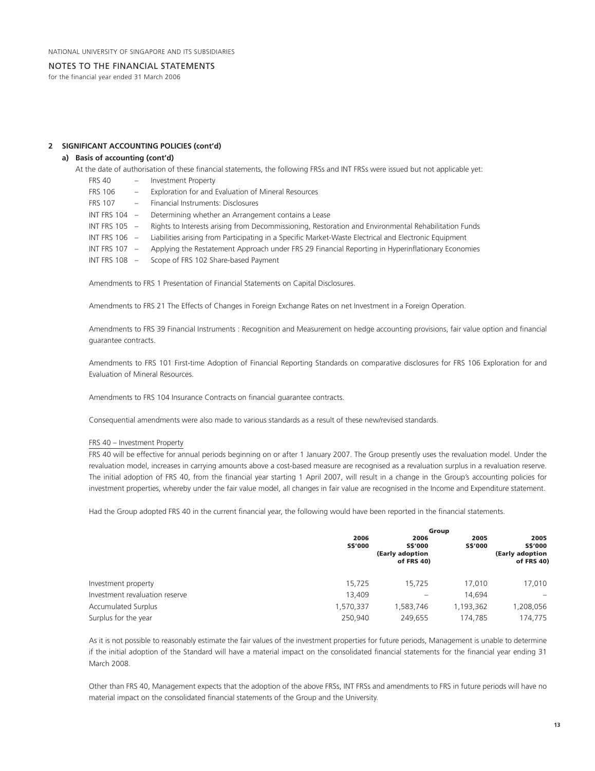## 2 SIGNIFICANT ACCOUNTING POLICIES (cont'd)

### a) Basis of accounting (cont'd)

At the date of authorisation of these financial statements, the following FRSs and INT FRSs were issued but not applicable yet:

- FRS 40 – Investment Property
- FRS 106 – Exploration for and Evaluation of Mineral Resources
- FRS 107 – Financial Instruments: Disclosures
- INT FRS 104 – Determining whether an Arrangement contains a Lease
- INT FRS 105 – Rights to Interests arising from Decommissioning, Restoration and Environmental Rehabilitation Funds
- INT FRS 106 – Liabilities arising from Participating in a Specific Market-Waste Electrical and Electronic Equipment
- INT FRS 107 – Applying the Restatement Approach under FRS 29 Financial Reporting in Hyperinflationary Economies
- INT FRS 108 – Scope of FRS 102 Share-based Payment

Amendments to FRS 1 Presentation of Financial Statements on Capital Disclosures.

Amendments to FRS 21 The Effects of Changes in Foreign Exchange Rates on net Investment in a Foreign Operation.

Amendments to FRS 39 Financial Instruments : Recognition and Measurement on hedge accounting provisions, fair value option and financial guarantee contracts.

Amendments to FRS 101 First-time Adoption of Financial Reporting Standards on comparative disclosures for FRS 106 Exploration for and Evaluation of Mineral Resources.

Amendments to FRS 104 Insurance Contracts on financial guarantee contracts.

Consequential amendments were also made to various standards as a result of these new/revised standards.

FRS 40 – Investment Property

FRS 40 will be effective for annual periods beginning on or after 1 January 2007. The Group presently uses the revaluation model. Under the revaluation model, increases in carrying amounts above a cost-based measure are recognised as a revaluation surplus in a revaluation reserve. The initial adoption of FRS 40, from the financial year starting 1 April 2007, will result in a change in the Group's accounting policies for investment properties, whereby under the fair value model, all changes in fair value are recognised in the Income and Expenditure statement.

Had the Group adopted FRS 40 in the current financial year, the following would have been reported in the financial statements.

| | Group | | | |
|---|---|---|---|---|
| | 2006 S$'000 | 2006 S$'000 (Early adoption of FRS 40) | 2005 S$'000 | 2005 S$'000 (Early adoption of FRS 40) |
| Investment property | 15,725 | 15,725 | 17,010 | 17,010 |
| Investment revaluation reserve | 13,409 | – | 14,694 | – |
| Accumulated Surplus | 1,570,337 | 1,583,746 | 1,193,362 | 1,208,056 |
| Surplus for the year | 250,940 | 249,655 | 174,785 | 174,775 |

As it is not possible to reasonably estimate the fair values of the investment properties for future periods, Management is unable to determine if the initial adoption of the Standard will have a material impact on the consolidated financial statements for the financial year ending 31 March 2008.

Other than FRS 40, Management expects that the adoption of the above FRSs, INT FRSs and amendments to FRS in future periods will have no material impact on the consolidated financial statements of the Group and the University.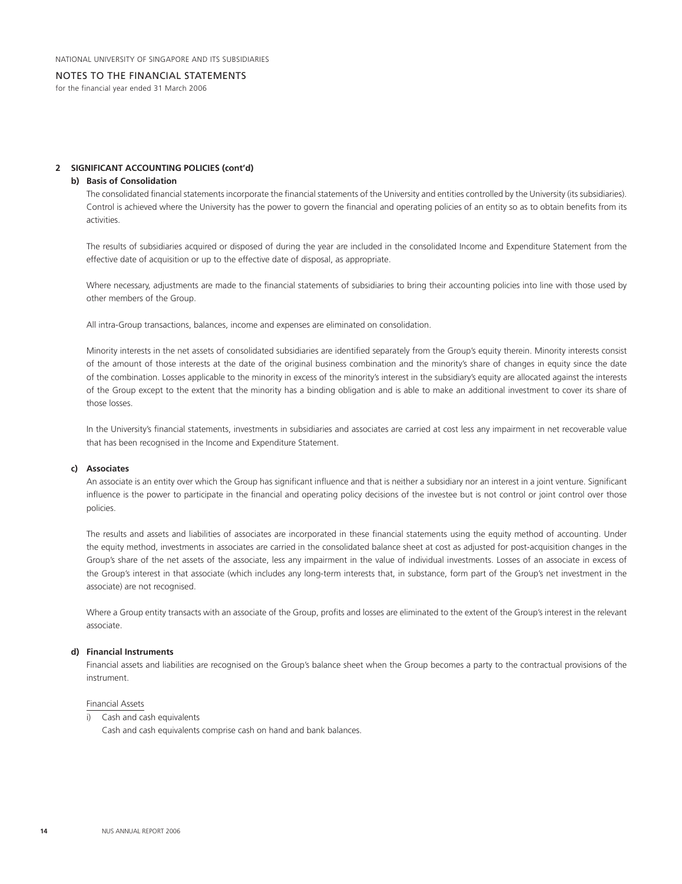## 2 SIGNIFICANT ACCOUNTING POLICIES (cont'd)

### b) Basis of Consolidation

The consolidated financial statements incorporate the financial statements of the University and entities controlled by the University (its subsidiaries). Control is achieved where the University has the power to govern the financial and operating policies of an entity so as to obtain benefits from its activities.

The results of subsidiaries acquired or disposed of during the year are included in the consolidated Income and Expenditure Statement from the effective date of acquisition or up to the effective date of disposal, as appropriate.

Where necessary, adjustments are made to the financial statements of subsidiaries to bring their accounting policies into line with those used by other members of the Group.

All intra-Group transactions, balances, income and expenses are eliminated on consolidation.

Minority interests in the net assets of consolidated subsidiaries are identified separately from the Group's equity therein. Minority interests consist of the amount of those interests at the date of the original business combination and the minority's share of changes in equity since the date of the combination. Losses applicable to the minority in excess of the minority's interest in the subsidiary's equity are allocated against the interests of the Group except to the extent that the minority has a binding obligation and is able to make an additional investment to cover its share of those losses.

In the University's financial statements, investments in subsidiaries and associates are carried at cost less any impairment in net recoverable value that has been recognised in the Income and Expenditure Statement.

### c) Associates

An associate is an entity over which the Group has significant influence and that is neither a subsidiary nor an interest in a joint venture. Significant influence is the power to participate in the financial and operating policy decisions of the investee but is not control or joint control over those policies.

The results and assets and liabilities of associates are incorporated in these financial statements using the equity method of accounting. Under the equity method, investments in associates are carried in the consolidated balance sheet at cost as adjusted for post-acquisition changes in the Group's share of the net assets of the associate, less any impairment in the value of individual investments. Losses of an associate in excess of the Group's interest in that associate (which includes any long-term interests that, in substance, form part of the Group's net investment in the associate) are not recognised.

Where a Group entity transacts with an associate of the Group, profits and losses are eliminated to the extent of the Group's interest in the relevant associate.

### d) Financial Instruments

Financial assets and liabilities are recognised on the Group's balance sheet when the Group becomes a party to the contractual provisions of the instrument.

Financial Assets

i) Cash and cash equivalents

Cash and cash equivalents comprise cash on hand and bank balances.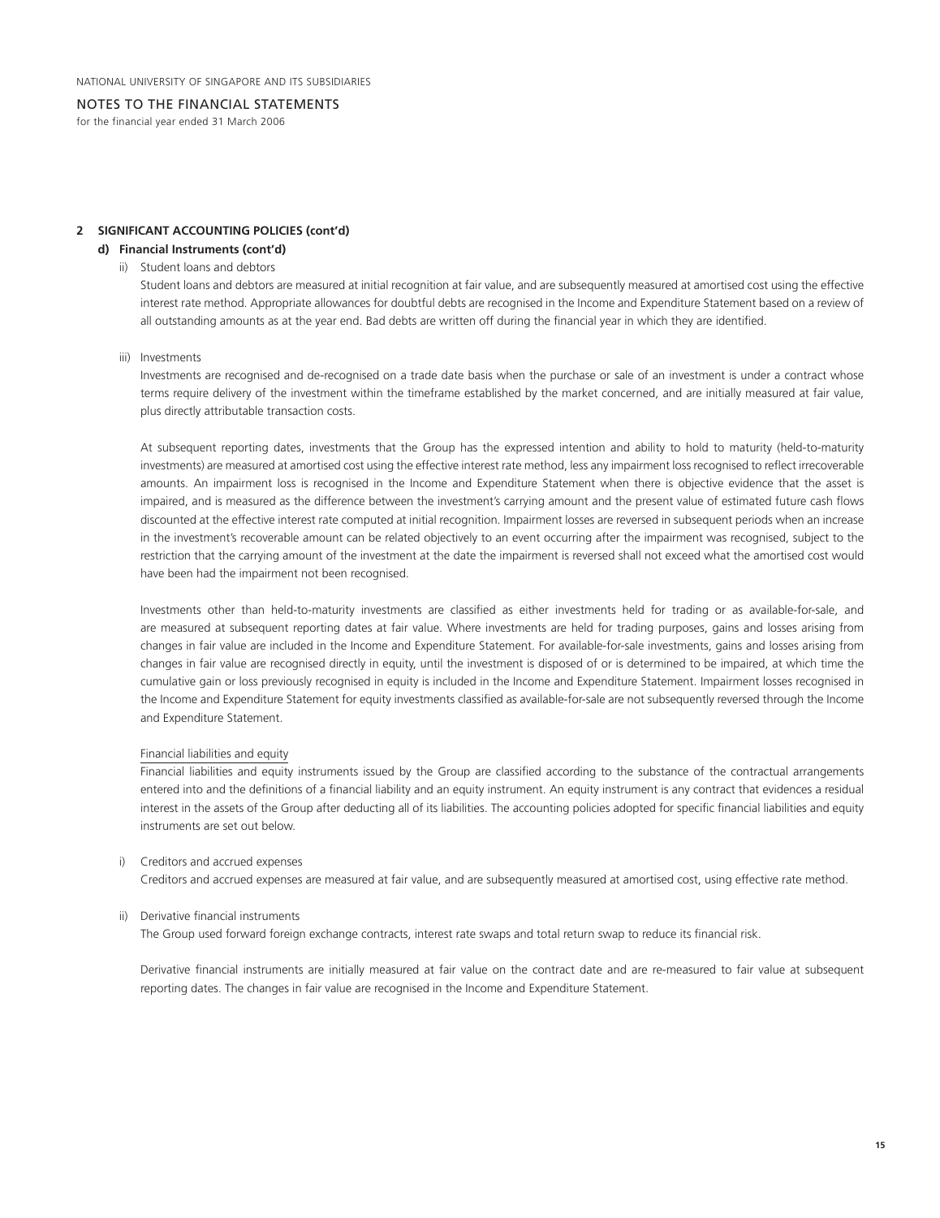## 2 SIGNIFICANT ACCOUNTING POLICIES (cont'd)

### d) Financial Instruments (cont'd)

ii) Student loans and debtors

Student loans and debtors are measured at initial recognition at fair value, and are subsequently measured at amortised cost using the effective interest rate method. Appropriate allowances for doubtful debts are recognised in the Income and Expenditure Statement based on a review of all outstanding amounts as at the year end. Bad debts are written off during the financial year in which they are identified.

iii) Investments

Investments are recognised and de-recognised on a trade date basis when the purchase or sale of an investment is under a contract whose terms require delivery of the investment within the timeframe established by the market concerned, and are initially measured at fair value, plus directly attributable transaction costs.

At subsequent reporting dates, investments that the Group has the expressed intention and ability to hold to maturity (held-to-maturity investments) are measured at amortised cost using the effective interest rate method, less any impairment loss recognised to reflect irrecoverable amounts. An impairment loss is recognised in the Income and Expenditure Statement when there is objective evidence that the asset is impaired, and is measured as the difference between the investment's carrying amount and the present value of estimated future cash flows discounted at the effective interest rate computed at initial recognition. Impairment losses are reversed in subsequent periods when an increase in the investment's recoverable amount can be related objectively to an event occurring after the impairment was recognised, subject to the restriction that the carrying amount of the investment at the date the impairment is reversed shall not exceed what the amortised cost would have been had the impairment not been recognised.

Investments other than held-to-maturity investments are classified as either investments held for trading or as available-for-sale, and are measured at subsequent reporting dates at fair value. Where investments are held for trading purposes, gains and losses arising from changes in fair value are included in the Income and Expenditure Statement. For available-for-sale investments, gains and losses arising from changes in fair value are recognised directly in equity, until the investment is disposed of or is determined to be impaired, at which time the cumulative gain or loss previously recognised in equity is included in the Income and Expenditure Statement. Impairment losses recognised in the Income and Expenditure Statement for equity investments classified as available-for-sale are not subsequently reversed through the Income and Expenditure Statement.

Financial liabilities and equity

Financial liabilities and equity instruments issued by the Group are classified according to the substance of the contractual arrangements entered into and the definitions of a financial liability and an equity instrument. An equity instrument is any contract that evidences a residual interest in the assets of the Group after deducting all of its liabilities. The accounting policies adopted for specific financial liabilities and equity instruments are set out below.

i) Creditors and accrued expenses

Creditors and accrued expenses are measured at fair value, and are subsequently measured at amortised cost, using effective rate method.

ii) Derivative financial instruments

The Group used forward foreign exchange contracts, interest rate swaps and total return swap to reduce its financial risk.

Derivative financial instruments are initially measured at fair value on the contract date and are re-measured to fair value at subsequent reporting dates. The changes in fair value are recognised in the Income and Expenditure Statement.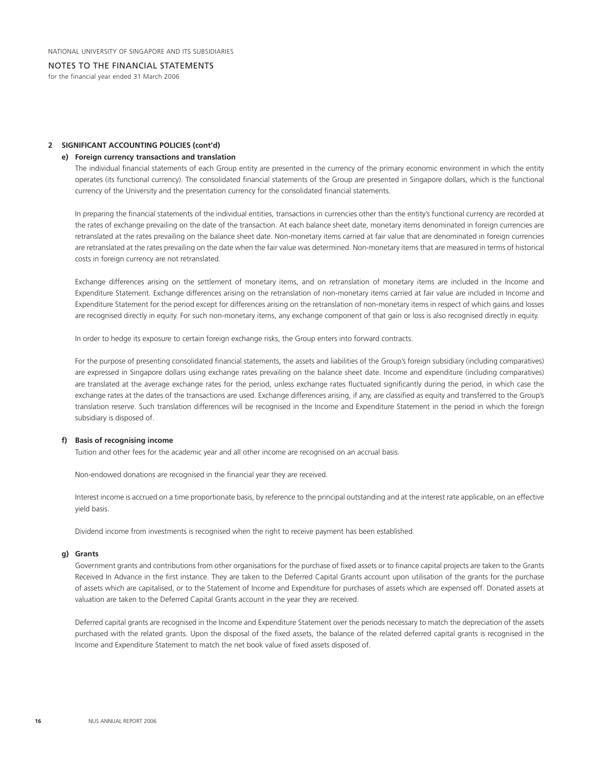## 2 SIGNIFICANT ACCOUNTING POLICIES (cont'd)

### e) Foreign currency transactions and translation

The individual financial statements of each Group entity are presented in the currency of the primary economic environment in which the entity operates (its functional currency). The consolidated financial statements of the Group are presented in Singapore dollars, which is the functional currency of the University and the presentation currency for the consolidated financial statements.

In preparing the financial statements of the individual entities, transactions in currencies other than the entity's functional currency are recorded at the rates of exchange prevailing on the date of the transaction. At each balance sheet date, monetary items denominated in foreign currencies are retranslated at the rates prevailing on the balance sheet date. Non-monetary items carried at fair value that are denominated in foreign currencies are retranslated at the rates prevailing on the date when the fair value was determined. Non-monetary items that are measured in terms of historical costs in foreign currency are not retranslated.

Exchange differences arising on the settlement of monetary items, and on retranslation of monetary items are included in the Income and Expenditure Statement. Exchange differences arising on the retranslation of non-monetary items carried at fair value are included in Income and Expenditure Statement for the period except for differences arising on the retranslation of non-monetary items in respect of which gains and losses are recognised directly in equity. For such non-monetary items, any exchange component of that gain or loss is also recognised directly in equity.

In order to hedge its exposure to certain foreign exchange risks, the Group enters into forward contracts.

For the purpose of presenting consolidated financial statements, the assets and liabilities of the Group's foreign subsidiary (including comparatives) are expressed in Singapore dollars using exchange rates prevailing on the balance sheet date. Income and expenditure (including comparatives) are translated at the average exchange rates for the period, unless exchange rates fluctuated significantly during the period, in which case the exchange rates at the dates of the transactions are used. Exchange differences arising, if any, are classified as equity and transferred to the Group's translation reserve. Such translation differences will be recognised in the Income and Expenditure Statement in the period in which the foreign subsidiary is disposed of.

### f) Basis of recognising income

Tuition and other fees for the academic year and all other income are recognised on an accrual basis.

Non-endowed donations are recognised in the financial year they are received.

Interest income is accrued on a time proportionate basis, by reference to the principal outstanding and at the interest rate applicable, on an effective yield basis.

Dividend income from investments is recognised when the right to receive payment has been established.

### g) Grants

Government grants and contributions from other organisations for the purchase of fixed assets or to finance capital projects are taken to the Grants Received In Advance in the first instance. They are taken to the Deferred Capital Grants account upon utilisation of the grants for the purchase of assets which are capitalised, or to the Statement of Income and Expenditure for purchases of assets which are expensed off. Donated assets at valuation are taken to the Deferred Capital Grants account in the year they are received.

Deferred capital grants are recognised in the Income and Expenditure Statement over the periods necessary to match the depreciation of the assets purchased with the related grants. Upon the disposal of the fixed assets, the balance of the related deferred capital grants is recognised in the Income and Expenditure Statement to match the net book value of fixed assets disposed of.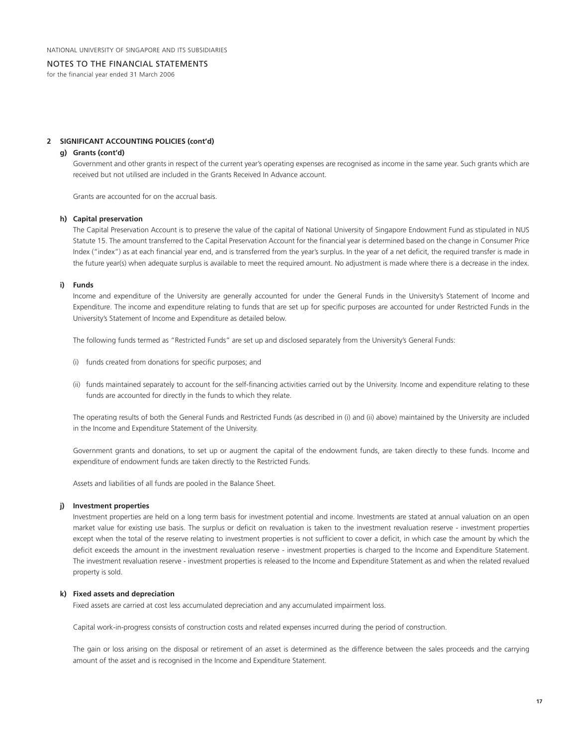## 2 SIGNIFICANT ACCOUNTING POLICIES (cont'd)

### g) Grants (cont'd)

Government and other grants in respect of the current year's operating expenses are recognised as income in the same year. Such grants which are received but not utilised are included in the Grants Received In Advance account.

Grants are accounted for on the accrual basis.

### h) Capital preservation

The Capital Preservation Account is to preserve the value of the capital of National University of Singapore Endowment Fund as stipulated in NUS Statute 15. The amount transferred to the Capital Preservation Account for the financial year is determined based on the change in Consumer Price Index ("index") as at each financial year end, and is transferred from the year's surplus. In the year of a net deficit, the required transfer is made in the future year(s) when adequate surplus is available to meet the required amount. No adjustment is made where there is a decrease in the index.

### i) Funds

Income and expenditure of the University are generally accounted for under the General Funds in the University's Statement of Income and Expenditure. The income and expenditure relating to funds that are set up for specific purposes are accounted for under Restricted Funds in the University's Statement of Income and Expenditure as detailed below.

The following funds termed as "Restricted Funds" are set up and disclosed separately from the University's General Funds:

(i) funds created from donations for specific purposes; and

(ii) funds maintained separately to account for the self-financing activities carried out by the University. Income and expenditure relating to these funds are accounted for directly in the funds to which they relate.

The operating results of both the General Funds and Restricted Funds (as described in (i) and (ii) above) maintained by the University are included in the Income and Expenditure Statement of the University.

Government grants and donations, to set up or augment the capital of the endowment funds, are taken directly to these funds. Income and expenditure of endowment funds are taken directly to the Restricted Funds.

Assets and liabilities of all funds are pooled in the Balance Sheet.

### j) Investment properties

Investment properties are held on a long term basis for investment potential and income. Investments are stated at annual valuation on an open market value for existing use basis. The surplus or deficit on revaluation is taken to the investment revaluation reserve - investment properties except when the total of the reserve relating to investment properties is not sufficient to cover a deficit, in which case the amount by which the deficit exceeds the amount in the investment revaluation reserve - investment properties is charged to the Income and Expenditure Statement. The investment revaluation reserve - investment properties is released to the Income and Expenditure Statement as and when the related revalued property is sold.

### k) Fixed assets and depreciation

Fixed assets are carried at cost less accumulated depreciation and any accumulated impairment loss.

Capital work-in-progress consists of construction costs and related expenses incurred during the period of construction.

The gain or loss arising on the disposal or retirement of an asset is determined as the difference between the sales proceeds and the carrying amount of the asset and is recognised in the Income and Expenditure Statement.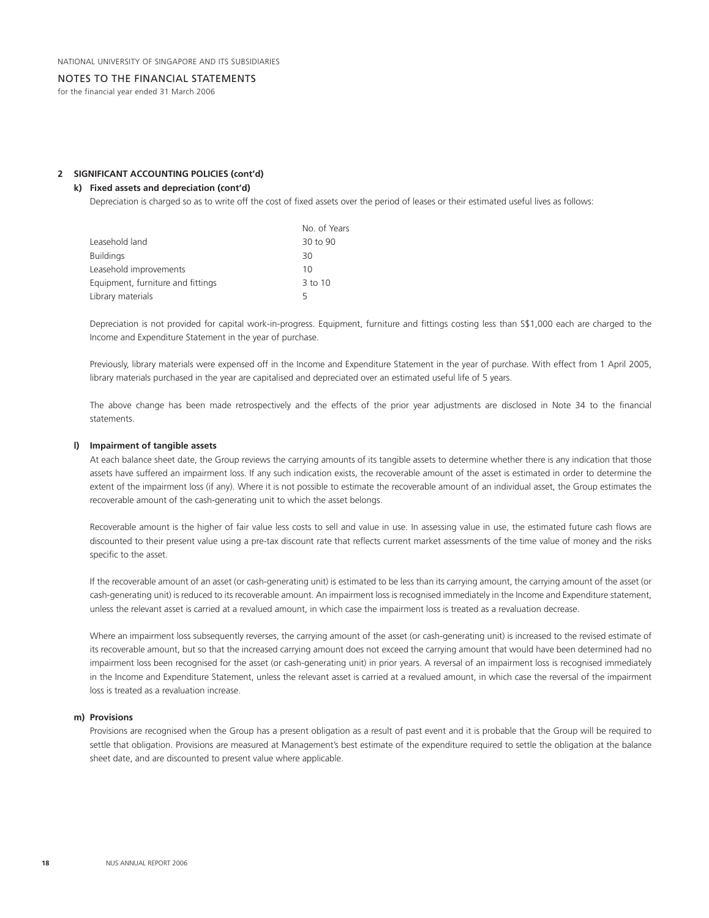## 2 SIGNIFICANT ACCOUNTING POLICIES (cont'd)

### k) Fixed assets and depreciation (cont'd)

Depreciation is charged so as to write off the cost of fixed assets over the period of leases or their estimated useful lives as follows:

| | No. of Years |
|---|---|
| Leasehold land | 30 to 90 |
| Buildings | 30 |
| Leasehold improvements | 10 |
| Equipment, furniture and fittings | 3 to 10 |
| Library materials | 5 |

Depreciation is not provided for capital work-in-progress. Equipment, furniture and fittings costing less than S$1,000 each are charged to the Income and Expenditure Statement in the year of purchase.

Previously, library materials were expensed off in the Income and Expenditure Statement in the year of purchase. With effect from 1 April 2005, library materials purchased in the year are capitalised and depreciated over an estimated useful life of 5 years.

The above change has been made retrospectively and the effects of the prior year adjustments are disclosed in Note 34 to the financial statements.

### l) Impairment of tangible assets

At each balance sheet date, the Group reviews the carrying amounts of its tangible assets to determine whether there is any indication that those assets have suffered an impairment loss. If any such indication exists, the recoverable amount of the asset is estimated in order to determine the extent of the impairment loss (if any). Where it is not possible to estimate the recoverable amount of an individual asset, the Group estimates the recoverable amount of the cash-generating unit to which the asset belongs.

Recoverable amount is the higher of fair value less costs to sell and value in use. In assessing value in use, the estimated future cash flows are discounted to their present value using a pre-tax discount rate that reflects current market assessments of the time value of money and the risks specific to the asset.

If the recoverable amount of an asset (or cash-generating unit) is estimated to be less than its carrying amount, the carrying amount of the asset (or cash-generating unit) is reduced to its recoverable amount. An impairment loss is recognised immediately in the Income and Expenditure statement, unless the relevant asset is carried at a revalued amount, in which case the impairment loss is treated as a revaluation decrease.

Where an impairment loss subsequently reverses, the carrying amount of the asset (or cash-generating unit) is increased to the revised estimate of its recoverable amount, but so that the increased carrying amount does not exceed the carrying amount that would have been determined had no impairment loss been recognised for the asset (or cash-generating unit) in prior years. A reversal of an impairment loss is recognised immediately in the Income and Expenditure Statement, unless the relevant asset is carried at a revalued amount, in which case the reversal of the impairment loss is treated as a revaluation increase.

### m) Provisions

Provisions are recognised when the Group has a present obligation as a result of past event and it is probable that the Group will be required to settle that obligation. Provisions are measured at Management's best estimate of the expenditure required to settle the obligation at the balance sheet date, and are discounted to present value where applicable.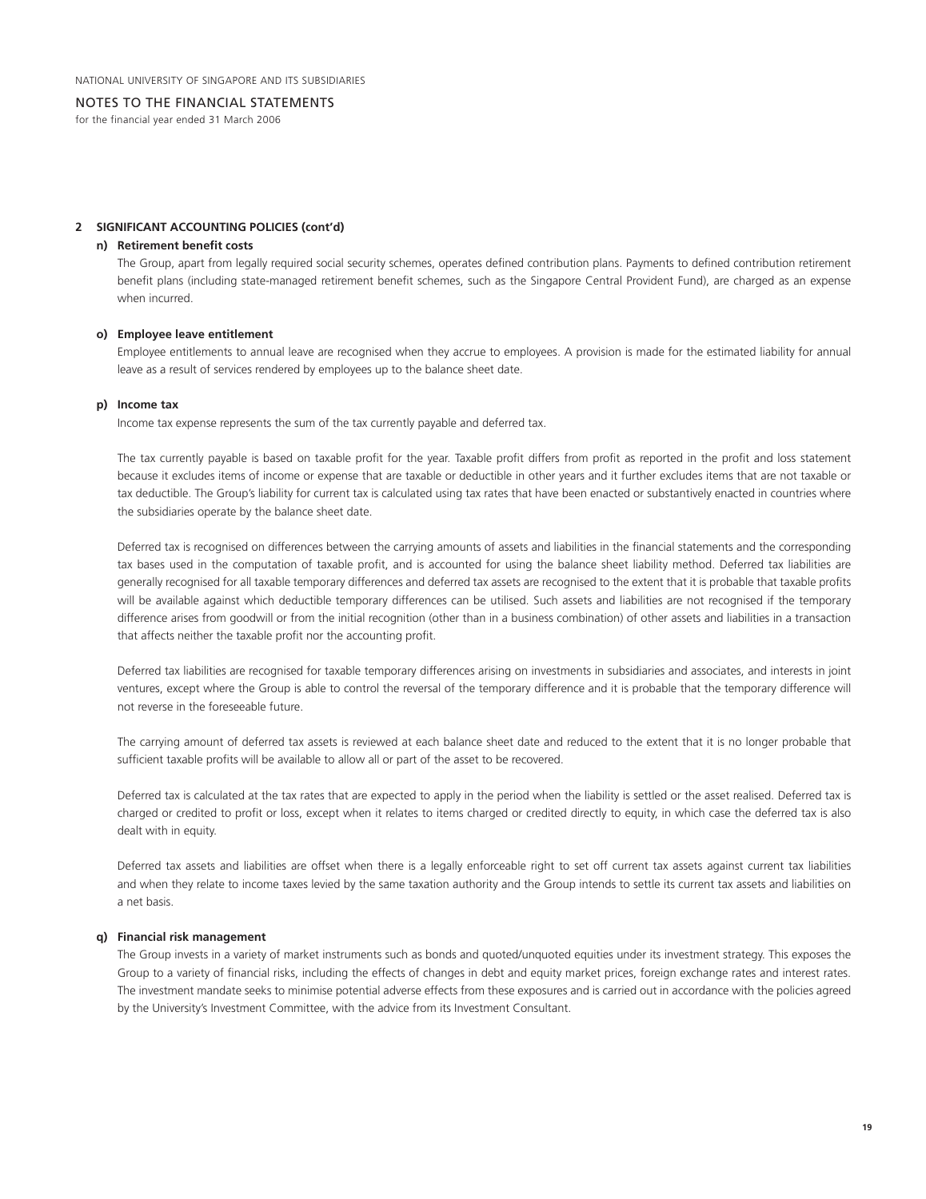## 2 SIGNIFICANT ACCOUNTING POLICIES (cont'd)

### n) Retirement benefit costs

The Group, apart from legally required social security schemes, operates defined contribution plans. Payments to defined contribution retirement benefit plans (including state-managed retirement benefit schemes, such as the Singapore Central Provident Fund), are charged as an expense when incurred.

### o) Employee leave entitlement

Employee entitlements to annual leave are recognised when they accrue to employees. A provision is made for the estimated liability for annual leave as a result of services rendered by employees up to the balance sheet date.

### p) Income tax

Income tax expense represents the sum of the tax currently payable and deferred tax.

The tax currently payable is based on taxable profit for the year. Taxable profit differs from profit as reported in the profit and loss statement because it excludes items of income or expense that are taxable or deductible in other years and it further excludes items that are not taxable or tax deductible. The Group's liability for current tax is calculated using tax rates that have been enacted or substantively enacted in countries where the subsidiaries operate by the balance sheet date.

Deferred tax is recognised on differences between the carrying amounts of assets and liabilities in the financial statements and the corresponding tax bases used in the computation of taxable profit, and is accounted for using the balance sheet liability method. Deferred tax liabilities are generally recognised for all taxable temporary differences and deferred tax assets are recognised to the extent that it is probable that taxable profits will be available against which deductible temporary differences can be utilised. Such assets and liabilities are not recognised if the temporary difference arises from goodwill or from the initial recognition (other than in a business combination) of other assets and liabilities in a transaction that affects neither the taxable profit nor the accounting profit.

Deferred tax liabilities are recognised for taxable temporary differences arising on investments in subsidiaries and associates, and interests in joint ventures, except where the Group is able to control the reversal of the temporary difference and it is probable that the temporary difference will not reverse in the foreseeable future.

The carrying amount of deferred tax assets is reviewed at each balance sheet date and reduced to the extent that it is no longer probable that sufficient taxable profits will be available to allow all or part of the asset to be recovered.

Deferred tax is calculated at the tax rates that are expected to apply in the period when the liability is settled or the asset realised. Deferred tax is charged or credited to profit or loss, except when it relates to items charged or credited directly to equity, in which case the deferred tax is also dealt with in equity.

Deferred tax assets and liabilities are offset when there is a legally enforceable right to set off current tax assets against current tax liabilities and when they relate to income taxes levied by the same taxation authority and the Group intends to settle its current tax assets and liabilities on a net basis.

### q) Financial risk management

The Group invests in a variety of market instruments such as bonds and quoted/unquoted equities under its investment strategy. This exposes the Group to a variety of financial risks, including the effects of changes in debt and equity market prices, foreign exchange rates and interest rates. The investment mandate seeks to minimise potential adverse effects from these exposures and is carried out in accordance with the policies agreed by the University's Investment Committee, with the advice from its Investment Consultant.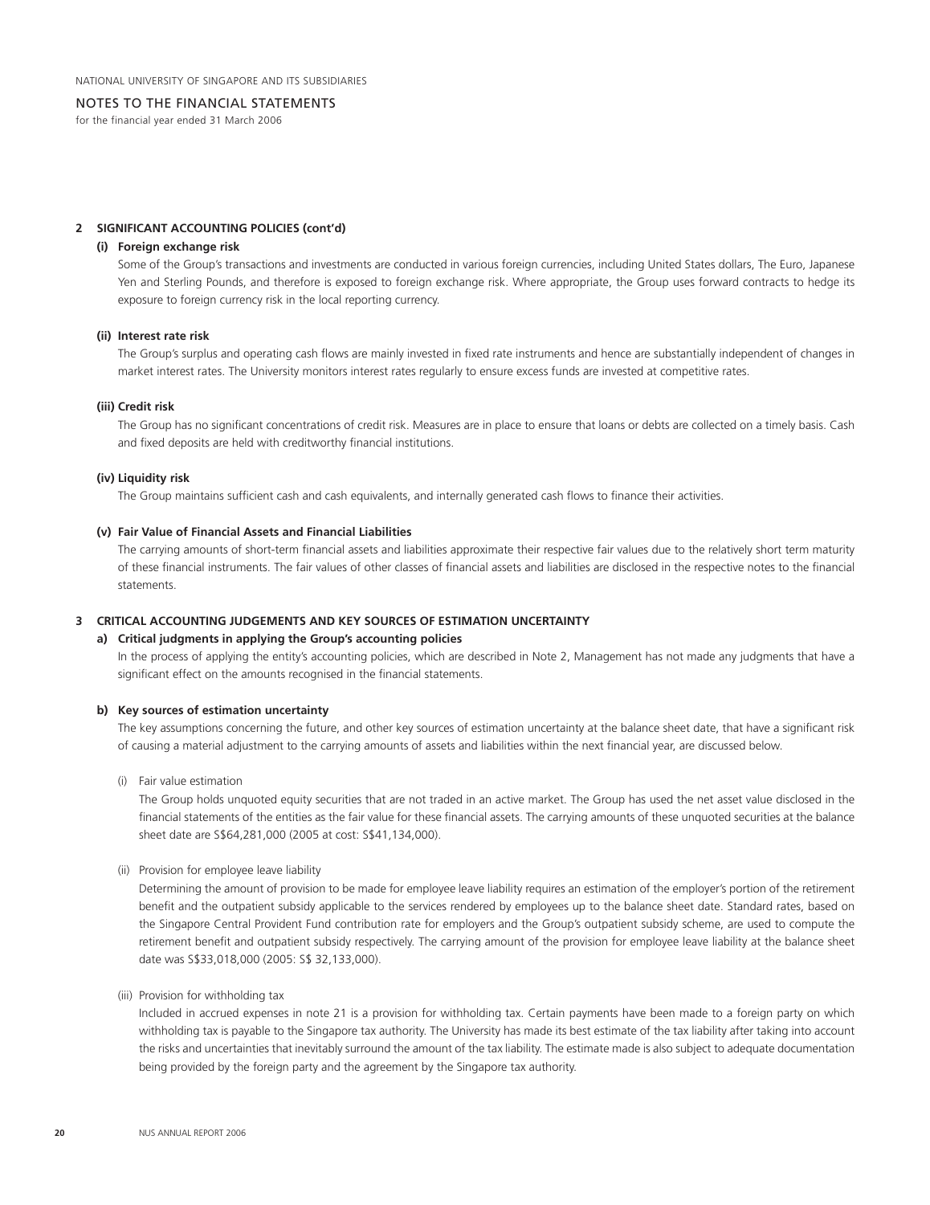## 2 SIGNIFICANT ACCOUNTING POLICIES (cont'd)

### (i) Foreign exchange risk

Some of the Group's transactions and investments are conducted in various foreign currencies, including United States dollars, The Euro, Japanese Yen and Sterling Pounds, and therefore is exposed to foreign exchange risk. Where appropriate, the Group uses forward contracts to hedge its exposure to foreign currency risk in the local reporting currency.

### (ii) Interest rate risk

The Group's surplus and operating cash flows are mainly invested in fixed rate instruments and hence are substantially independent of changes in market interest rates. The University monitors interest rates regularly to ensure excess funds are invested at competitive rates.

### (iii) Credit risk

The Group has no significant concentrations of credit risk. Measures are in place to ensure that loans or debts are collected on a timely basis. Cash and fixed deposits are held with creditworthy financial institutions.

### (iv) Liquidity risk

The Group maintains sufficient cash and cash equivalents, and internally generated cash flows to finance their activities.

### (v) Fair Value of Financial Assets and Financial Liabilities

The carrying amounts of short-term financial assets and liabilities approximate their respective fair values due to the relatively short term maturity of these financial instruments. The fair values of other classes of financial assets and liabilities are disclosed in the respective notes to the financial statements.

## 3 CRITICAL ACCOUNTING JUDGEMENTS AND KEY SOURCES OF ESTIMATION UNCERTAINTY

### a) Critical judgments in applying the Group's accounting policies

In the process of applying the entity's accounting policies, which are described in Note 2, Management has not made any judgments that have a significant effect on the amounts recognised in the financial statements.

### b) Key sources of estimation uncertainty

The key assumptions concerning the future, and other key sources of estimation uncertainty at the balance sheet date, that have a significant risk of causing a material adjustment to the carrying amounts of assets and liabilities within the next financial year, are discussed below.

(i) Fair value estimation

The Group holds unquoted equity securities that are not traded in an active market. The Group has used the net asset value disclosed in the financial statements of the entities as the fair value for these financial assets. The carrying amounts of these unquoted securities at the balance sheet date are S$64,281,000 (2005 at cost: S$41,134,000).

(ii) Provision for employee leave liability

Determining the amount of provision to be made for employee leave liability requires an estimation of the employer's portion of the retirement benefit and the outpatient subsidy applicable to the services rendered by employees up to the balance sheet date. Standard rates, based on the Singapore Central Provident Fund contribution rate for employers and the Group's outpatient subsidy scheme, are used to compute the retirement benefit and outpatient subsidy respectively. The carrying amount of the provision for employee leave liability at the balance sheet date was S$33,018,000 (2005: S$ 32,133,000).

(iii) Provision for withholding tax

Included in accrued expenses in note 21 is a provision for withholding tax. Certain payments have been made to a foreign party on which withholding tax is payable to the Singapore tax authority. The University has made its best estimate of the tax liability after taking into account the risks and uncertainties that inevitably surround the amount of the tax liability. The estimate made is also subject to adequate documentation being provided by the foreign party and the agreement by the Singapore tax authority.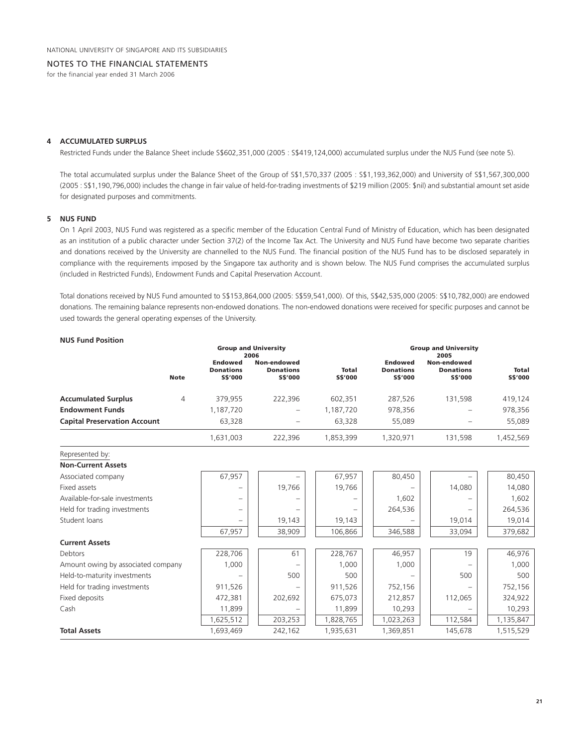## 4 ACCUMULATED SURPLUS

Restricted Funds under the Balance Sheet include S$602,351,000 (2005 : S$419,124,000) accumulated surplus under the NUS Fund (see note 5).

The total accumulated surplus under the Balance Sheet of the Group of S$1,570,337 (2005 : S$1,193,362,000) and University of S$1,567,300,000 (2005 : S$1,190,796,000) includes the change in fair value of held-for-trading investments of $219 million (2005: $nil) and substantial amount set aside for designated purposes and commitments.

## 5 NUS FUND

On 1 April 2003, NUS Fund was registered as a specific member of the Education Central Fund of Ministry of Education, which has been designated as an institution of a public character under Section 37(2) of the Income Tax Act. The University and NUS Fund have become two separate charities and donations received by the University are channelled to the NUS Fund. The financial position of the NUS Fund has to be disclosed separately in compliance with the requirements imposed by the Singapore tax authority and is shown below. The NUS Fund comprises the accumulated surplus (included in Restricted Funds), Endowment Funds and Capital Preservation Account.

Total donations received by NUS Fund amounted to S$153,864,000 (2005: S$59,541,000). Of this, S$42,535,000 (2005: S$10,782,000) are endowed donations. The remaining balance represents non-endowed donations. The non-endowed donations were received for specific purposes and cannot be used towards the general operating expenses of the University.

**NUS Fund Position**

| | Note | Group and University 2006 | | | Group and University 2005 | | |
|---|---|---|---|---|---|---|---|
| | | Endowed Donations S$'000 | Non-endowed Donations S$'000 | Total S$'000 | Endowed Donations S$'000 | Non-endowed Donations S$'000 | Total S$'000 |
| **Accumulated Surplus** | 4 | 379,955 | 222,396 | 602,351 | 287,526 | 131,598 | 419,124 |
| **Endowment Funds** | | 1,187,720 | – | 1,187,720 | 978,356 | – | 978,356 |
| **Capital Preservation Account** | | 63,328 | – | 63,328 | 55,089 | – | 55,089 |
| | | 1,631,003 | 222,396 | 1,853,399 | 1,320,971 | 131,598 | 1,452,569 |
| Represented by: | | | | | | | |
| **Non-Current Assets** | | | | | | | |
| Associated company | | 67,957 | – | 67,957 | 80,450 | – | 80,450 |
| Fixed assets | | – | 19,766 | 19,766 | – | 14,080 | 14,080 |
| Available-for-sale investments | | – | – | – | 1,602 | – | 1,602 |
| Held for trading investments | | – | – | – | 264,536 | – | 264,536 |
| Student loans | | – | 19,143 | 19,143 | – | 19,014 | 19,014 |
| | | 67,957 | 38,909 | 106,866 | 346,588 | 33,094 | 379,682 |
| **Current Assets** | | | | | | | |
| Debtors | | 228,706 | 61 | 228,767 | 46,957 | 19 | 46,976 |
| Amount owing by associated company | | 1,000 | – | 1,000 | 1,000 | – | 1,000 |
| Held-to-maturity investments | | – | 500 | 500 | – | 500 | 500 |
| Held for trading investments | | 911,526 | – | 911,526 | 752,156 | – | 752,156 |
| Fixed deposits | | 472,381 | 202,692 | 675,073 | 212,857 | 112,065 | 324,922 |
| Cash | | 11,899 | – | 11,899 | 10,293 | – | 10,293 |
| | | 1,625,512 | 203,253 | 1,828,765 | 1,023,263 | 112,584 | 1,135,847 |
| **Total Assets** | | 1,693,469 | 242,162 | 1,935,631 | 1,369,851 | 145,678 | 1,515,529 |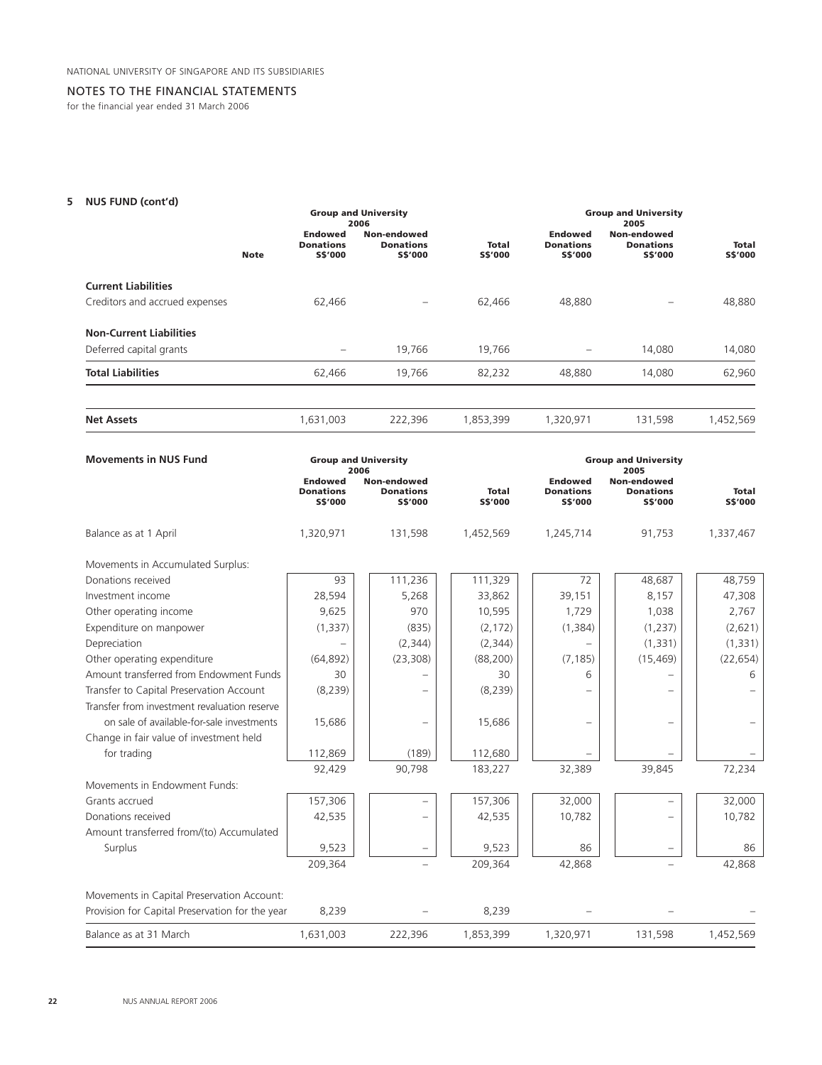NATIONAL UNIVERSITY OF SINGAPORE AND ITS SUBSIDIARIES

## NOTES TO THE FINANCIAL STATEMENTS

for the financial year ended 31 March 2006

### 5 NUS FUND (cont'd)

| | Note | Group and University 2006 | | | Group and University 2005 | | |
|---|---|---|---|---|---|---|---|
| | | Endowed Donations S$'000 | Non-endowed Donations S$'000 | Total S$'000 | Endowed Donations S$'000 | Non-endowed Donations S$'000 | Total S$'000 |
| **Current Liabilities** | | | | | | | |
| Creditors and accrued expenses | | 62,466 | – | 62,466 | 48,880 | – | 48,880 |
| **Non-Current Liabilities** | | | | | | | |
| Deferred capital grants | | – | 19,766 | 19,766 | – | 14,080 | 14,080 |
| **Total Liabilities** | | 62,466 | 19,766 | 82,232 | 48,880 | 14,080 | 62,960 |
| **Net Assets** | | 1,631,003 | 222,396 | 1,853,399 | 1,320,971 | 131,598 | 1,452,569 |

| **Movements in NUS Fund** | Group and University 2006 | | | Group and University 2005 | | |
|---|---|---|---|---|---|---|
| | Endowed Donations S$'000 | Non-endowed Donations S$'000 | Total S$'000 | Endowed Donations S$'000 | Non-endowed Donations S$'000 | Total S$'000 |
| Balance as at 1 April | 1,320,971 | 131,598 | 1,452,569 | 1,245,714 | 91,753 | 1,337,467 |
| Movements in Accumulated Surplus: | | | | | | |
| Donations received | 93 | 111,236 | 111,329 | 72 | 48,687 | 48,759 |
| Investment income | 28,594 | 5,268 | 33,862 | 39,151 | 8,157 | 47,308 |
| Other operating income | 9,625 | 970 | 10,595 | 1,729 | 1,038 | 2,767 |
| Expenditure on manpower | (1,337) | (835) | (2,172) | (1,384) | (1,237) | (2,621) |
| Depreciation | – | (2,344) | (2,344) | – | (1,331) | (1,331) |
| Other operating expenditure | (64,892) | (23,308) | (88,200) | (7,185) | (15,469) | (22,654) |
| Amount transferred from Endowment Funds | 30 | – | 30 | 6 | – | 6 |
| Transfer to Capital Preservation Account | (8,239) | – | (8,239) | – | – | – |
| Transfer from investment revaluation reserve on sale of available-for-sale investments | 15,686 | – | 15,686 | – | – | – |
| Change in fair value of investment held for trading | 112,869 | (189) | 112,680 | – | – | – |
| | 92,429 | 90,798 | 183,227 | 32,389 | 39,845 | 72,234 |
| Movements in Endowment Funds: | | | | | | |
| Grants accrued | 157,306 | – | 157,306 | 32,000 | – | 32,000 |
| Donations received | 42,535 | – | 42,535 | 10,782 | – | 10,782 |
| Amount transferred from/(to) Accumulated Surplus | 9,523 | – | 9,523 | 86 | – | 86 |
| | 209,364 | – | 209,364 | 42,868 | – | 42,868 |
| Movements in Capital Preservation Account: | | | | | | |
| Provision for Capital Preservation for the year | 8,239 | – | 8,239 | – | – | – |
| Balance as at 31 March | 1,631,003 | 222,396 | 1,853,399 | 1,320,971 | 131,598 | 1,452,569 |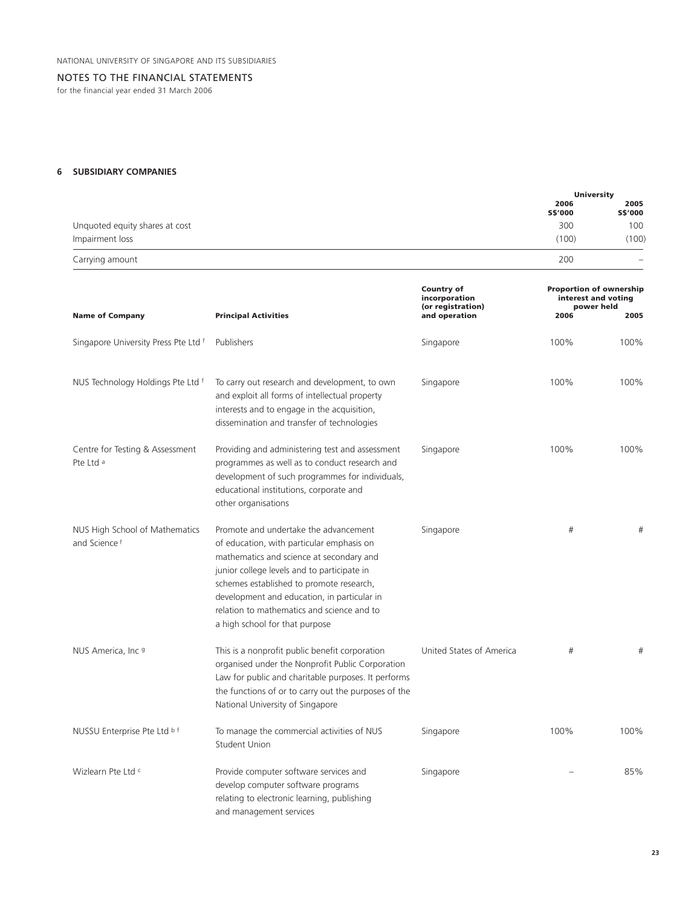## 6 SUBSIDIARY COMPANIES

| | University | |
|---|---|---|
| | 2006 S$'000 | 2005 S$'000 |
| Unquoted equity shares at cost | 300 | 100 |
| Impairment loss | (100) | (100) |
| Carrying amount | 200 | – |

| Name of Company | Principal Activities | Country of incorporation (or registration) and operation | Proportion of ownership interest and voting power held | |
|---|---|---|---|---|
| | | | 2006 | 2005 |
| Singapore University Press Pte Ltd [f] | Publishers | Singapore | 100% | 100% |
| NUS Technology Holdings Pte Ltd [f] | To carry out research and development, to own and exploit all forms of intellectual property interests and to engage in the acquisition, dissemination and transfer of technologies | Singapore | 100% | 100% |
| Centre for Testing & Assessment Pte Ltd [a] | Providing and administering test and assessment programmes as well as to conduct research and development of such programmes for individuals, educational institutions, corporate and other organisations | Singapore | 100% | 100% |
| NUS High School of Mathematics and Science [f] | Promote and undertake the advancement of education, with particular emphasis on mathematics and science at secondary and junior college levels and to participate in schemes established to promote research, development and education, in particular in relation to mathematics and science and to a high school for that purpose | Singapore | # | # |
| NUS America, Inc [g] | This is a nonprofit public benefit corporation organised under the Nonprofit Public Corporation Law for public and charitable purposes. It performs the functions of or to carry out the purposes of the National University of Singapore | United States of America | # | # |
| NUSSU Enterprise Pte Ltd [b f] | To manage the commercial activities of NUS Student Union | Singapore | 100% | 100% |
| Wizlearn Pte Ltd [c] | Provide computer software services and develop computer software programs relating to electronic learning, publishing and management services | Singapore | – | 85% |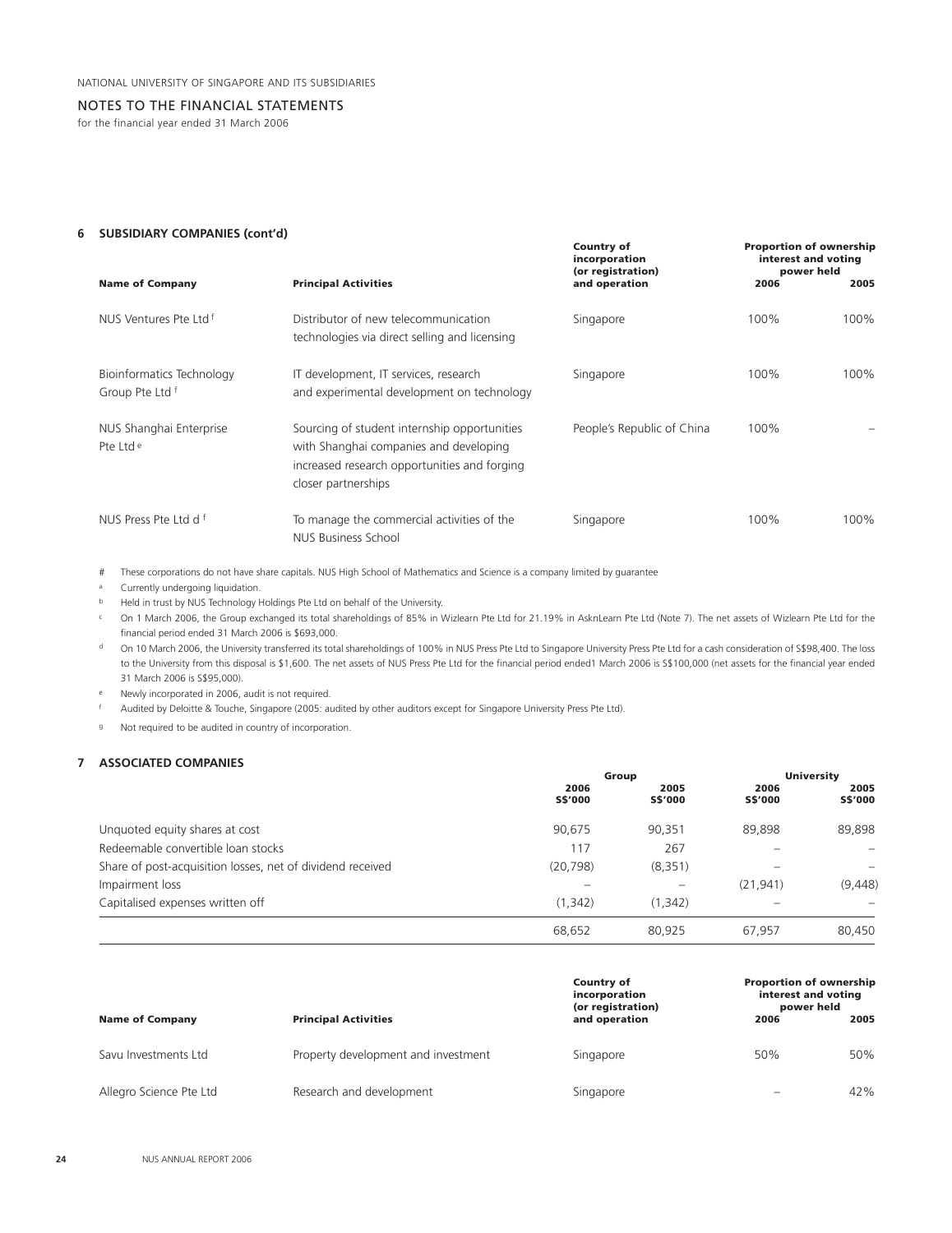NATIONAL UNIVERSITY OF SINGAPORE AND ITS SUBSIDIARIES

NOTES TO THE FINANCIAL STATEMENTS

for the financial year ended 31 March 2006

## 6 SUBSIDIARY COMPANIES (cont'd)

| Name of Company | Principal Activities | Country of incorporation (or registration) and operation | Proportion of ownership interest and voting power held 2006 | 2005 |
|---|---|---|---|---|
| NUS Ventures Pte Ltd [f] | Distributor of new telecommunication technologies via direct selling and licensing | Singapore | 100% | 100% |
| Bioinformatics Technology Group Pte Ltd [f] | IT development, IT services, research and experimental development on technology | Singapore | 100% | 100% |
| NUS Shanghai Enterprise Pte Ltd [e] | Sourcing of student internship opportunities with Shanghai companies and developing increased research opportunities and forging closer partnerships | People's Republic of China | 100% | – |
| NUS Press Pte Ltd d [f] | To manage the commercial activities of the NUS Business School | Singapore | 100% | 100% |

\# These corporations do not have share capitals. NUS High School of Mathematics and Science is a company limited by guarantee

[a] Currently undergoing liquidation.

[b] Held in trust by NUS Technology Holdings Pte Ltd on behalf of the University.

[c] On 1 March 2006, the Group exchanged its total shareholdings of 85% in Wizlearn Pte Ltd for 21.19% in AsknLearn Pte Ltd (Note 7). The net assets of Wizlearn Pte Ltd for the financial period ended 31 March 2006 is $693,000.

[d] On 10 March 2006, the University transferred its total shareholdings of 100% in NUS Press Pte Ltd to Singapore University Press Pte Ltd for a cash consideration of S$98,400. The loss to the University from this disposal is $1,600. The net assets of NUS Press Pte Ltd for the financial period ended1 March 2006 is S$100,000 (net assets for the financial year ended 31 March 2006 is S$95,000).

[e] Newly incorporated in 2006, audit is not required.

[f] Audited by Deloitte & Touche, Singapore (2005: audited by other auditors except for Singapore University Press Pte Ltd).

[g] Not required to be audited in country of incorporation.

## 7 ASSOCIATED COMPANIES

| | Group 2006 S$'000 | Group 2005 S$'000 | University 2006 S$'000 | University 2005 S$'000 |
|---|---|---|---|---|
| Unquoted equity shares at cost | 90,675 | 90,351 | 89,898 | 89,898 |
| Redeemable convertible loan stocks | 117 | 267 | – | – |
| Share of post-acquisition losses, net of dividend received | (20,798) | (8,351) | – | – |
| Impairment loss | – | – | (21,941) | (9,448) |
| Capitalised expenses written off | (1,342) | (1,342) | – | – |
| | 68,652 | 80,925 | 67,957 | 80,450 |

| Name of Company | Principal Activities | Country of incorporation (or registration) and operation | Proportion of ownership interest and voting power held 2006 | 2005 |
|---|---|---|---|---|
| Savu Investments Ltd | Property development and investment | Singapore | 50% | 50% |
| Allegro Science Pte Ltd | Research and development | Singapore | – | 42% |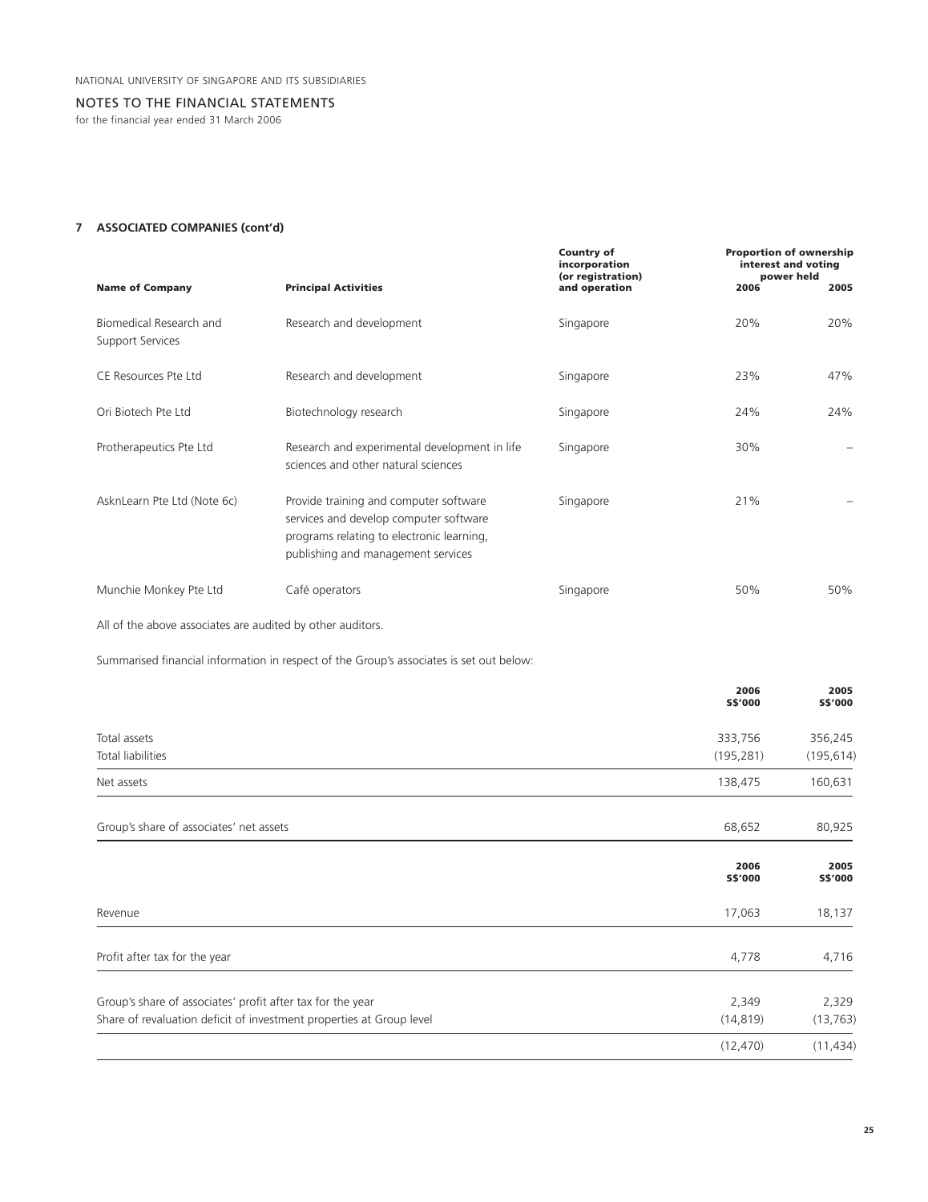### 7 ASSOCIATED COMPANIES (cont'd)

| Name of Company | Principal Activities | Country of incorporation (or registration) and operation | Proportion of ownership interest and voting power held 2006 | 2005 |
|---|---|---|---|---|
| Biomedical Research and Support Services | Research and development | Singapore | 20% | 20% |
| CE Resources Pte Ltd | Research and development | Singapore | 23% | 47% |
| Ori Biotech Pte Ltd | Biotechnology research | Singapore | 24% | 24% |
| Protherapeutics Pte Ltd | Research and experimental development in life sciences and other natural sciences | Singapore | 30% | – |
| AsknLearn Pte Ltd (Note 6c) | Provide training and computer software services and develop computer software programs relating to electronic learning, publishing and management services | Singapore | 21% | – |
| Munchie Monkey Pte Ltd | Café operators | Singapore | 50% | 50% |

All of the above associates are audited by other auditors.

Summarised financial information in respect of the Group's associates is set out below:

| | 2006 S$'000 | 2005 S$'000 |
|---|---|---|
| Total assets | 333,756 | 356,245 |
| Total liabilities | (195,281) | (195,614) |
| Net assets | 138,475 | 160,631 |
| Group's share of associates' net assets | 68,652 | 80,925 |

| | 2006 S$'000 | 2005 S$'000 |
|---|---|---|
| Revenue | 17,063 | 18,137 |
| Profit after tax for the year | 4,778 | 4,716 |
| Group's share of associates' profit after tax for the year | 2,349 | 2,329 |
| Share of revaluation deficit of investment properties at Group level | (14,819) | (13,763) |
| | (12,470) | (11,434) |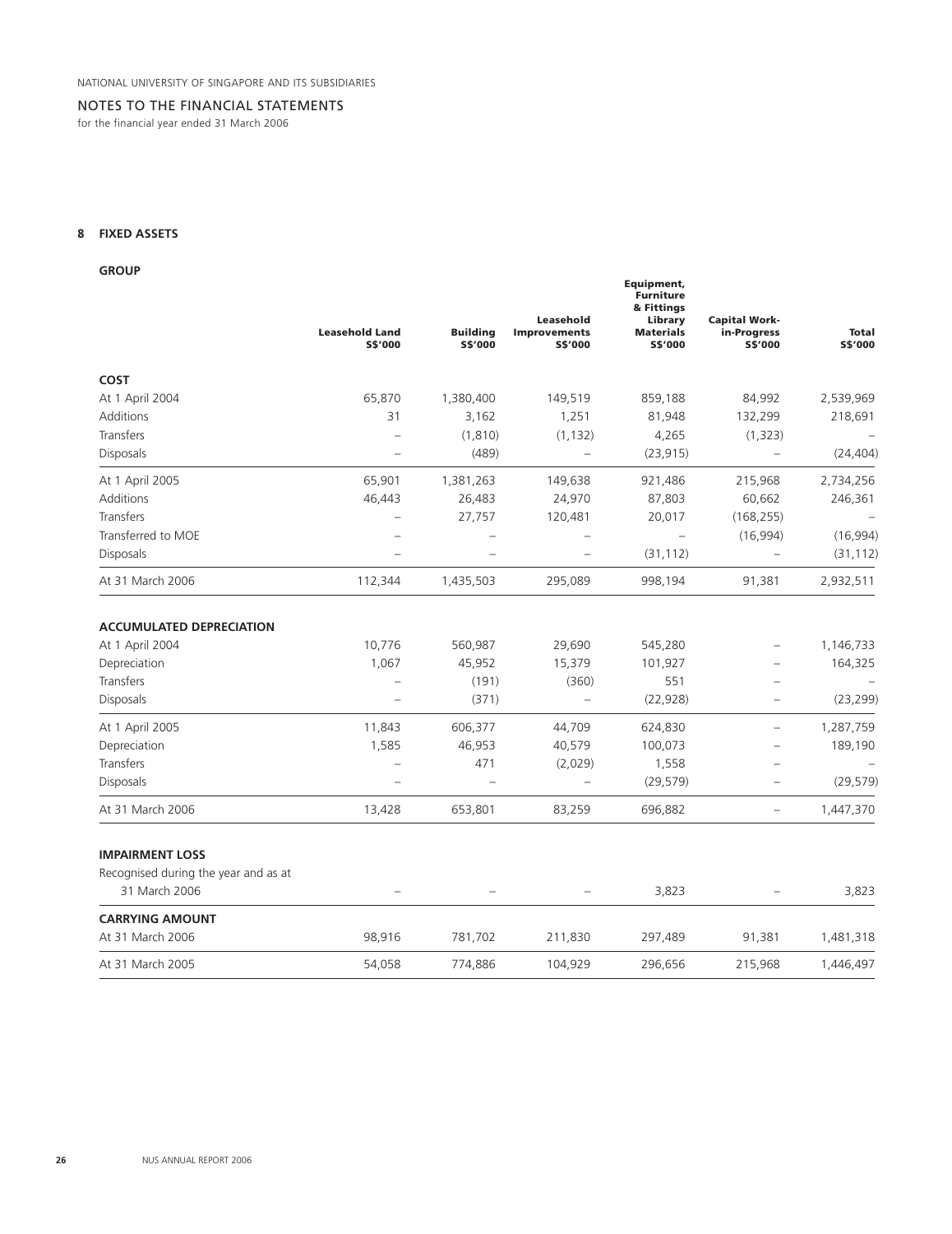NATIONAL UNIVERSITY OF SINGAPORE AND ITS SUBSIDIARIES

NOTES TO THE FINANCIAL STATEMENTS

for the financial year ended 31 March 2006

## 8 FIXED ASSETS

### GROUP

| | Leasehold Land S$'000 | Building S$'000 | Leasehold Improvements S$'000 | Equipment, Furniture & Fittings Library Materials S$'000 | Capital Work-in-Progress S$'000 | Total S$'000 |
|---|---|---|---|---|---|---|
| **COST** | | | | | | |
| At 1 April 2004 | 65,870 | 1,380,400 | 149,519 | 859,188 | 84,992 | 2,539,969 |
| Additions | 31 | 3,162 | 1,251 | 81,948 | 132,299 | 218,691 |
| Transfers | – | (1,810) | (1,132) | 4,265 | (1,323) | – |
| Disposals | – | (489) | – | (23,915) | – | (24,404) |
| At 1 April 2005 | 65,901 | 1,381,263 | 149,638 | 921,486 | 215,968 | 2,734,256 |
| Additions | 46,443 | 26,483 | 24,970 | 87,803 | 60,662 | 246,361 |
| Transfers | – | 27,757 | 120,481 | 20,017 | (168,255) | – |
| Transferred to MOE | – | – | – | – | (16,994) | (16,994) |
| Disposals | – | – | – | (31,112) | – | (31,112) |
| At 31 March 2006 | 112,344 | 1,435,503 | 295,089 | 998,194 | 91,381 | 2,932,511 |
| **ACCUMULATED DEPRECIATION** | | | | | | |
| At 1 April 2004 | 10,776 | 560,987 | 29,690 | 545,280 | – | 1,146,733 |
| Depreciation | 1,067 | 45,952 | 15,379 | 101,927 | – | 164,325 |
| Transfers | – | (191) | (360) | 551 | – | – |
| Disposals | – | (371) | – | (22,928) | – | (23,299) |
| At 1 April 2005 | 11,843 | 606,377 | 44,709 | 624,830 | – | 1,287,759 |
| Depreciation | 1,585 | 46,953 | 40,579 | 100,073 | – | 189,190 |
| Transfers | – | 471 | (2,029) | 1,558 | – | – |
| Disposals | – | – | – | (29,579) | – | (29,579) |
| At 31 March 2006 | 13,428 | 653,801 | 83,259 | 696,882 | – | 1,447,370 |
| **IMPAIRMENT LOSS** | | | | | | |
| Recognised during the year and as at 31 March 2006 | – | – | – | 3,823 | – | 3,823 |
| **CARRYING AMOUNT** | | | | | | |
| At 31 March 2006 | 98,916 | 781,702 | 211,830 | 297,489 | 91,381 | 1,481,318 |
| At 31 March 2005 | 54,058 | 774,886 | 104,929 | 296,656 | 215,968 | 1,446,497 |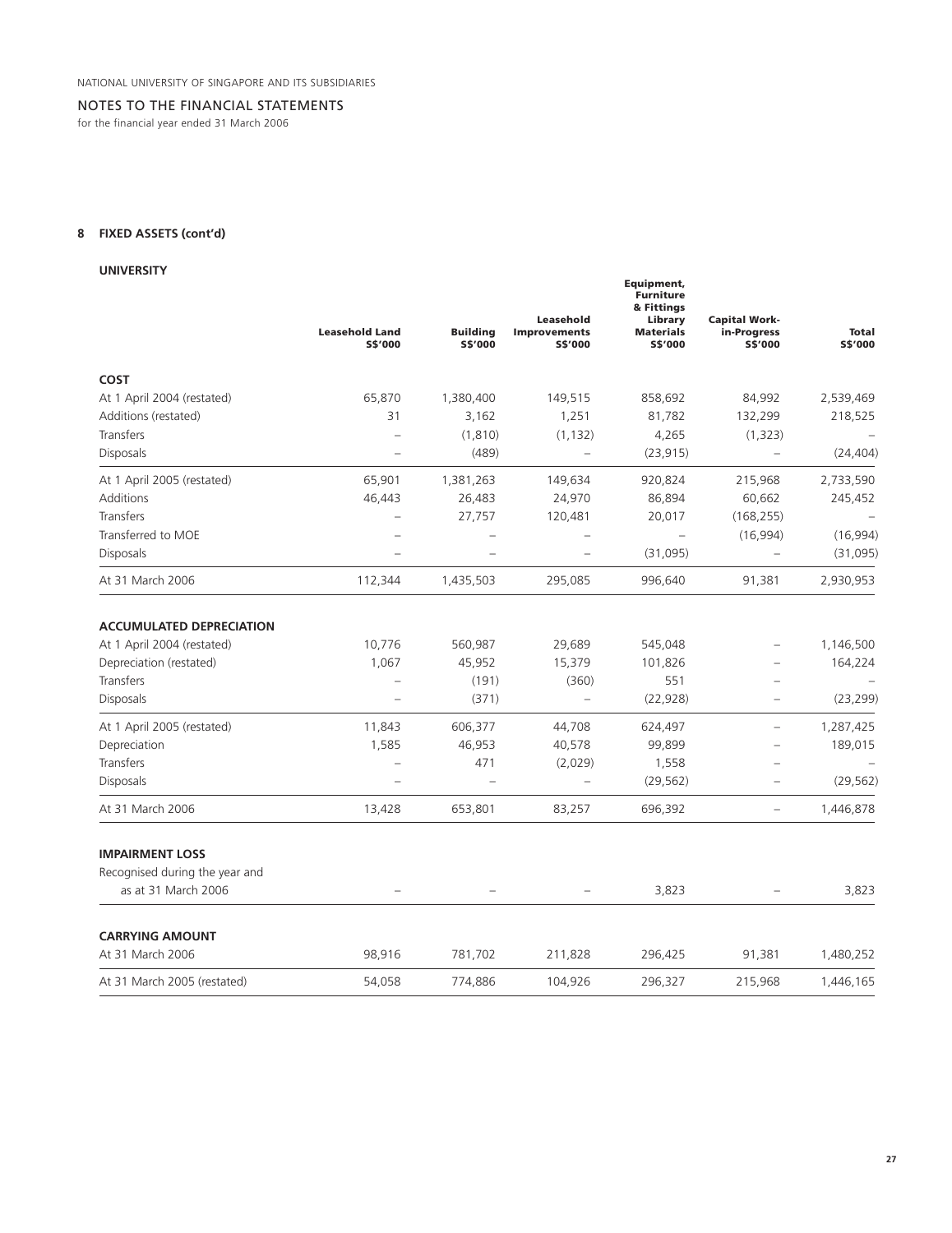NATIONAL UNIVERSITY OF SINGAPORE AND ITS SUBSIDIARIES

NOTES TO THE FINANCIAL STATEMENTS

for the financial year ended 31 March 2006

## 8 FIXED ASSETS (cont'd)

### UNIVERSITY

| | Leasehold Land S$'000 | Building S$'000 | Leasehold Improvements S$'000 | Equipment, Furniture & Fittings Library Materials S$'000 | Capital Work-in-Progress S$'000 | Total S$'000 |
|---|---|---|---|---|---|---|
| **COST** | | | | | | |
| At 1 April 2004 (restated) | 65,870 | 1,380,400 | 149,515 | 858,692 | 84,992 | 2,539,469 |
| Additions (restated) | 31 | 3,162 | 1,251 | 81,782 | 132,299 | 218,525 |
| Transfers | – | (1,810) | (1,132) | 4,265 | (1,323) | – |
| Disposals | – | (489) | – | (23,915) | – | (24,404) |
| At 1 April 2005 (restated) | 65,901 | 1,381,263 | 149,634 | 920,824 | 215,968 | 2,733,590 |
| Additions | 46,443 | 26,483 | 24,970 | 86,894 | 60,662 | 245,452 |
| Transfers | – | 27,757 | 120,481 | 20,017 | (168,255) | – |
| Transferred to MOE | – | – | – | – | (16,994) | (16,994) |
| Disposals | – | – | – | (31,095) | – | (31,095) |
| At 31 March 2006 | 112,344 | 1,435,503 | 295,085 | 996,640 | 91,381 | 2,930,953 |
| **ACCUMULATED DEPRECIATION** | | | | | | |
| At 1 April 2004 (restated) | 10,776 | 560,987 | 29,689 | 545,048 | – | 1,146,500 |
| Depreciation (restated) | 1,067 | 45,952 | 15,379 | 101,826 | – | 164,224 |
| Transfers | – | (191) | (360) | 551 | – | – |
| Disposals | – | (371) | – | (22,928) | – | (23,299) |
| At 1 April 2005 (restated) | 11,843 | 606,377 | 44,708 | 624,497 | – | 1,287,425 |
| Depreciation | 1,585 | 46,953 | 40,578 | 99,899 | – | 189,015 |
| Transfers | – | 471 | (2,029) | 1,558 | – | – |
| Disposals | – | – | – | (29,562) | – | (29,562) |
| At 31 March 2006 | 13,428 | 653,801 | 83,257 | 696,392 | – | 1,446,878 |
| **IMPAIRMENT LOSS** | | | | | | |
| Recognised during the year and as at 31 March 2006 | – | – | – | 3,823 | – | 3,823 |
| **CARRYING AMOUNT** | | | | | | |
| At 31 March 2006 | 98,916 | 781,702 | 211,828 | 296,425 | 91,381 | 1,480,252 |
| At 31 March 2005 (restated) | 54,058 | 774,886 | 104,926 | 296,327 | 215,968 | 1,446,165 |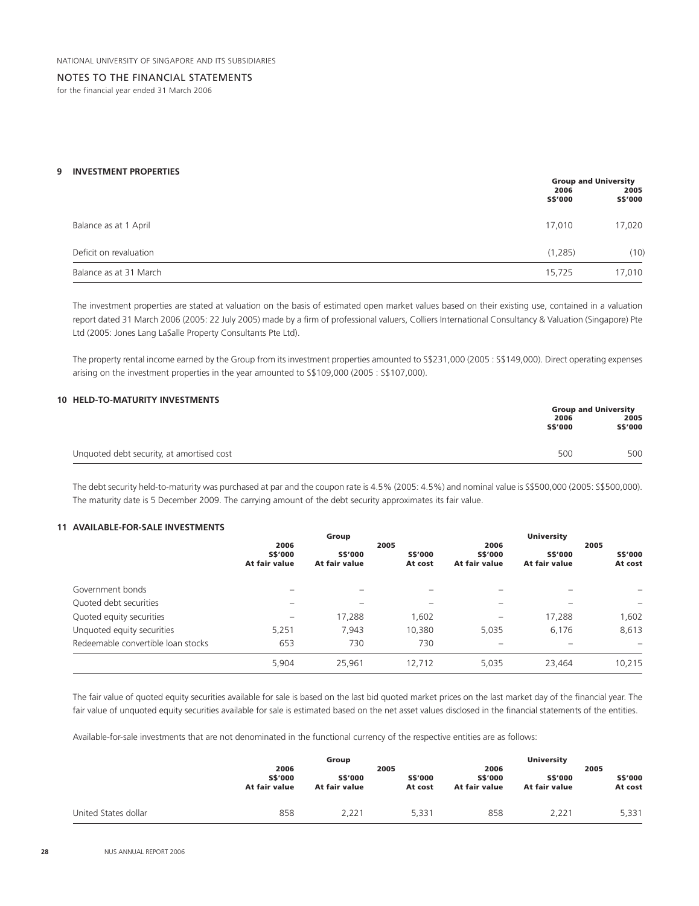NATIONAL UNIVERSITY OF SINGAPORE AND ITS SUBSIDIARIES

NOTES TO THE FINANCIAL STATEMENTS
for the financial year ended 31 March 2006

## 9 INVESTMENT PROPERTIES

| | Group and University | |
|---|---|---|
| | 2006 S$'000 | 2005 S$'000 |
| Balance as at 1 April | 17,010 | 17,020 |
| Deficit on revaluation | (1,285) | (10) |
| Balance as at 31 March | 15,725 | 17,010 |

The investment properties are stated at valuation on the basis of estimated open market values based on their existing use, contained in a valuation report dated 31 March 2006 (2005: 22 July 2005) made by a firm of professional valuers, Colliers International Consultancy & Valuation (Singapore) Pte Ltd (2005: Jones Lang LaSalle Property Consultants Pte Ltd).

The property rental income earned by the Group from its investment properties amounted to S$231,000 (2005 : S$149,000). Direct operating expenses arising on the investment properties in the year amounted to S$109,000 (2005 : S$107,000).

## 10 HELD-TO-MATURITY INVESTMENTS

| | Group and University | |
|---|---|---|
| | 2006 S$'000 | 2005 S$'000 |
| Unquoted debt security, at amortised cost | 500 | 500 |

The debt security held-to-maturity was purchased at par and the coupon rate is 4.5% (2005: 4.5%) and nominal value is S$500,000 (2005: S$500,000). The maturity date is 5 December 2009. The carrying amount of the debt security approximates its fair value.

## 11 AVAILABLE-FOR-SALE INVESTMENTS

| | Group | | | University | | |
|---|---|---|---|---|---|---|
| | 2006 | 2005 | | 2006 | 2005 | |
| | S$'000 At fair value | S$'000 At fair value | S$'000 At cost | S$'000 At fair value | S$'000 At fair value | S$'000 At cost |
| Government bonds | – | – | – | – | – | – |
| Quoted debt securities | – | – | – | – | – | – |
| Quoted equity securities | – | 17,288 | 1,602 | – | 17,288 | 1,602 |
| Unquoted equity securities | 5,251 | 7,943 | 10,380 | 5,035 | 6,176 | 8,613 |
| Redeemable convertible loan stocks | 653 | 730 | 730 | – | – | – |
| | 5,904 | 25,961 | 12,712 | 5,035 | 23,464 | 10,215 |

The fair value of quoted equity securities available for sale is based on the last bid quoted market prices on the last market day of the financial year. The fair value of unquoted equity securities available for sale is estimated based on the net asset values disclosed in the financial statements of the entities.

Available-for-sale investments that are not denominated in the functional currency of the respective entities are as follows:

| | Group | | | University | | |
|---|---|---|---|---|---|---|
| | 2006 | 2005 | | 2006 | 2005 | |
| | S$'000 At fair value | S$'000 At fair value | S$'000 At cost | S$'000 At fair value | S$'000 At fair value | S$'000 At cost |
| United States dollar | 858 | 2,221 | 5,331 | 858 | 2,221 | 5,331 |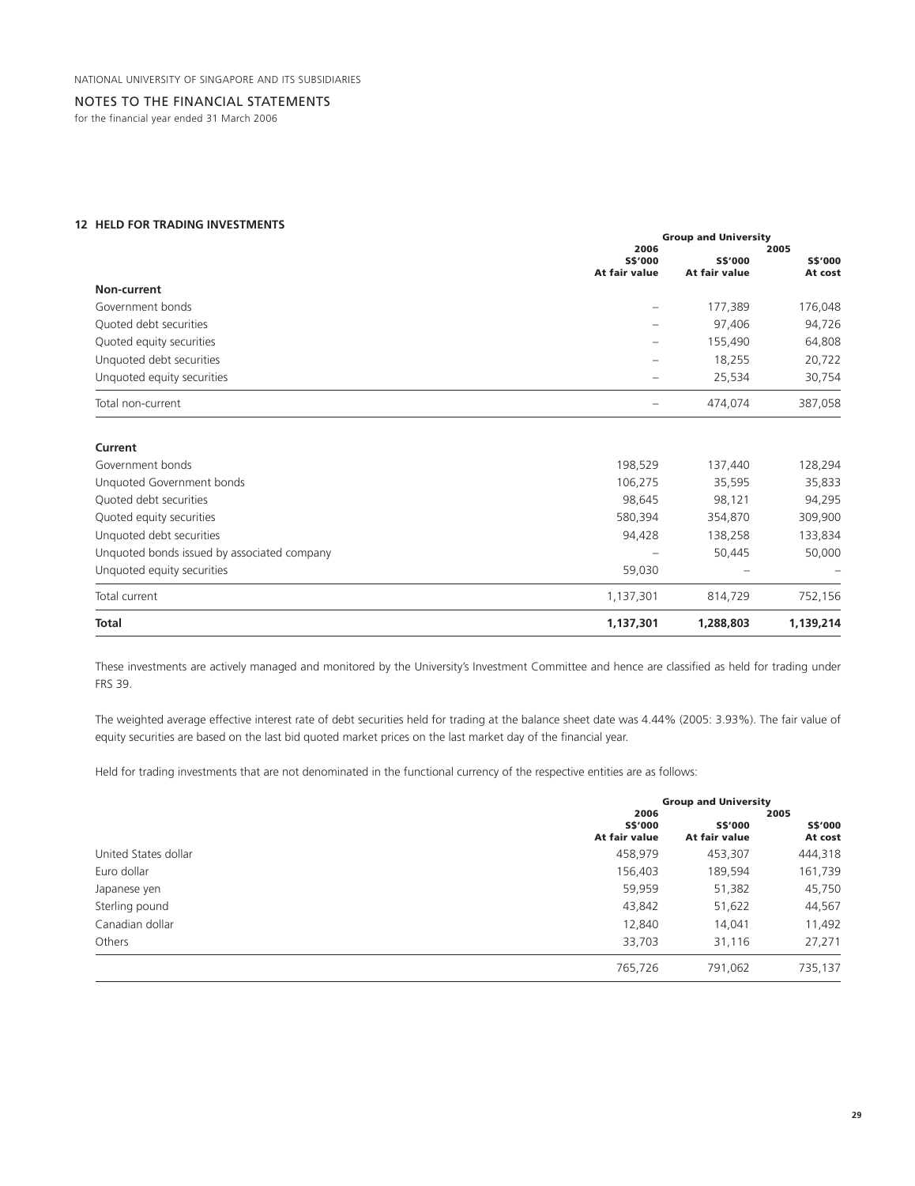## 12 HELD FOR TRADING INVESTMENTS

| | Group and University | | |
|---|---|---|---|
| | 2006 | 2005 | |
| | S$'000 At fair value | S$'000 At fair value | S$'000 At cost |
| **Non-current** | | | |
| Government bonds | – | 177,389 | 176,048 |
| Quoted debt securities | – | 97,406 | 94,726 |
| Quoted equity securities | – | 155,490 | 64,808 |
| Unquoted debt securities | – | 18,255 | 20,722 |
| Unquoted equity securities | – | 25,534 | 30,754 |
| Total non-current | – | 474,074 | 387,058 |
| **Current** | | | |
| Government bonds | 198,529 | 137,440 | 128,294 |
| Unquoted Government bonds | 106,275 | 35,595 | 35,833 |
| Quoted debt securities | 98,645 | 98,121 | 94,295 |
| Quoted equity securities | 580,394 | 354,870 | 309,900 |
| Unquoted debt securities | 94,428 | 138,258 | 133,834 |
| Unquoted bonds issued by associated company | – | 50,445 | 50,000 |
| Unquoted equity securities | 59,030 | – | – |
| Total current | 1,137,301 | 814,729 | 752,156 |
| **Total** | **1,137,301** | **1,288,803** | **1,139,214** |

These investments are actively managed and monitored by the University's Investment Committee and hence are classified as held for trading under FRS 39.

The weighted average effective interest rate of debt securities held for trading at the balance sheet date was 4.44% (2005: 3.93%). The fair value of equity securities are based on the last bid quoted market prices on the last market day of the financial year.

Held for trading investments that are not denominated in the functional currency of the respective entities are as follows:

| | Group and University | | |
|---|---|---|---|
| | 2006 | 2005 | |
| | S$'000 At fair value | S$'000 At fair value | S$'000 At cost |
| United States dollar | 458,979 | 453,307 | 444,318 |
| Euro dollar | 156,403 | 189,594 | 161,739 |
| Japanese yen | 59,959 | 51,382 | 45,750 |
| Sterling pound | 43,842 | 51,622 | 44,567 |
| Canadian dollar | 12,840 | 14,041 | 11,492 |
| Others | 33,703 | 31,116 | 27,271 |
| | 765,726 | 791,062 | 735,137 |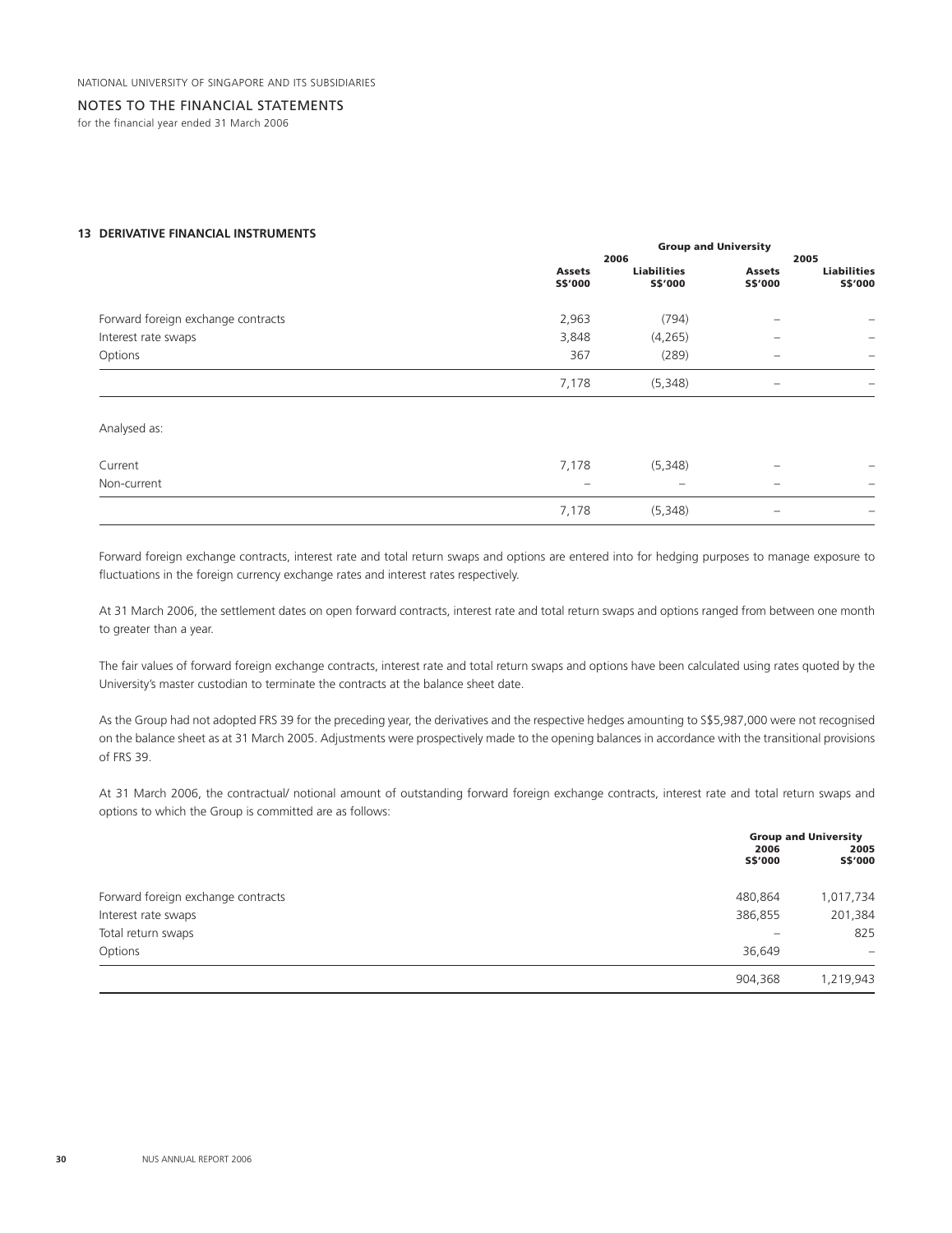## 13 DERIVATIVE FINANCIAL INSTRUMENTS

| | Group and University | | | |
|---|---|---|---|---|
| | 2006 | | 2005 | |
| | Assets S$'000 | Liabilities S$'000 | Assets S$'000 | Liabilities S$'000 |
| Forward foreign exchange contracts | 2,963 | (794) | – | – |
| Interest rate swaps | 3,848 | (4,265) | – | – |
| Options | 367 | (289) | – | – |
| | 7,178 | (5,348) | – | – |
| Analysed as: | | | | |
| Current | 7,178 | (5,348) | – | – |
| Non-current | – | – | – | – |
| | 7,178 | (5,348) | – | – |

Forward foreign exchange contracts, interest rate and total return swaps and options are entered into for hedging purposes to manage exposure to fluctuations in the foreign currency exchange rates and interest rates respectively.

At 31 March 2006, the settlement dates on open forward contracts, interest rate and total return swaps and options ranged from between one month to greater than a year.

The fair values of forward foreign exchange contracts, interest rate and total return swaps and options have been calculated using rates quoted by the University's master custodian to terminate the contracts at the balance sheet date.

As the Group had not adopted FRS 39 for the preceding year, the derivatives and the respective hedges amounting to S$5,987,000 were not recognised on the balance sheet as at 31 March 2005. Adjustments were prospectively made to the opening balances in accordance with the transitional provisions of FRS 39.

At 31 March 2006, the contractual/ notional amount of outstanding forward foreign exchange contracts, interest rate and total return swaps and options to which the Group is committed are as follows:

| | Group and University | |
|---|---|---|
| | 2006 S$'000 | 2005 S$'000 |
| Forward foreign exchange contracts | 480,864 | 1,017,734 |
| Interest rate swaps | 386,855 | 201,384 |
| Total return swaps | – | 825 |
| Options | 36,649 | – |
| | 904,368 | 1,219,943 |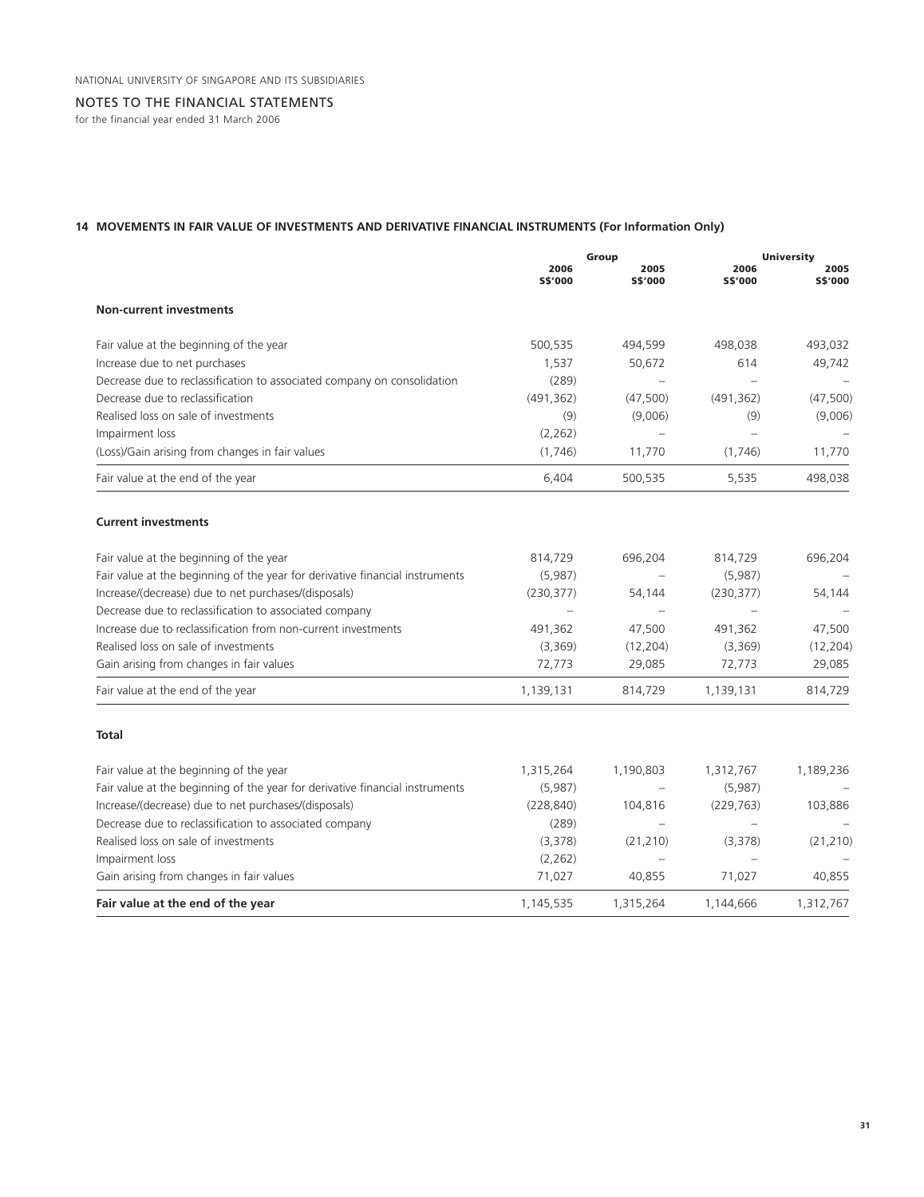## 14 MOVEMENTS IN FAIR VALUE OF INVESTMENTS AND DERIVATIVE FINANCIAL INSTRUMENTS (For Information Only)

| | Group | | University | |
|---|---|---|---|---|
| | 2006 S$'000 | 2005 S$'000 | 2006 S$'000 | 2005 S$'000 |
| **Non-current investments** | | | | |
| Fair value at the beginning of the year | 500,535 | 494,599 | 498,038 | 493,032 |
| Increase due to net purchases | 1,537 | 50,672 | 614 | 49,742 |
| Decrease due to reclassification to associated company on consolidation | (289) | – | – | – |
| Decrease due to reclassification | (491,362) | (47,500) | (491,362) | (47,500) |
| Realised loss on sale of investments | (9) | (9,006) | (9) | (9,006) |
| Impairment loss | (2,262) | – | – | – |
| (Loss)/Gain arising from changes in fair values | (1,746) | 11,770 | (1,746) | 11,770 |
| Fair value at the end of the year | 6,404 | 500,535 | 5,535 | 498,038 |
| **Current investments** | | | | |
| Fair value at the beginning of the year | 814,729 | 696,204 | 814,729 | 696,204 |
| Fair value at the beginning of the year for derivative financial instruments | (5,987) | – | (5,987) | – |
| Increase/(decrease) due to net purchases/(disposals) | (230,377) | 54,144 | (230,377) | 54,144 |
| Decrease due to reclassification to associated company | – | – | – | – |
| Increase due to reclassification from non-current investments | 491,362 | 47,500 | 491,362 | 47,500 |
| Realised loss on sale of investments | (3,369) | (12,204) | (3,369) | (12,204) |
| Gain arising from changes in fair values | 72,773 | 29,085 | 72,773 | 29,085 |
| Fair value at the end of the year | 1,139,131 | 814,729 | 1,139,131 | 814,729 |
| **Total** | | | | |
| Fair value at the beginning of the year | 1,315,264 | 1,190,803 | 1,312,767 | 1,189,236 |
| Fair value at the beginning of the year for derivative financial instruments | (5,987) | – | (5,987) | – |
| Increase/(decrease) due to net purchases/(disposals) | (228,840) | 104,816 | (229,763) | 103,886 |
| Decrease due to reclassification to associated company | (289) | – | – | – |
| Realised loss on sale of investments | (3,378) | (21,210) | (3,378) | (21,210) |
| Impairment loss | (2,262) | – | – | – |
| Gain arising from changes in fair values | 71,027 | 40,855 | 71,027 | 40,855 |
| **Fair value at the end of the year** | 1,145,535 | 1,315,264 | 1,144,666 | 1,312,767 |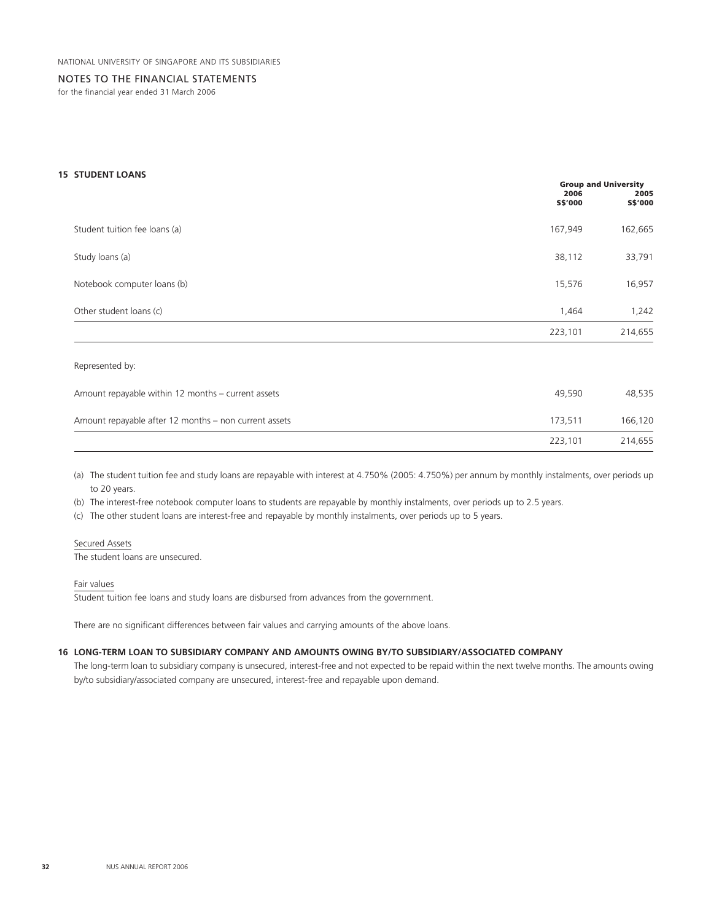## 15 STUDENT LOANS

| | Group and University | |
|---|---|---|
| | 2006 S$'000 | 2005 S$'000 |
| Student tuition fee loans (a) | 167,949 | 162,665 |
| Study loans (a) | 38,112 | 33,791 |
| Notebook computer loans (b) | 15,576 | 16,957 |
| Other student loans (c) | 1,464 | 1,242 |
| | 223,101 | 214,655 |
| Represented by: | | |
| Amount repayable within 12 months – current assets | 49,590 | 48,535 |
| Amount repayable after 12 months – non current assets | 173,511 | 166,120 |
| | 223,101 | 214,655 |

(a) The student tuition fee and study loans are repayable with interest at 4.750% (2005: 4.750%) per annum by monthly instalments, over periods up to 20 years.

(b) The interest-free notebook computer loans to students are repayable by monthly instalments, over periods up to 2.5 years.

(c) The other student loans are interest-free and repayable by monthly instalments, over periods up to 5 years.

Secured Assets

The student loans are unsecured.

Fair values

Student tuition fee loans and study loans are disbursed from advances from the government.

There are no significant differences between fair values and carrying amounts of the above loans.

## 16 LONG-TERM LOAN TO SUBSIDIARY COMPANY AND AMOUNTS OWING BY/TO SUBSIDIARY/ASSOCIATED COMPANY

The long-term loan to subsidiary company is unsecured, interest-free and not expected to be repaid within the next twelve months. The amounts owing by/to subsidiary/associated company are unsecured, interest-free and repayable upon demand.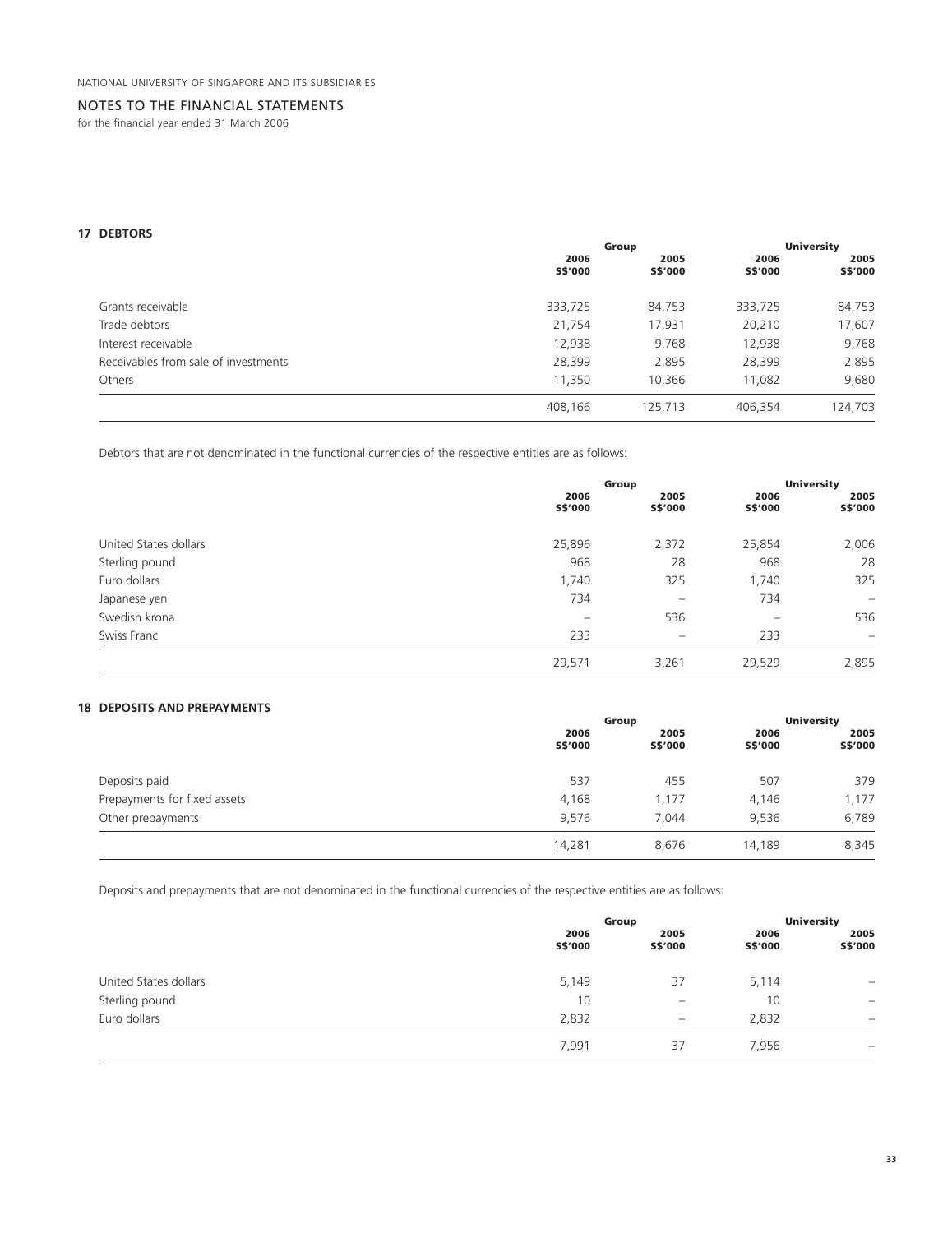NATIONAL UNIVERSITY OF SINGAPORE AND ITS SUBSIDIARIES

NOTES TO THE FINANCIAL STATEMENTS

for the financial year ended 31 March 2006

## 17 DEBTORS

| | Group | | University | |
|---|---|---|---|---|
| | 2006 S$'000 | 2005 S$'000 | 2006 S$'000 | 2005 S$'000 |
| Grants receivable | 333,725 | 84,753 | 333,725 | 84,753 |
| Trade debtors | 21,754 | 17,931 | 20,210 | 17,607 |
| Interest receivable | 12,938 | 9,768 | 12,938 | 9,768 |
| Receivables from sale of investments | 28,399 | 2,895 | 28,399 | 2,895 |
| Others | 11,350 | 10,366 | 11,082 | 9,680 |
| | 408,166 | 125,713 | 406,354 | 124,703 |

Debtors that are not denominated in the functional currencies of the respective entities are as follows:

| | Group | | University | |
|---|---|---|---|---|
| | 2006 S$'000 | 2005 S$'000 | 2006 S$'000 | 2005 S$'000 |
| United States dollars | 25,896 | 2,372 | 25,854 | 2,006 |
| Sterling pound | 968 | 28 | 968 | 28 |
| Euro dollars | 1,740 | 325 | 1,740 | 325 |
| Japanese yen | 734 | – | 734 | – |
| Swedish krona | – | 536 | – | 536 |
| Swiss Franc | 233 | – | 233 | – |
| | 29,571 | 3,261 | 29,529 | 2,895 |

## 18 DEPOSITS AND PREPAYMENTS

| | Group | | University | |
|---|---|---|---|---|
| | 2006 S$'000 | 2005 S$'000 | 2006 S$'000 | 2005 S$'000 |
| Deposits paid | 537 | 455 | 507 | 379 |
| Prepayments for fixed assets | 4,168 | 1,177 | 4,146 | 1,177 |
| Other prepayments | 9,576 | 7,044 | 9,536 | 6,789 |
| | 14,281 | 8,676 | 14,189 | 8,345 |

Deposits and prepayments that are not denominated in the functional currencies of the respective entities are as follows:

| | Group | | University | |
|---|---|---|---|---|
| | 2006 S$'000 | 2005 S$'000 | 2006 S$'000 | 2005 S$'000 |
| United States dollars | 5,149 | 37 | 5,114 | – |
| Sterling pound | 10 | – | 10 | – |
| Euro dollars | 2,832 | – | 2,832 | – |
| | 7,991 | 37 | 7,956 | – |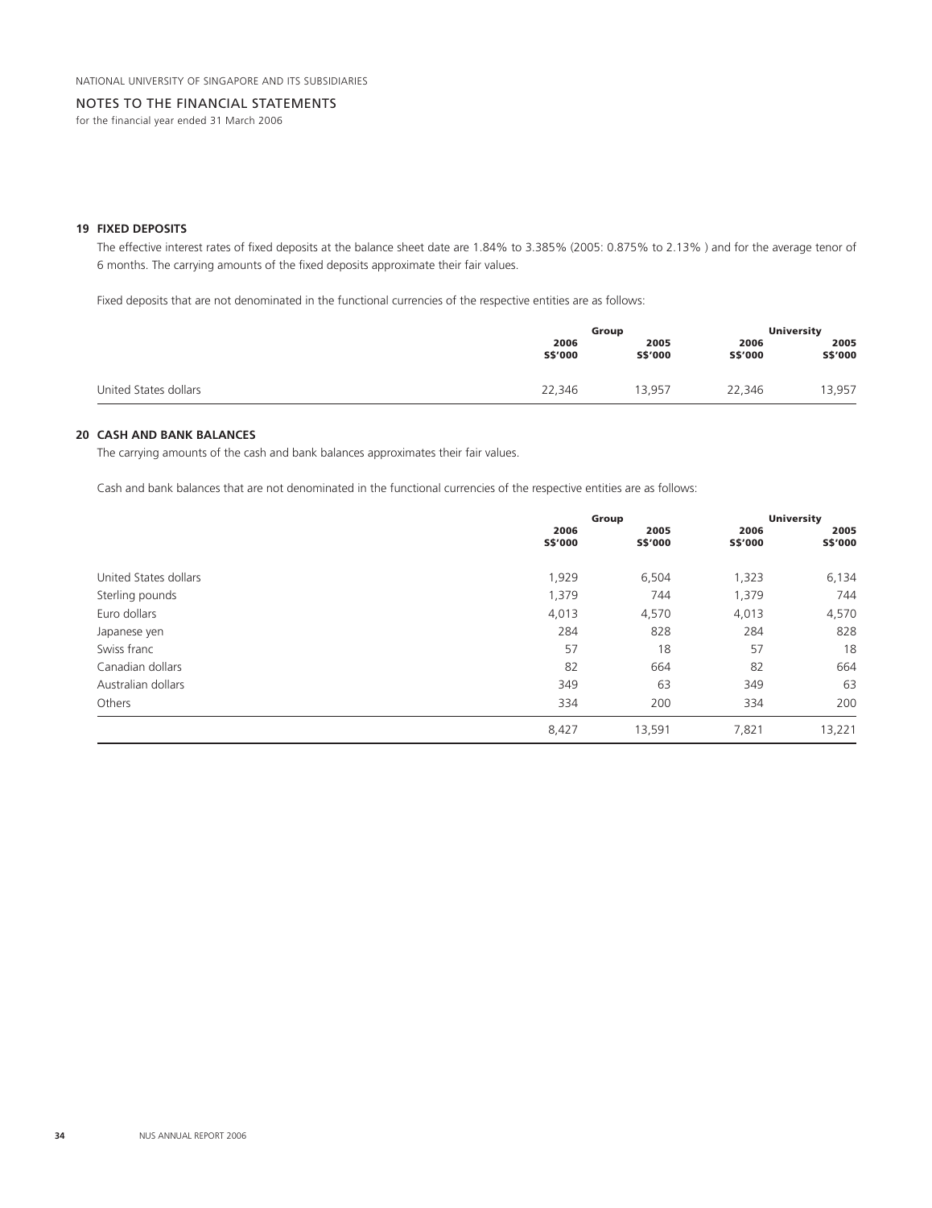## 19 FIXED DEPOSITS

The effective interest rates of fixed deposits at the balance sheet date are 1.84% to 3.385% (2005: 0.875% to 2.13% ) and for the average tenor of 6 months. The carrying amounts of the fixed deposits approximate their fair values.

Fixed deposits that are not denominated in the functional currencies of the respective entities are as follows:

| | Group | | University | |
|---|---|---|---|---|
| | 2006 S$'000 | 2005 S$'000 | 2006 S$'000 | 2005 S$'000 |
| United States dollars | 22,346 | 13,957 | 22,346 | 13,957 |

## 20 CASH AND BANK BALANCES

The carrying amounts of the cash and bank balances approximates their fair values.

Cash and bank balances that are not denominated in the functional currencies of the respective entities are as follows:

| | Group | | University | |
|---|---|---|---|---|
| | 2006 S$'000 | 2005 S$'000 | 2006 S$'000 | 2005 S$'000 |
| United States dollars | 1,929 | 6,504 | 1,323 | 6,134 |
| Sterling pounds | 1,379 | 744 | 1,379 | 744 |
| Euro dollars | 4,013 | 4,570 | 4,013 | 4,570 |
| Japanese yen | 284 | 828 | 284 | 828 |
| Swiss franc | 57 | 18 | 57 | 18 |
| Canadian dollars | 82 | 664 | 82 | 664 |
| Australian dollars | 349 | 63 | 349 | 63 |
| Others | 334 | 200 | 334 | 200 |
| | 8,427 | 13,591 | 7,821 | 13,221 |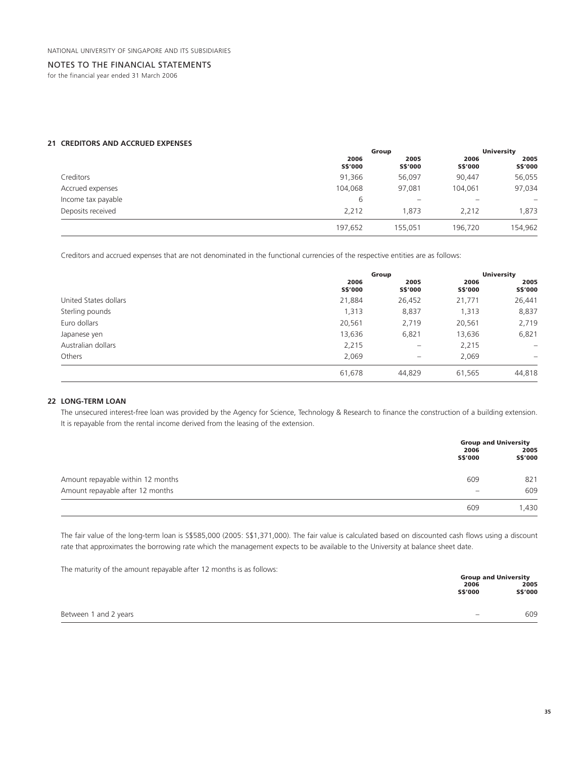## 21 CREDITORS AND ACCRUED EXPENSES

| | Group | | University | |
|---|---|---|---|---|
| | 2006 S$'000 | 2005 S$'000 | 2006 S$'000 | 2005 S$'000 |
| Creditors | 91,366 | 56,097 | 90,447 | 56,055 |
| Accrued expenses | 104,068 | 97,081 | 104,061 | 97,034 |
| Income tax payable | 6 | – | – | – |
| Deposits received | 2,212 | 1,873 | 2,212 | 1,873 |
| | 197,652 | 155,051 | 196,720 | 154,962 |

Creditors and accrued expenses that are not denominated in the functional currencies of the respective entities are as follows:

| | Group | | University | |
|---|---|---|---|---|
| | 2006 S$'000 | 2005 S$'000 | 2006 S$'000 | 2005 S$'000 |
| United States dollars | 21,884 | 26,452 | 21,771 | 26,441 |
| Sterling pounds | 1,313 | 8,837 | 1,313 | 8,837 |
| Euro dollars | 20,561 | 2,719 | 20,561 | 2,719 |
| Japanese yen | 13,636 | 6,821 | 13,636 | 6,821 |
| Australian dollars | 2,215 | – | 2,215 | – |
| Others | 2,069 | – | 2,069 | – |
| | 61,678 | 44,829 | 61,565 | 44,818 |

## 22 LONG-TERM LOAN

The unsecured interest-free loan was provided by the Agency for Science, Technology & Research to finance the construction of a building extension. It is repayable from the rental income derived from the leasing of the extension.

| | Group and University | |
|---|---|---|
| | 2006 S$'000 | 2005 S$'000 |
| Amount repayable within 12 months | 609 | 821 |
| Amount repayable after 12 months | – | 609 |
| | 609 | 1,430 |

The fair value of the long-term loan is S$585,000 (2005: S$1,371,000). The fair value is calculated based on discounted cash flows using a discount rate that approximates the borrowing rate which the management expects to be available to the University at balance sheet date.

The maturity of the amount repayable after 12 months is as follows:

| | Group and University | |
|---|---|---|
| | 2006 S$'000 | 2005 S$'000 |
| Between 1 and 2 years | – | 609 |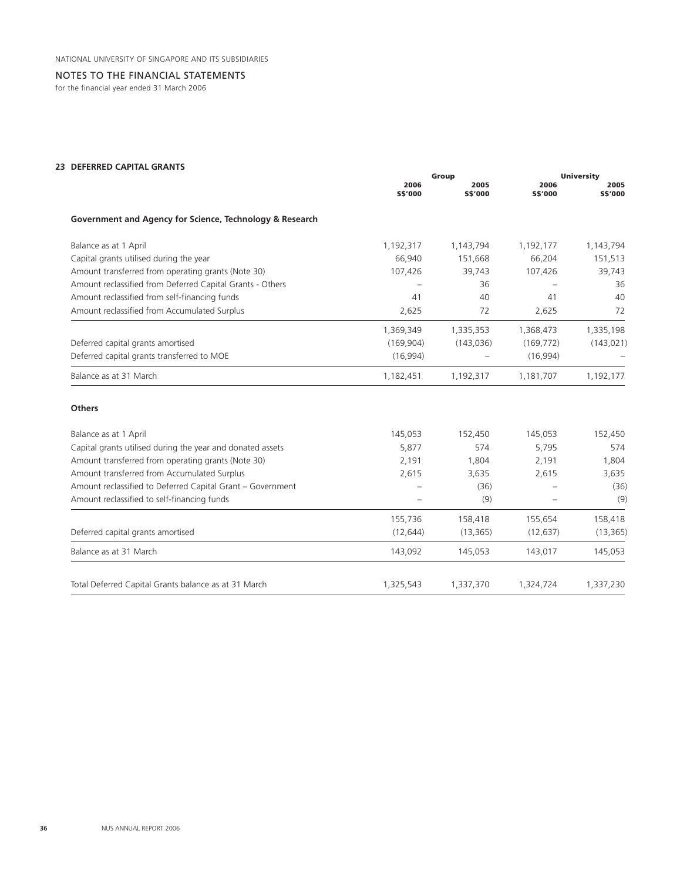NATIONAL UNIVERSITY OF SINGAPORE AND ITS SUBSIDIARIES

NOTES TO THE FINANCIAL STATEMENTS

for the financial year ended 31 March 2006

## 23 DEFERRED CAPITAL GRANTS

| | Group | | University | |
|---|---|---|---|---|
| | 2006 S$'000 | 2005 S$'000 | 2006 S$'000 | 2005 S$'000 |
| **Government and Agency for Science, Technology & Research** | | | | |
| Balance as at 1 April | 1,192,317 | 1,143,794 | 1,192,177 | 1,143,794 |
| Capital grants utilised during the year | 66,940 | 151,668 | 66,204 | 151,513 |
| Amount transferred from operating grants (Note 30) | 107,426 | 39,743 | 107,426 | 39,743 |
| Amount reclassified from Deferred Capital Grants - Others | – | 36 | – | 36 |
| Amount reclassified from self-financing funds | 41 | 40 | 41 | 40 |
| Amount reclassified from Accumulated Surplus | 2,625 | 72 | 2,625 | 72 |
| | 1,369,349 | 1,335,353 | 1,368,473 | 1,335,198 |
| Deferred capital grants amortised | (169,904) | (143,036) | (169,772) | (143,021) |
| Deferred capital grants transferred to MOE | (16,994) | – | (16,994) | – |
| Balance as at 31 March | 1,182,451 | 1,192,317 | 1,181,707 | 1,192,177 |
| **Others** | | | | |
| Balance as at 1 April | 145,053 | 152,450 | 145,053 | 152,450 |
| Capital grants utilised during the year and donated assets | 5,877 | 574 | 5,795 | 574 |
| Amount transferred from operating grants (Note 30) | 2,191 | 1,804 | 2,191 | 1,804 |
| Amount transferred from Accumulated Surplus | 2,615 | 3,635 | 2,615 | 3,635 |
| Amount reclassified to Deferred Capital Grant – Government | – | (36) | – | (36) |
| Amount reclassified to self-financing funds | – | (9) | – | (9) |
| | 155,736 | 158,418 | 155,654 | 158,418 |
| Deferred capital grants amortised | (12,644) | (13,365) | (12,637) | (13,365) |
| Balance as at 31 March | 143,092 | 145,053 | 143,017 | 145,053 |
| Total Deferred Capital Grants balance as at 31 March | 1,325,543 | 1,337,370 | 1,324,724 | 1,337,230 |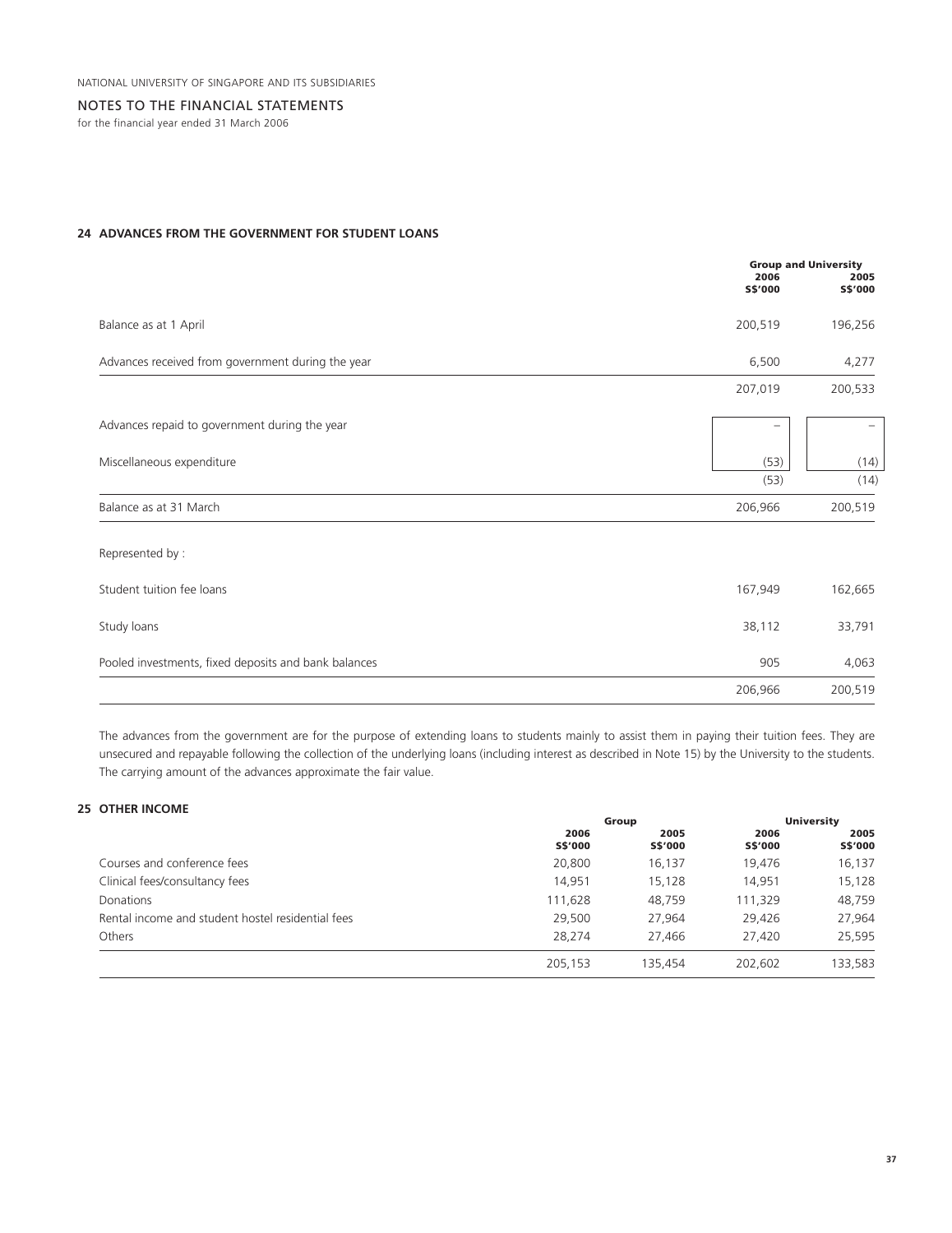NATIONAL UNIVERSITY OF SINGAPORE AND ITS SUBSIDIARIES

NOTES TO THE FINANCIAL STATEMENTS
for the financial year ended 31 March 2006

## 24 ADVANCES FROM THE GOVERNMENT FOR STUDENT LOANS

| | Group and University | |
|---|---|---|
| | 2006 S$'000 | 2005 S$'000 |
| Balance as at 1 April | 200,519 | 196,256 |
| Advances received from government during the year | 6,500 | 4,277 |
| | 207,019 | 200,533 |
| Advances repaid to government during the year | – | – |
| Miscellaneous expenditure | (53) | (14) |
| | (53) | (14) |
| Balance as at 31 March | 206,966 | 200,519 |
| Represented by : | | |
| Student tuition fee loans | 167,949 | 162,665 |
| Study loans | 38,112 | 33,791 |
| Pooled investments, fixed deposits and bank balances | 905 | 4,063 |
| | 206,966 | 200,519 |

The advances from the government are for the purpose of extending loans to students mainly to assist them in paying their tuition fees. They are unsecured and repayable following the collection of the underlying loans (including interest as described in Note 15) by the University to the students. The carrying amount of the advances approximate the fair value.

## 25 OTHER INCOME

| | Group | | University | |
|---|---|---|---|---|
| | 2006 S$'000 | 2005 S$'000 | 2006 S$'000 | 2005 S$'000 |
| Courses and conference fees | 20,800 | 16,137 | 19,476 | 16,137 |
| Clinical fees/consultancy fees | 14,951 | 15,128 | 14,951 | 15,128 |
| Donations | 111,628 | 48,759 | 111,329 | 48,759 |
| Rental income and student hostel residential fees | 29,500 | 27,964 | 29,426 | 27,964 |
| Others | 28,274 | 27,466 | 27,420 | 25,595 |
| | 205,153 | 135,454 | 202,602 | 133,583 |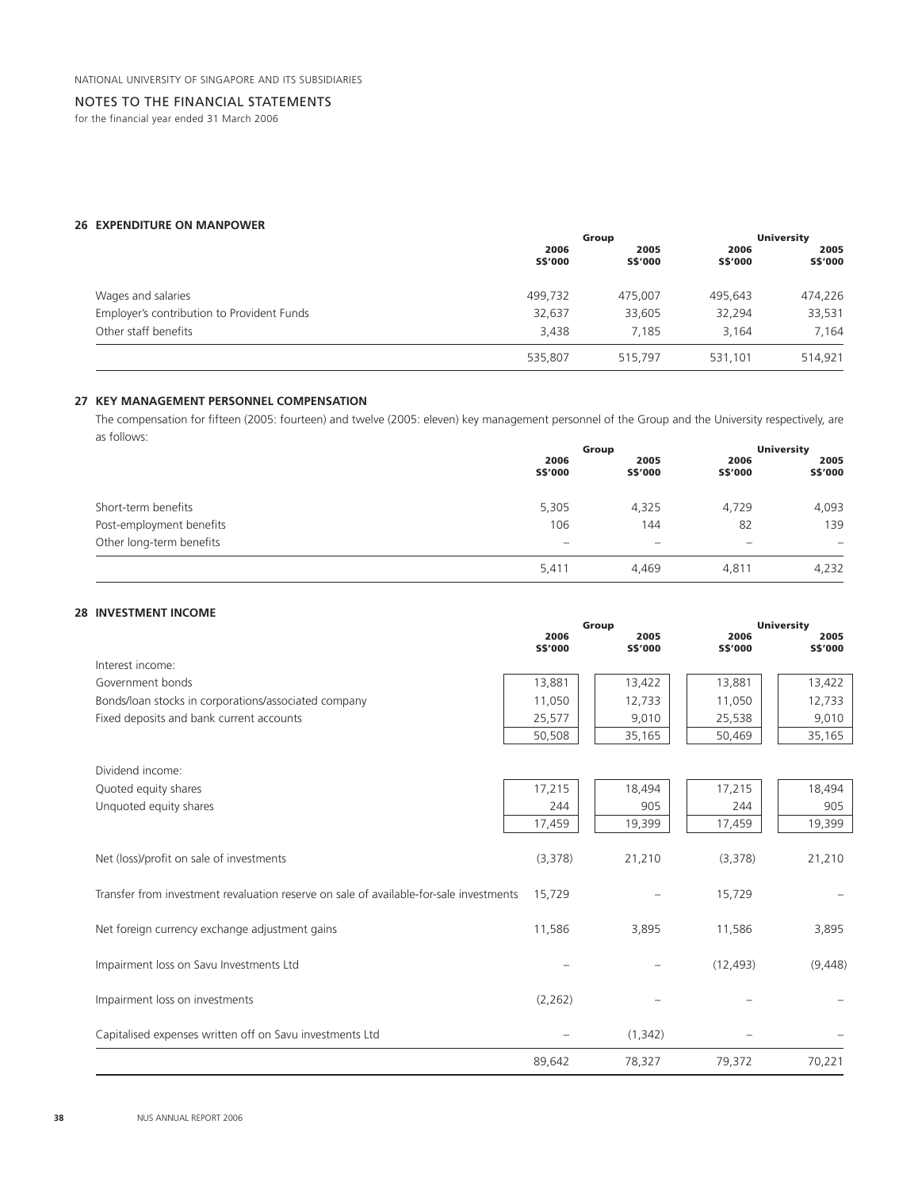NATIONAL UNIVERSITY OF SINGAPORE AND ITS SUBSIDIARIES

# NOTES TO THE FINANCIAL STATEMENTS

for the financial year ended 31 March 2006

## 26 EXPENDITURE ON MANPOWER

| | Group | | University | |
|---|---|---|---|---|
| | 2006 S$'000 | 2005 S$'000 | 2006 S$'000 | 2005 S$'000 |
| Wages and salaries | 499,732 | 475,007 | 495,643 | 474,226 |
| Employer's contribution to Provident Funds | 32,637 | 33,605 | 32,294 | 33,531 |
| Other staff benefits | 3,438 | 7,185 | 3,164 | 7,164 |
| | 535,807 | 515,797 | 531,101 | 514,921 |

## 27 KEY MANAGEMENT PERSONNEL COMPENSATION

The compensation for fifteen (2005: fourteen) and twelve (2005: eleven) key management personnel of the Group and the University respectively, are as follows:

| | Group | | University | |
|---|---|---|---|---|
| | 2006 S$'000 | 2005 S$'000 | 2006 S$'000 | 2005 S$'000 |
| Short-term benefits | 5,305 | 4,325 | 4,729 | 4,093 |
| Post-employment benefits | 106 | 144 | 82 | 139 |
| Other long-term benefits | – | – | – | – |
| | 5,411 | 4,469 | 4,811 | 4,232 |

## 28 INVESTMENT INCOME

| | Group | | University | |
|---|---|---|---|---|
| | 2006 S$'000 | 2005 S$'000 | 2006 S$'000 | 2005 S$'000 |
| Interest income: | | | | |
| Government bonds | 13,881 | 13,422 | 13,881 | 13,422 |
| Bonds/loan stocks in corporations/associated company | 11,050 | 12,733 | 11,050 | 12,733 |
| Fixed deposits and bank current accounts | 25,577 | 9,010 | 25,538 | 9,010 |
| | 50,508 | 35,165 | 50,469 | 35,165 |
| Dividend income: | | | | |
| Quoted equity shares | 17,215 | 18,494 | 17,215 | 18,494 |
| Unquoted equity shares | 244 | 905 | 244 | 905 |
| | 17,459 | 19,399 | 17,459 | 19,399 |
| Net (loss)/profit on sale of investments | (3,378) | 21,210 | (3,378) | 21,210 |
| Transfer from investment revaluation reserve on sale of available-for-sale investments | 15,729 | – | 15,729 | – |
| Net foreign currency exchange adjustment gains | 11,586 | 3,895 | 11,586 | 3,895 |
| Impairment loss on Savu Investments Ltd | – | – | (12,493) | (9,448) |
| Impairment loss on investments | (2,262) | – | – | – |
| Capitalised expenses written off on Savu investments Ltd | – | (1,342) | – | – |
| | 89,642 | 78,327 | 79,372 | 70,221 |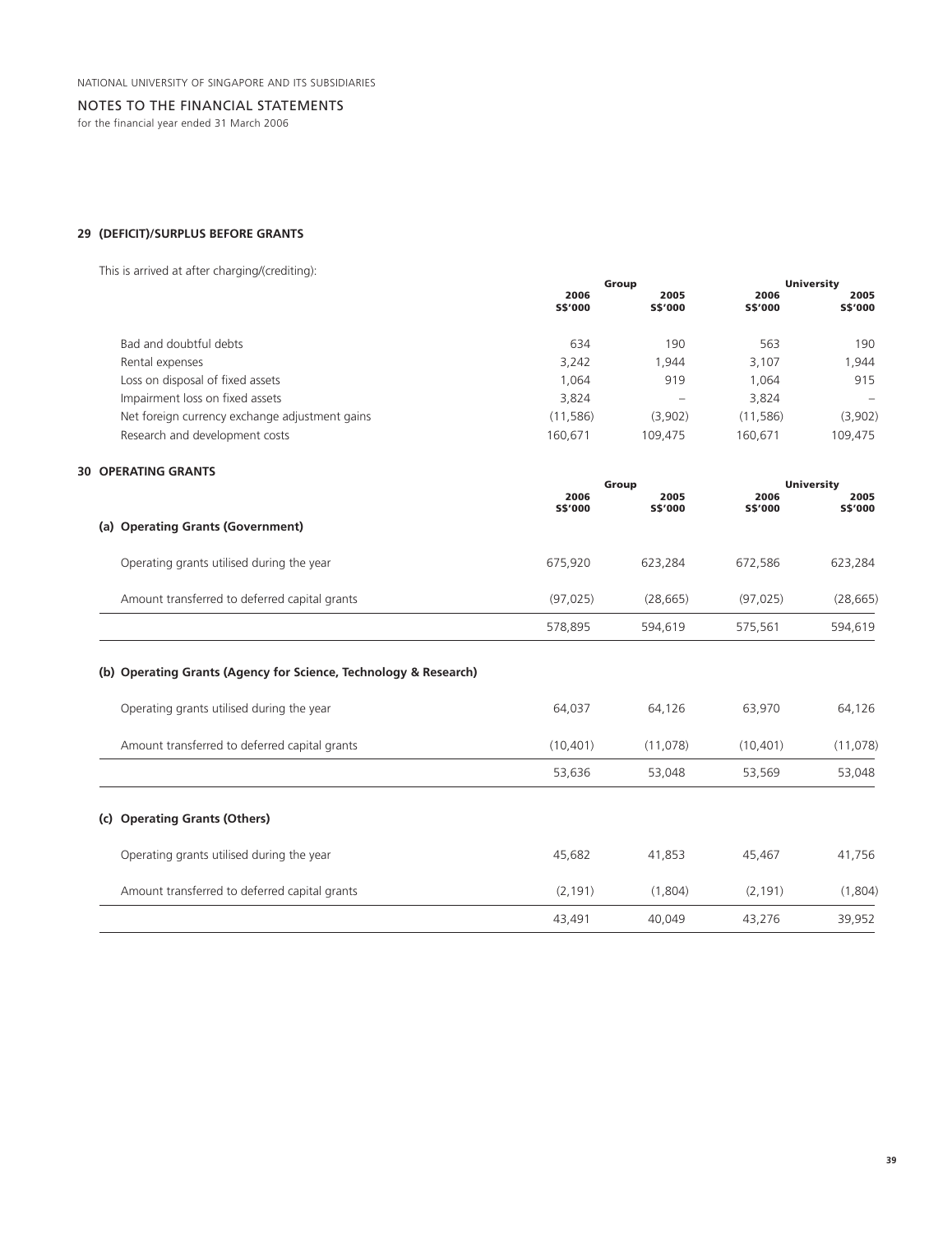## 29 (DEFICIT)/SURPLUS BEFORE GRANTS

This is arrived at after charging/(crediting):

| | Group | | University | |
|---|---|---|---|---|
| | 2006 S$'000 | 2005 S$'000 | 2006 S$'000 | 2005 S$'000 |
| Bad and doubtful debts | 634 | 190 | 563 | 190 |
| Rental expenses | 3,242 | 1,944 | 3,107 | 1,944 |
| Loss on disposal of fixed assets | 1,064 | 919 | 1,064 | 915 |
| Impairment loss on fixed assets | 3,824 | – | 3,824 | – |
| Net foreign currency exchange adjustment gains | (11,586) | (3,902) | (11,586) | (3,902) |
| Research and development costs | 160,671 | 109,475 | 160,671 | 109,475 |

## 30 OPERATING GRANTS

| | Group | | University | |
|---|---|---|---|---|
| | 2006 S$'000 | 2005 S$'000 | 2006 S$'000 | 2005 S$'000 |
| **(a) Operating Grants (Government)** | | | | |
| Operating grants utilised during the year | 675,920 | 623,284 | 672,586 | 623,284 |
| Amount transferred to deferred capital grants | (97,025) | (28,665) | (97,025) | (28,665) |
| | 578,895 | 594,619 | 575,561 | 594,619 |
| **(b) Operating Grants (Agency for Science, Technology & Research)** | | | | |
| Operating grants utilised during the year | 64,037 | 64,126 | 63,970 | 64,126 |
| Amount transferred to deferred capital grants | (10,401) | (11,078) | (10,401) | (11,078) |
| | 53,636 | 53,048 | 53,569 | 53,048 |
| **(c) Operating Grants (Others)** | | | | |
| Operating grants utilised during the year | 45,682 | 41,853 | 45,467 | 41,756 |
| Amount transferred to deferred capital grants | (2,191) | (1,804) | (2,191) | (1,804) |
| | 43,491 | 40,049 | 43,276 | 39,952 |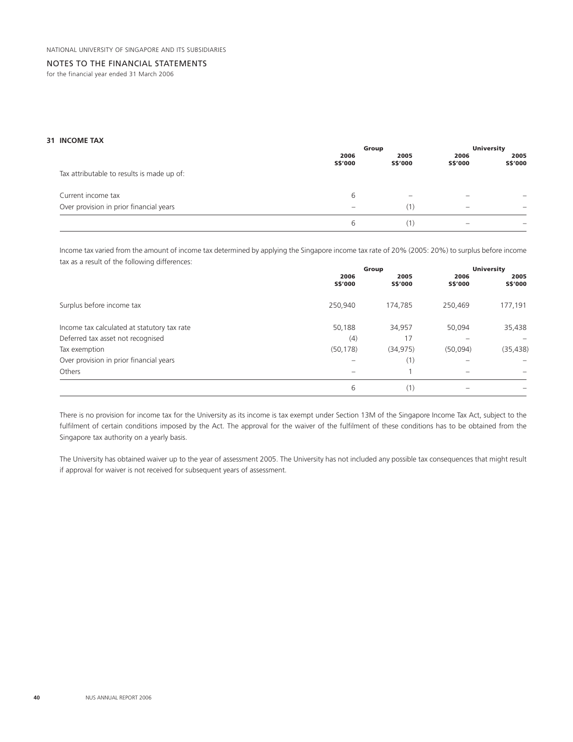## 31 INCOME TAX

| | Group | | University | |
|---|---|---|---|---|
| | 2006 S$'000 | 2005 S$'000 | 2006 S$'000 | 2005 S$'000 |
| Tax attributable to results is made up of: | | | | |
| Current income tax | 6 | – | – | – |
| Over provision in prior financial years | – | (1) | – | – |
| | 6 | (1) | – | – |

Income tax varied from the amount of income tax determined by applying the Singapore income tax rate of 20% (2005: 20%) to surplus before income tax as a result of the following differences:

| | Group | | University | |
|---|---|---|---|---|
| | 2006 S$'000 | 2005 S$'000 | 2006 S$'000 | 2005 S$'000 |
| Surplus before income tax | 250,940 | 174,785 | 250,469 | 177,191 |
| Income tax calculated at statutory tax rate | 50,188 | 34,957 | 50,094 | 35,438 |
| Deferred tax asset not recognised | (4) | 17 | – | – |
| Tax exemption | (50,178) | (34,975) | (50,094) | (35,438) |
| Over provision in prior financial years | – | (1) | – | – |
| Others | – | 1 | – | – |
| | 6 | (1) | – | – |

There is no provision for income tax for the University as its income is tax exempt under Section 13M of the Singapore Income Tax Act, subject to the fulfilment of certain conditions imposed by the Act. The approval for the waiver of the fulfilment of these conditions has to be obtained from the Singapore tax authority on a yearly basis.

The University has obtained waiver up to the year of assessment 2005. The University has not included any possible tax consequences that might result if approval for waiver is not received for subsequent years of assessment.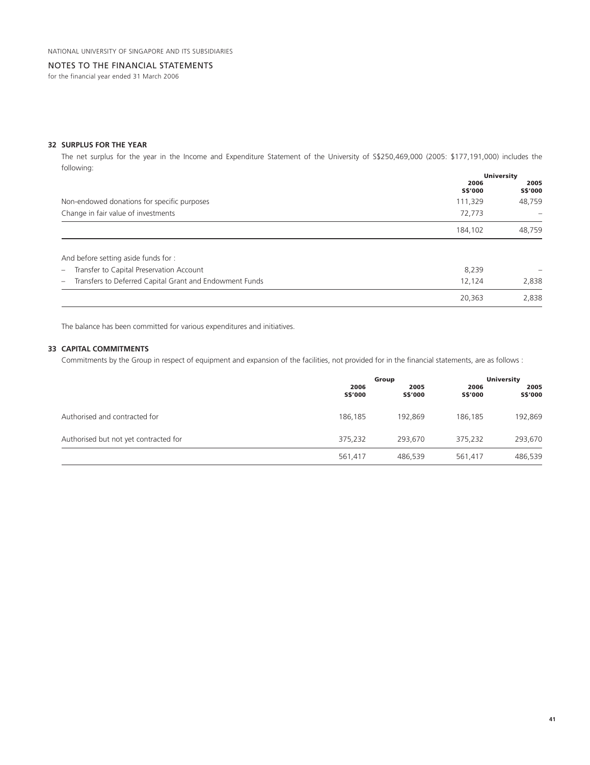## 32 SURPLUS FOR THE YEAR

The net surplus for the year in the Income and Expenditure Statement of the University of S$250,469,000 (2005: $177,191,000) includes the following:

| | University | |
|---|---|---|
| | 2006 S$'000 | 2005 S$'000 |
| Non-endowed donations for specific purposes | 111,329 | 48,759 |
| Change in fair value of investments | 72,773 | – |
| | 184,102 | 48,759 |
| And before setting aside funds for : | | |
| – Transfer to Capital Preservation Account | 8,239 | – |
| – Transfers to Deferred Capital Grant and Endowment Funds | 12,124 | 2,838 |
| | 20,363 | 2,838 |

The balance has been committed for various expenditures and initiatives.

## 33 CAPITAL COMMITMENTS

Commitments by the Group in respect of equipment and expansion of the facilities, not provided for in the financial statements, are as follows :

| | Group | | University | |
|---|---|---|---|---|
| | 2006 S$'000 | 2005 S$'000 | 2006 S$'000 | 2005 S$'000 |
| Authorised and contracted for | 186,185 | 192,869 | 186,185 | 192,869 |
| Authorised but not yet contracted for | 375,232 | 293,670 | 375,232 | 293,670 |
| | 561,417 | 486,539 | 561,417 | 486,539 |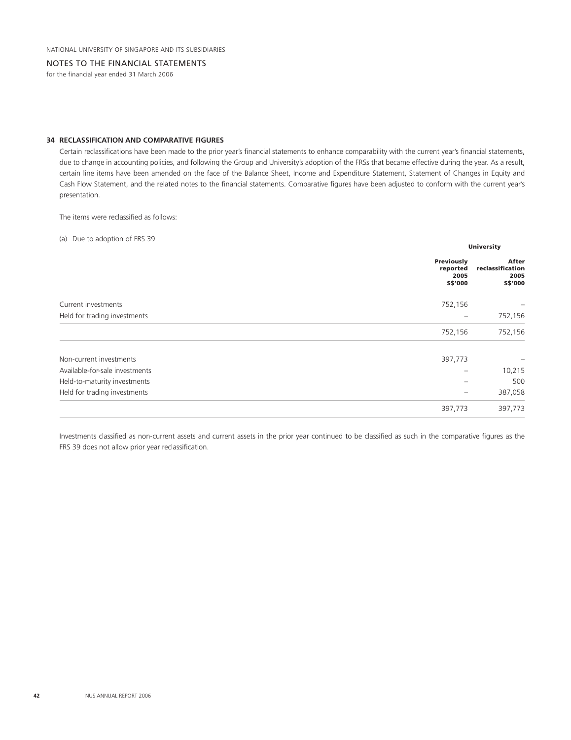# NOTES TO THE FINANCIAL STATEMENTS

for the financial year ended 31 March 2006

## 34 RECLASSIFICATION AND COMPARATIVE FIGURES

Certain reclassifications have been made to the prior year's financial statements to enhance comparability with the current year's financial statements, due to change in accounting policies, and following the Group and University's adoption of the FRSs that became effective during the year. As a result, certain line items have been amended on the face of the Balance Sheet, Income and Expenditure Statement, Statement of Changes in Equity and Cash Flow Statement, and the related notes to the financial statements. Comparative figures have been adjusted to conform with the current year's presentation.

The items were reclassified as follows:

(a) Due to adoption of FRS 39

| | University | |
|---|---|---|
| | **Previously reported 2005 S$'000** | **After reclassification 2005 S$'000** |
| Current investments | 752,156 | – |
| Held for trading investments | – | 752,156 |
| | 752,156 | 752,156 |
| Non-current investments | 397,773 | – |
| Available-for-sale investments | – | 10,215 |
| Held-to-maturity investments | – | 500 |
| Held for trading investments | – | 387,058 |
| | 397,773 | 397,773 |

Investments classified as non-current assets and current assets in the prior year continued to be classified as such in the comparative figures as the FRS 39 does not allow prior year reclassification.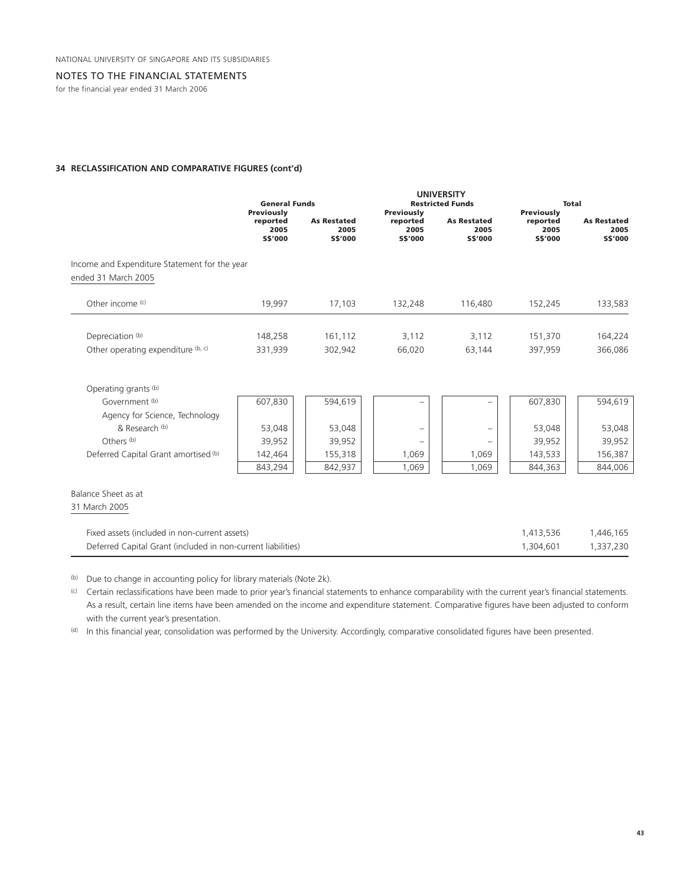NATIONAL UNIVERSITY OF SINGAPORE AND ITS SUBSIDIARIES

## NOTES TO THE FINANCIAL STATEMENTS

for the financial year ended 31 March 2006

### 34 RECLASSIFICATION AND COMPARATIVE FIGURES (cont'd)

| | UNIVERSITY | | | | | |
|---|---|---|---|---|---|---|
| | General Funds | | Restricted Funds | | Total | |
| | Previously reported 2005 S$'000 | As Restated 2005 S$'000 | Previously reported 2005 S$'000 | As Restated 2005 S$'000 | Previously reported 2005 S$'000 | As Restated 2005 S$'000 |
| Income and Expenditure Statement for the year ended 31 March 2005 | | | | | | |
| Other income [c] | 19,997 | 17,103 | 132,248 | 116,480 | 152,245 | 133,583 |
| Depreciation [b] | 148,258 | 161,112 | 3,112 | 3,112 | 151,370 | 164,224 |
| Other operating expenditure [b, c] | 331,939 | 302,942 | 66,020 | 63,144 | 397,959 | 366,086 |
| Operating grants [b] | | | | | | |
| Government [b] | 607,830 | 594,619 | – | – | 607,830 | 594,619 |
| Agency for Science, Technology & Research [b] | 53,048 | 53,048 | – | – | 53,048 | 53,048 |
| Others [b] | 39,952 | 39,952 | – | – | 39,952 | 39,952 |
| Deferred Capital Grant amortised [b] | 142,464 | 155,318 | 1,069 | 1,069 | 143,533 | 156,387 |
| | 843,294 | 842,937 | 1,069 | 1,069 | 844,363 | 844,006 |
| Balance Sheet as at 31 March 2005 | | | | | | |
| Fixed assets (included in non-current assets) | | | | | 1,413,536 | 1,446,165 |
| Deferred Capital Grant (included in non-current liabilities) | | | | | 1,304,601 | 1,337,230 |

[b] Due to change in accounting policy for library materials (Note 2k).

[c] Certain reclassifications have been made to prior year's financial statements to enhance comparability with the current year's financial statements. As a result, certain line items have been amended on the income and expenditure statement. Comparative figures have been adjusted to conform with the current year's presentation.

[d] In this financial year, consolidation was performed by the University. Accordingly, comparative consolidated figures have been presented.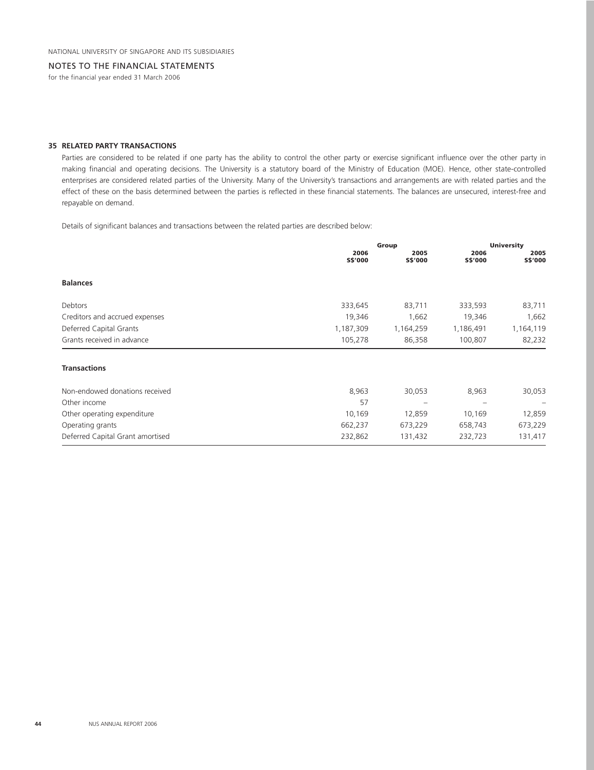## 35 RELATED PARTY TRANSACTIONS

Parties are considered to be related if one party has the ability to control the other party or exercise significant influence over the other party in making financial and operating decisions. The University is a statutory board of the Ministry of Education (MOE). Hence, other state-controlled enterprises are considered related parties of the University. Many of the University's transactions and arrangements are with related parties and the effect of these on the basis determined between the parties is reflected in these financial statements. The balances are unsecured, interest-free and repayable on demand.

Details of significant balances and transactions between the related parties are described below:

| | Group | | University | |
|---|---|---|---|---|
| | 2006 S$'000 | 2005 S$'000 | 2006 S$'000 | 2005 S$'000 |
| **Balances** | | | | |
| Debtors | 333,645 | 83,711 | 333,593 | 83,711 |
| Creditors and accrued expenses | 19,346 | 1,662 | 19,346 | 1,662 |
| Deferred Capital Grants | 1,187,309 | 1,164,259 | 1,186,491 | 1,164,119 |
| Grants received in advance | 105,278 | 86,358 | 100,807 | 82,232 |
| **Transactions** | | | | |
| Non-endowed donations received | 8,963 | 30,053 | 8,963 | 30,053 |
| Other income | 57 | – | – | – |
| Other operating expenditure | 10,169 | 12,859 | 10,169 | 12,859 |
| Operating grants | 662,237 | 673,229 | 658,743 | 673,229 |
| Deferred Capital Grant amortised | 232,862 | 131,432 | 232,723 | 131,417 |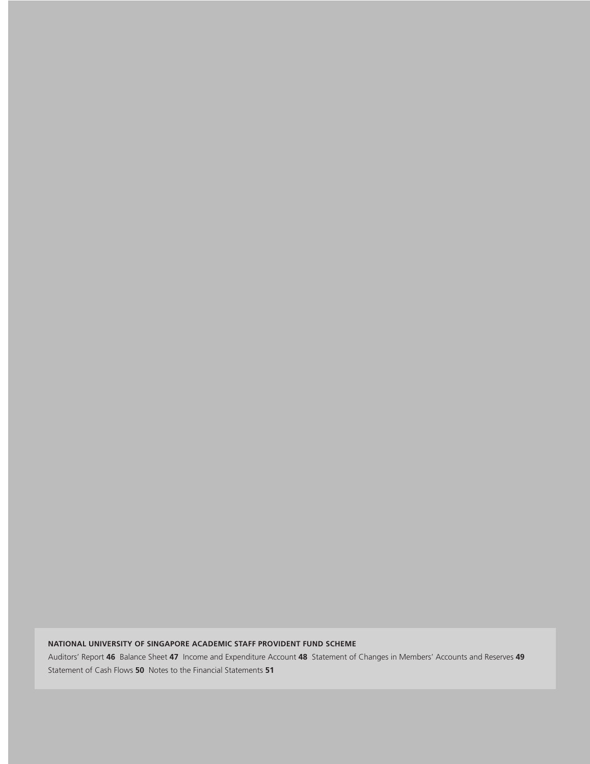**NATIONAL UNIVERSITY OF SINGAPORE ACADEMIC STAFF PROVIDENT FUND SCHEME**

Auditors' Report **46** Balance Sheet **47** Income and Expenditure Account **48** Statement of Changes in Members' Accounts and Reserves **49** Statement of Cash Flows **50** Notes to the Financial Statements **51**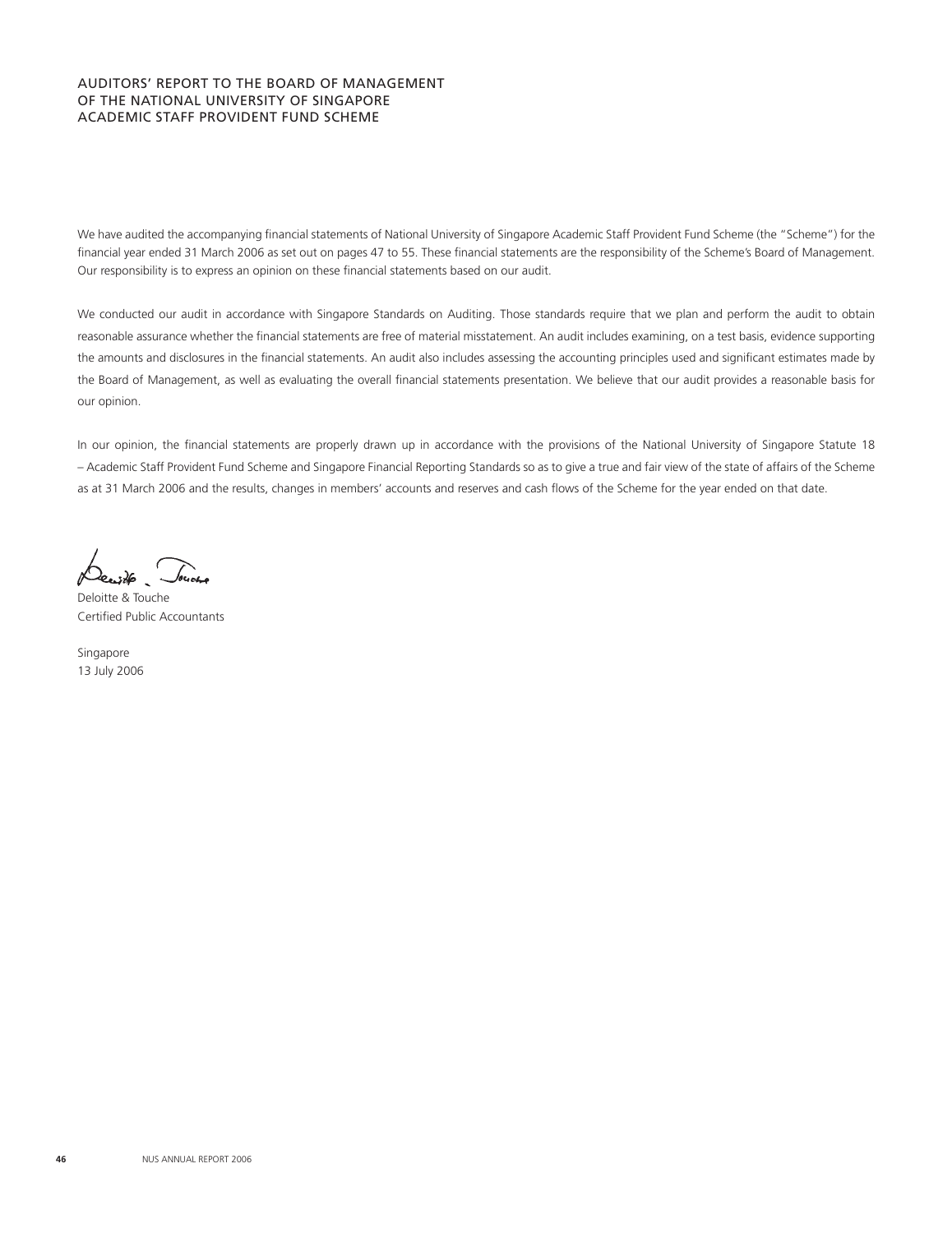# AUDITORS' REPORT TO THE BOARD OF MANAGEMENT OF THE NATIONAL UNIVERSITY OF SINGAPORE ACADEMIC STAFF PROVIDENT FUND SCHEME

We have audited the accompanying financial statements of National University of Singapore Academic Staff Provident Fund Scheme (the "Scheme") for the financial year ended 31 March 2006 as set out on pages 47 to 55. These financial statements are the responsibility of the Scheme's Board of Management. Our responsibility is to express an opinion on these financial statements based on our audit.

We conducted our audit in accordance with Singapore Standards on Auditing. Those standards require that we plan and perform the audit to obtain reasonable assurance whether the financial statements are free of material misstatement. An audit includes examining, on a test basis, evidence supporting the amounts and disclosures in the financial statements. An audit also includes assessing the accounting principles used and significant estimates made by the Board of Management, as well as evaluating the overall financial statements presentation. We believe that our audit provides a reasonable basis for our opinion.

In our opinion, the financial statements are properly drawn up in accordance with the provisions of the National University of Singapore Statute 18 – Academic Staff Provident Fund Scheme and Singapore Financial Reporting Standards so as to give a true and fair view of the state of affairs of the Scheme as at 31 March 2006 and the results, changes in members' accounts and reserves and cash flows of the Scheme for the year ended on that date.

Deloitte & Touche
Certified Public Accountants

Singapore
13 July 2006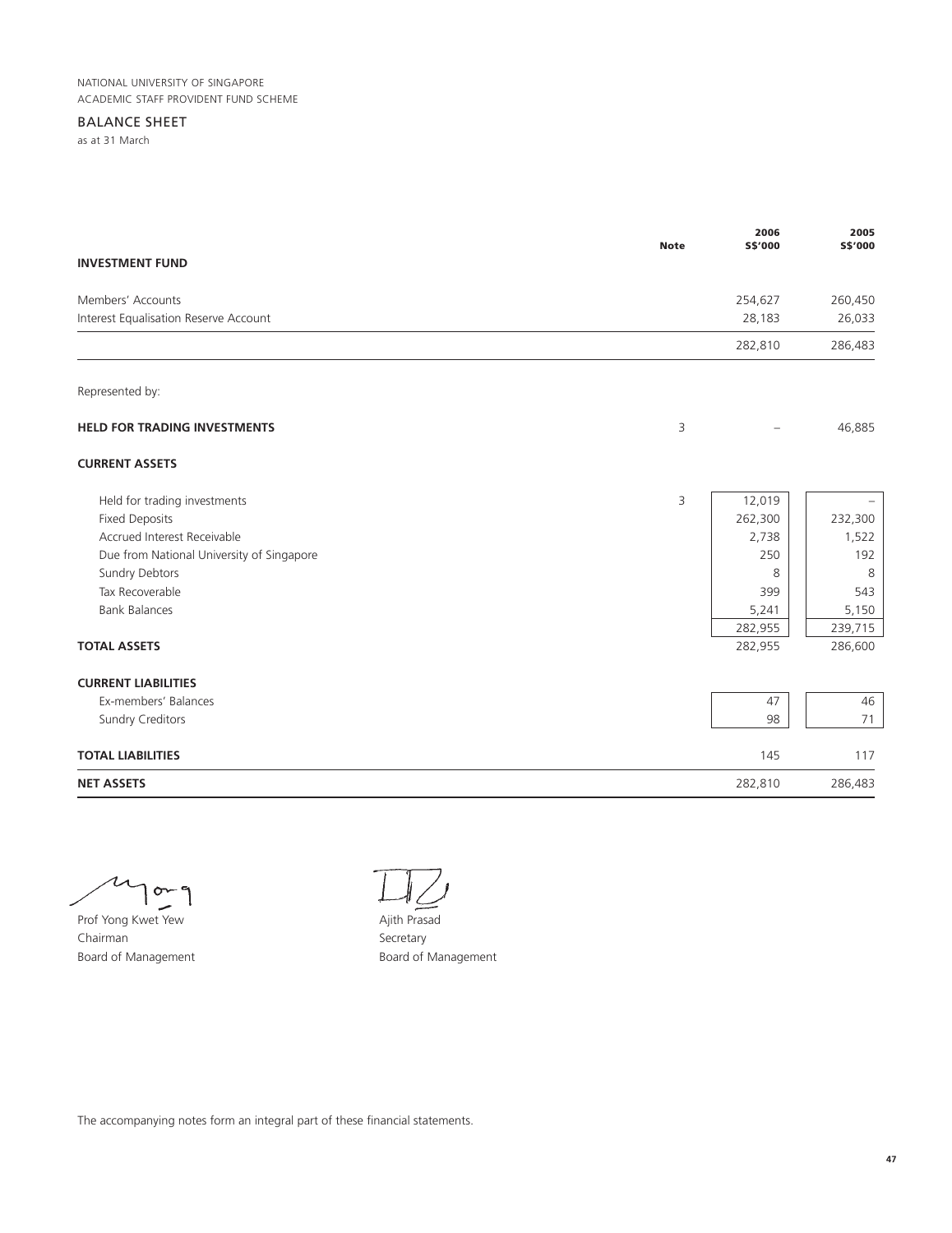NATIONAL UNIVERSITY OF SINGAPORE
ACADEMIC STAFF PROVIDENT FUND SCHEME

## BALANCE SHEET

as at 31 March

| | Note | 2006 S$'000 | 2005 S$'000 |
|---|---|---|---|
| **INVESTMENT FUND** | | | |
| Members' Accounts | | 254,627 | 260,450 |
| Interest Equalisation Reserve Account | | 28,183 | 26,033 |
| | | 282,810 | 286,483 |
| Represented by: | | | |
| **HELD FOR TRADING INVESTMENTS** | 3 | – | 46,885 |
| **CURRENT ASSETS** | | | |
| Held for trading investments | 3 | 12,019 | – |
| Fixed Deposits | | 262,300 | 232,300 |
| Accrued Interest Receivable | | 2,738 | 1,522 |
| Due from National University of Singapore | | 250 | 192 |
| Sundry Debtors | | 8 | 8 |
| Tax Recoverable | | 399 | 543 |
| Bank Balances | | 5,241 | 5,150 |
| | | 282,955 | 239,715 |
| **TOTAL ASSETS** | | 282,955 | 286,600 |
| **CURRENT LIABILITIES** | | | |
| Ex-members' Balances | | 47 | 46 |
| Sundry Creditors | | 98 | 71 |
| **TOTAL LIABILITIES** | | 145 | 117 |
| **NET ASSETS** | | 282,810 | 286,483 |

Prof Yong Kwet Yew
Chairman
Board of Management

Ajith Prasad
Secretary
Board of Management

The accompanying notes form an integral part of these financial statements.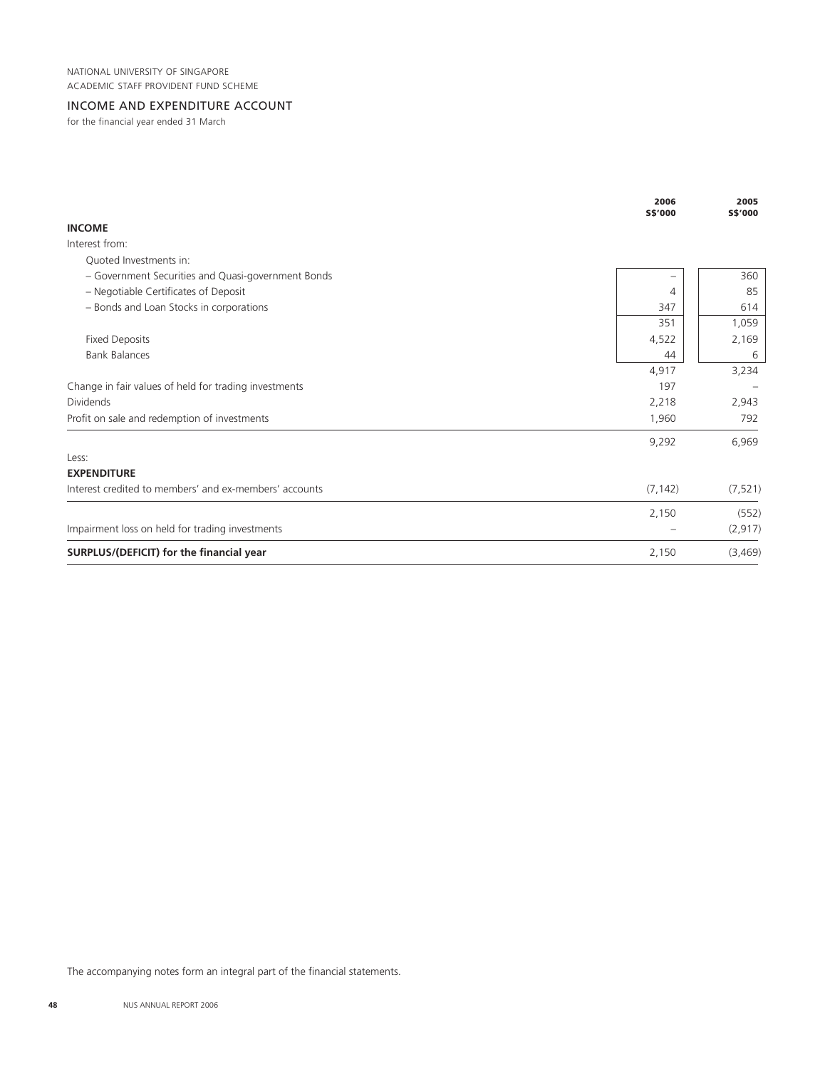NATIONAL UNIVERSITY OF SINGAPORE
ACADEMIC STAFF PROVIDENT FUND SCHEME

## INCOME AND EXPENDITURE ACCOUNT

for the financial year ended 31 March

| | 2006 S$'000 | 2005 S$'000 |
|---|---|---|
| **INCOME** | | |
| Interest from: | | |
| Quoted Investments in: | | |
| – Government Securities and Quasi-government Bonds | – | 360 |
| – Negotiable Certificates of Deposit | 4 | 85 |
| – Bonds and Loan Stocks in corporations | 347 | 614 |
| | 351 | 1,059 |
| Fixed Deposits | 4,522 | 2,169 |
| Bank Balances | 44 | 6 |
| | 4,917 | 3,234 |
| Change in fair values of held for trading investments | 197 | – |
| Dividends | 2,218 | 2,943 |
| Profit on sale and redemption of investments | 1,960 | 792 |
| | 9,292 | 6,969 |
| Less: | | |
| **EXPENDITURE** | | |
| Interest credited to members' and ex-members' accounts | (7,142) | (7,521) |
| | 2,150 | (552) |
| Impairment loss on held for trading investments | – | (2,917) |
| **SURPLUS/(DEFICIT) for the financial year** | 2,150 | (3,469) |

The accompanying notes form an integral part of the financial statements.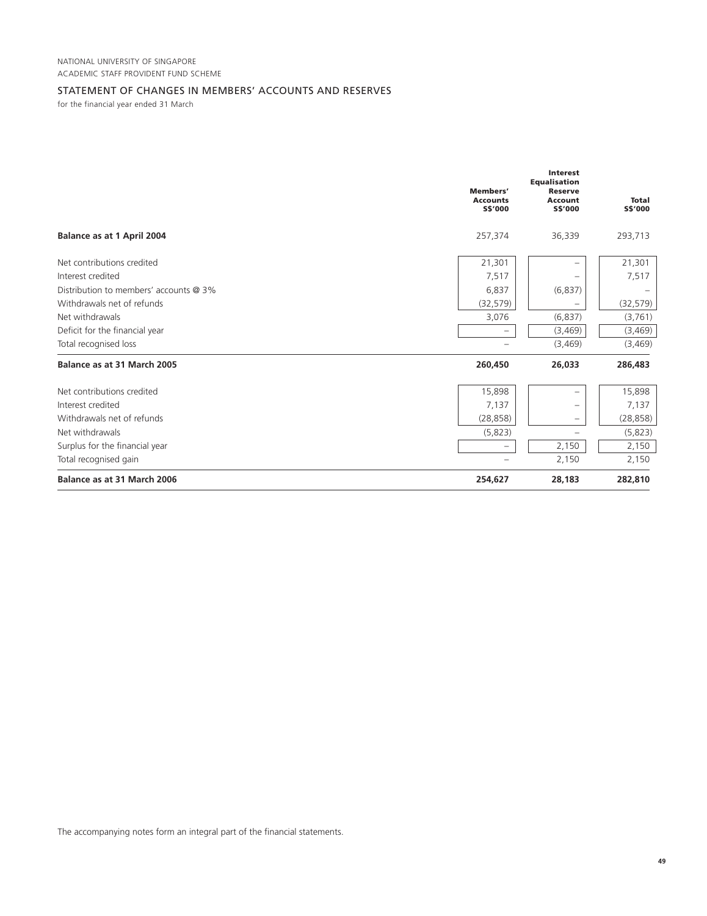NATIONAL UNIVERSITY OF SINGAPORE
ACADEMIC STAFF PROVIDENT FUND SCHEME

## STATEMENT OF CHANGES IN MEMBERS' ACCOUNTS AND RESERVES

for the financial year ended 31 March

| | Members' Accounts S$'000 | Interest Equalisation Reserve Account S$'000 | Total S$'000 |
|---|---|---|---|
| **Balance as at 1 April 2004** | 257,374 | 36,339 | 293,713 |
| Net contributions credited | 21,301 | – | 21,301 |
| Interest credited | 7,517 | – | 7,517 |
| Distribution to members' accounts @ 3% | 6,837 | (6,837) | – |
| Withdrawals net of refunds | (32,579) | – | (32,579) |
| Net withdrawals | 3,076 | (6,837) | (3,761) |
| Deficit for the financial year | – | (3,469) | (3,469) |
| Total recognised loss | – | (3,469) | (3,469) |
| **Balance as at 31 March 2005** | **260,450** | **26,033** | **286,483** |
| Net contributions credited | 15,898 | – | 15,898 |
| Interest credited | 7,137 | – | 7,137 |
| Withdrawals net of refunds | (28,858) | – | (28,858) |
| Net withdrawals | (5,823) | – | (5,823) |
| Surplus for the financial year | – | 2,150 | 2,150 |
| Total recognised gain | – | 2,150 | 2,150 |
| **Balance as at 31 March 2006** | **254,627** | **28,183** | **282,810** |

The accompanying notes form an integral part of the financial statements.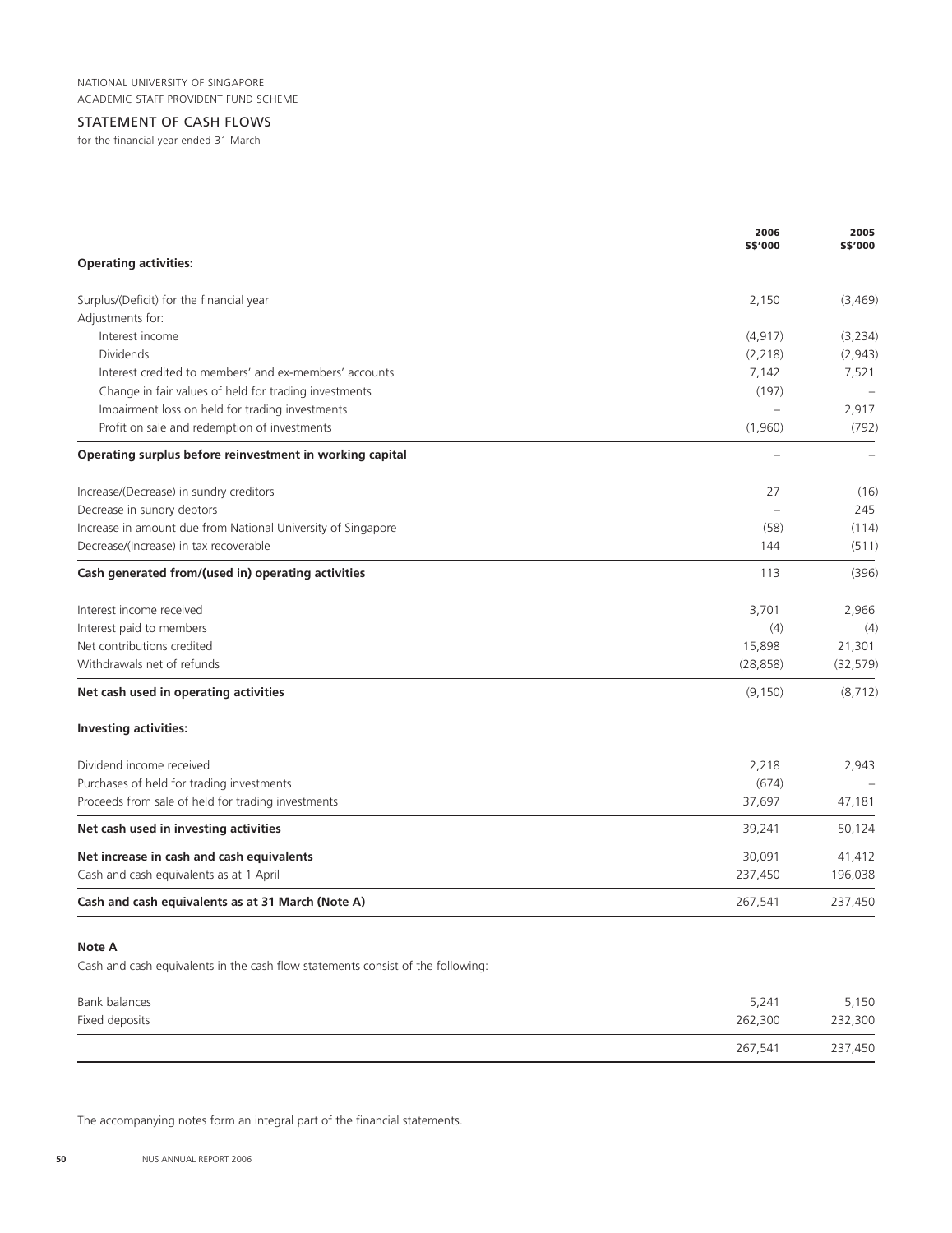NATIONAL UNIVERSITY OF SINGAPORE
ACADEMIC STAFF PROVIDENT FUND SCHEME

## STATEMENT OF CASH FLOWS

for the financial year ended 31 March

| | 2006 S$'000 | 2005 S$'000 |
|---|---|---|
| **Operating activities:** | | |
| Surplus/(Deficit) for the financial year | 2,150 | (3,469) |
| Adjustments for: | | |
| Interest income | (4,917) | (3,234) |
| Dividends | (2,218) | (2,943) |
| Interest credited to members' and ex-members' accounts | 7,142 | 7,521 |
| Change in fair values of held for trading investments | (197) | – |
| Impairment loss on held for trading investments | – | 2,917 |
| Profit on sale and redemption of investments | (1,960) | (792) |
| **Operating surplus before reinvestment in working capital** | – | – |
| Increase/(Decrease) in sundry creditors | 27 | (16) |
| Decrease in sundry debtors | – | 245 |
| Increase in amount due from National University of Singapore | (58) | (114) |
| Decrease/(Increase) in tax recoverable | 144 | (511) |
| **Cash generated from/(used in) operating activities** | 113 | (396) |
| Interest income received | 3,701 | 2,966 |
| Interest paid to members | (4) | (4) |
| Net contributions credited | 15,898 | 21,301 |
| Withdrawals net of refunds | (28,858) | (32,579) |
| **Net cash used in operating activities** | (9,150) | (8,712) |
| **Investing activities:** | | |
| Dividend income received | 2,218 | 2,943 |
| Purchases of held for trading investments | (674) | – |
| Proceeds from sale of held for trading investments | 37,697 | 47,181 |
| **Net cash used in investing activities** | 39,241 | 50,124 |
| **Net increase in cash and cash equivalents** | 30,091 | 41,412 |
| Cash and cash equivalents as at 1 April | 237,450 | 196,038 |
| **Cash and cash equivalents as at 31 March (Note A)** | 267,541 | 237,450 |

**Note A**

Cash and cash equivalents in the cash flow statements consist of the following:

| | 2006 | 2005 |
|---|---|---|
| Bank balances | 5,241 | 5,150 |
| Fixed deposits | 262,300 | 232,300 |
| | 267,541 | 237,450 |

The accompanying notes form an integral part of the financial statements.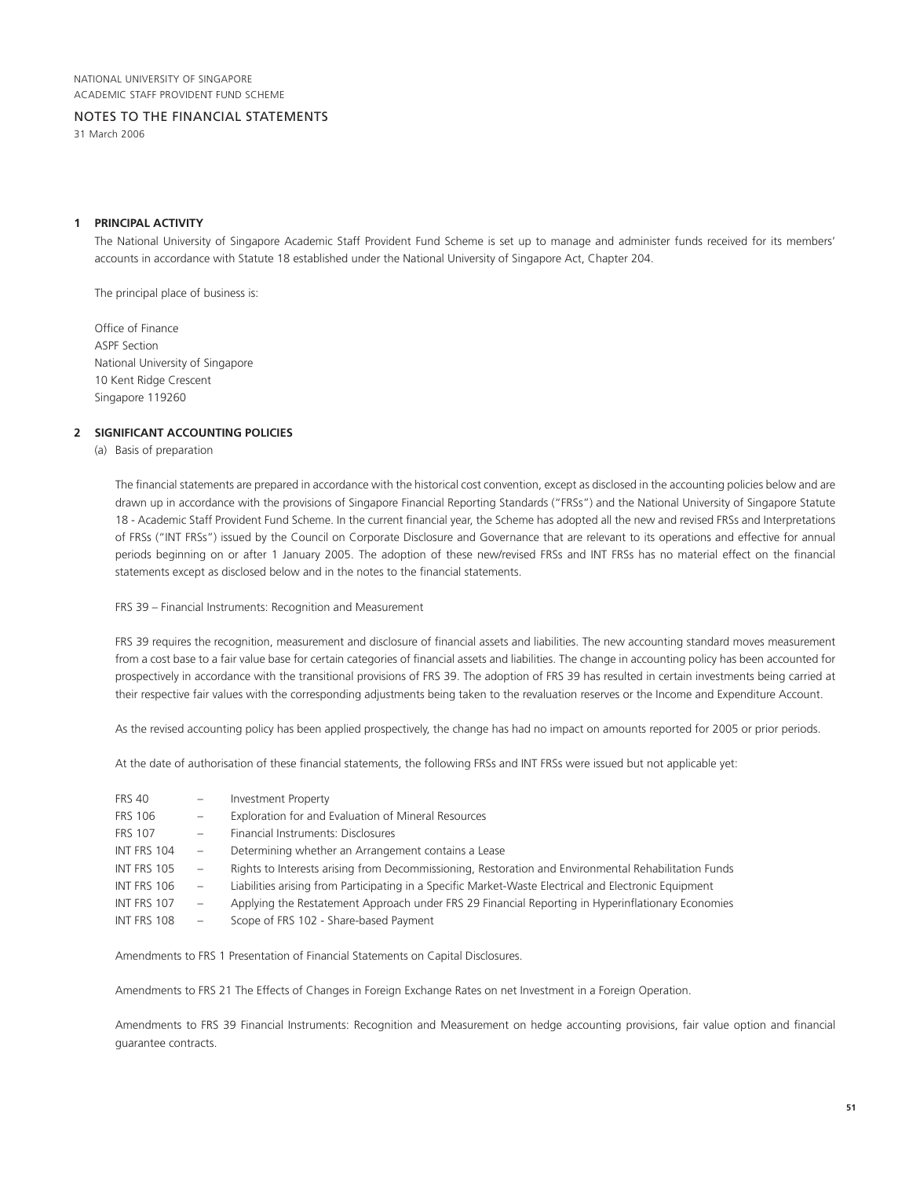NATIONAL UNIVERSITY OF SINGAPORE
ACADEMIC STAFF PROVIDENT FUND SCHEME

# NOTES TO THE FINANCIAL STATEMENTS

31 March 2006

## 1 PRINCIPAL ACTIVITY

The National University of Singapore Academic Staff Provident Fund Scheme is set up to manage and administer funds received for its members' accounts in accordance with Statute 18 established under the National University of Singapore Act, Chapter 204.

The principal place of business is:

Office of Finance
ASPF Section
National University of Singapore
10 Kent Ridge Crescent
Singapore 119260

## 2 SIGNIFICANT ACCOUNTING POLICIES

(a) Basis of preparation

The financial statements are prepared in accordance with the historical cost convention, except as disclosed in the accounting policies below and are drawn up in accordance with the provisions of Singapore Financial Reporting Standards ("FRSs") and the National University of Singapore Statute 18 - Academic Staff Provident Fund Scheme. In the current financial year, the Scheme has adopted all the new and revised FRSs and Interpretations of FRSs ("INT FRSs") issued by the Council on Corporate Disclosure and Governance that are relevant to its operations and effective for annual periods beginning on or after 1 January 2005. The adoption of these new/revised FRSs and INT FRSs has no material effect on the financial statements except as disclosed below and in the notes to the financial statements.

FRS 39 – Financial Instruments: Recognition and Measurement

FRS 39 requires the recognition, measurement and disclosure of financial assets and liabilities. The new accounting standard moves measurement from a cost base to a fair value base for certain categories of financial assets and liabilities. The change in accounting policy has been accounted for prospectively in accordance with the transitional provisions of FRS 39. The adoption of FRS 39 has resulted in certain investments being carried at their respective fair values with the corresponding adjustments being taken to the revaluation reserves or the Income and Expenditure Account.

As the revised accounting policy has been applied prospectively, the change has had no impact on amounts reported for 2005 or prior periods.

At the date of authorisation of these financial statements, the following FRSs and INT FRSs were issued but not applicable yet:

FRS 40 – Investment Property
FRS 106 – Exploration for and Evaluation of Mineral Resources
FRS 107 – Financial Instruments: Disclosures
INT FRS 104 – Determining whether an Arrangement contains a Lease
INT FRS 105 – Rights to Interests arising from Decommissioning, Restoration and Environmental Rehabilitation Funds
INT FRS 106 – Liabilities arising from Participating in a Specific Market-Waste Electrical and Electronic Equipment
INT FRS 107 – Applying the Restatement Approach under FRS 29 Financial Reporting in Hyperinflationary Economies
INT FRS 108 – Scope of FRS 102 - Share-based Payment

Amendments to FRS 1 Presentation of Financial Statements on Capital Disclosures.

Amendments to FRS 21 The Effects of Changes in Foreign Exchange Rates on net Investment in a Foreign Operation.

Amendments to FRS 39 Financial Instruments: Recognition and Measurement on hedge accounting provisions, fair value option and financial guarantee contracts.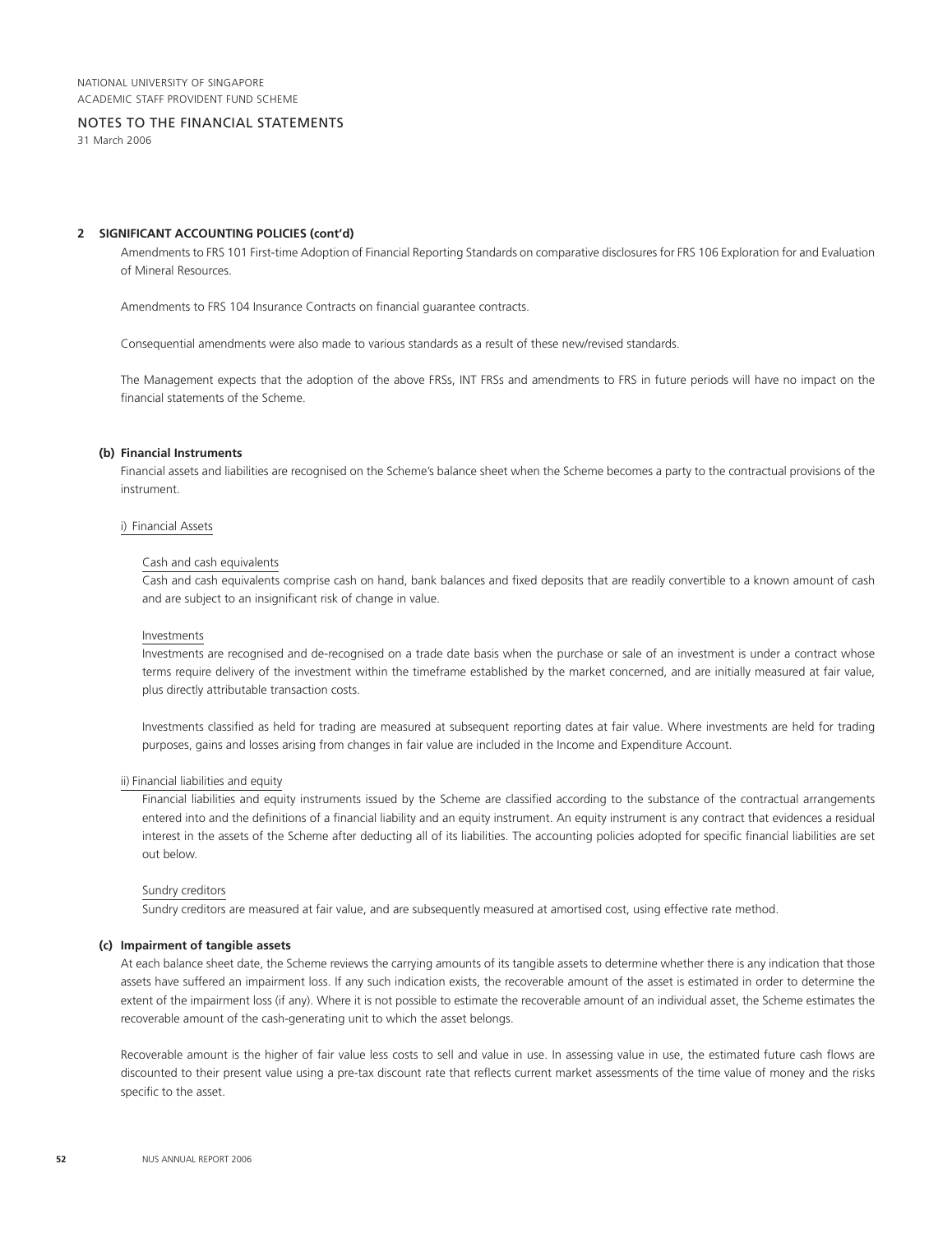NATIONAL UNIVERSITY OF SINGAPORE
ACADEMIC STAFF PROVIDENT FUND SCHEME

NOTES TO THE FINANCIAL STATEMENTS
31 March 2006

**2 SIGNIFICANT ACCOUNTING POLICIES (cont'd)**

Amendments to FRS 101 First-time Adoption of Financial Reporting Standards on comparative disclosures for FRS 106 Exploration for and Evaluation of Mineral Resources.

Amendments to FRS 104 Insurance Contracts on financial guarantee contracts.

Consequential amendments were also made to various standards as a result of these new/revised standards.

The Management expects that the adoption of the above FRSs, INT FRSs and amendments to FRS in future periods will have no impact on the financial statements of the Scheme.

**(b) Financial Instruments**

Financial assets and liabilities are recognised on the Scheme's balance sheet when the Scheme becomes a party to the contractual provisions of the instrument.

i) Financial Assets

Cash and cash equivalents

Cash and cash equivalents comprise cash on hand, bank balances and fixed deposits that are readily convertible to a known amount of cash and are subject to an insignificant risk of change in value.

Investments

Investments are recognised and de-recognised on a trade date basis when the purchase or sale of an investment is under a contract whose terms require delivery of the investment within the timeframe established by the market concerned, and are initially measured at fair value, plus directly attributable transaction costs.

Investments classified as held for trading are measured at subsequent reporting dates at fair value. Where investments are held for trading purposes, gains and losses arising from changes in fair value are included in the Income and Expenditure Account.

ii) Financial liabilities and equity

Financial liabilities and equity instruments issued by the Scheme are classified according to the substance of the contractual arrangements entered into and the definitions of a financial liability and an equity instrument. An equity instrument is any contract that evidences a residual interest in the assets of the Scheme after deducting all of its liabilities. The accounting policies adopted for specific financial liabilities are set out below.

Sundry creditors

Sundry creditors are measured at fair value, and are subsequently measured at amortised cost, using effective rate method.

**(c) Impairment of tangible assets**

At each balance sheet date, the Scheme reviews the carrying amounts of its tangible assets to determine whether there is any indication that those assets have suffered an impairment loss. If any such indication exists, the recoverable amount of the asset is estimated in order to determine the extent of the impairment loss (if any). Where it is not possible to estimate the recoverable amount of an individual asset, the Scheme estimates the recoverable amount of the cash-generating unit to which the asset belongs.

Recoverable amount is the higher of fair value less costs to sell and value in use. In assessing value in use, the estimated future cash flows are discounted to their present value using a pre-tax discount rate that reflects current market assessments of the time value of money and the risks specific to the asset.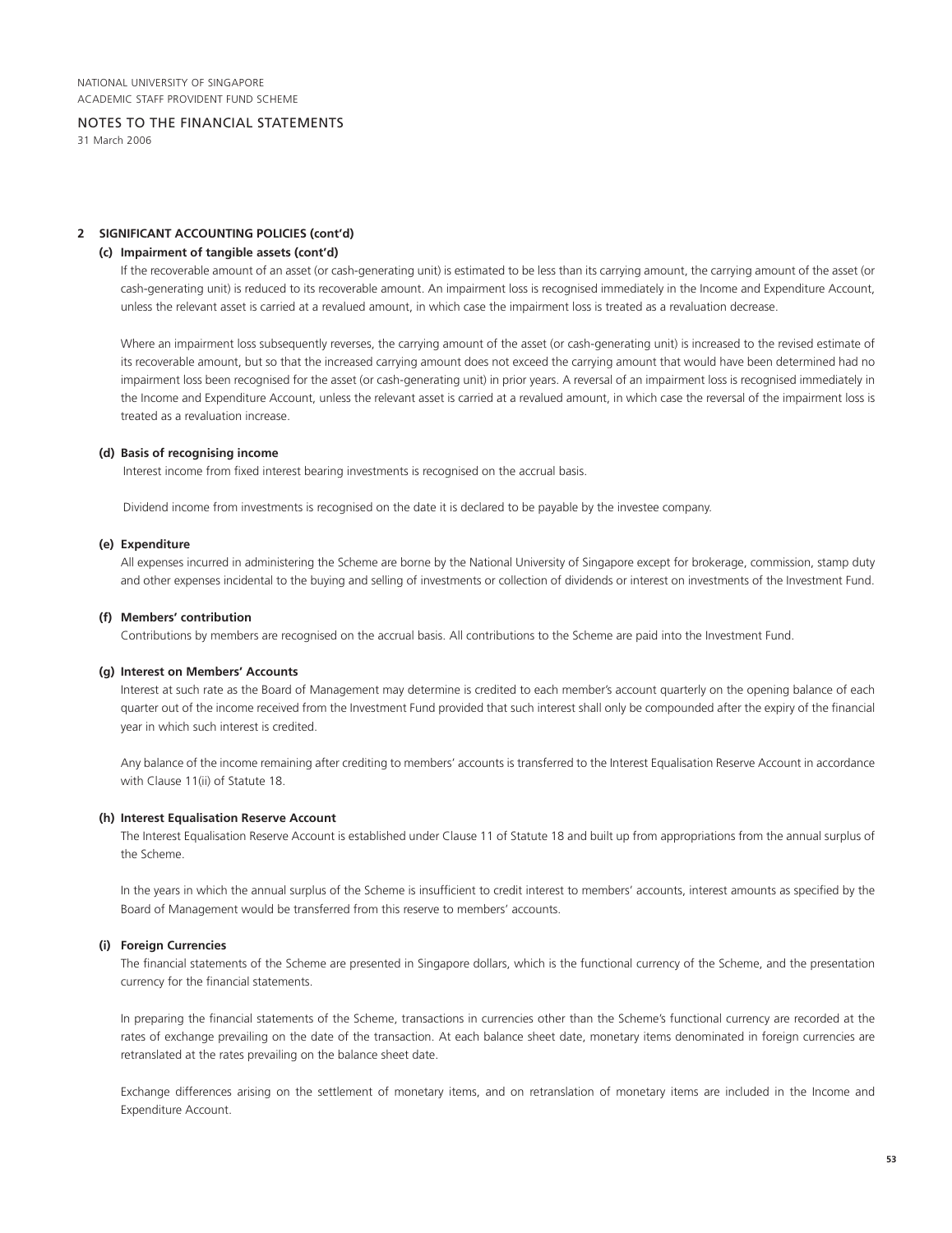## 2 SIGNIFICANT ACCOUNTING POLICIES (cont'd)

### (c) Impairment of tangible assets (cont'd)

If the recoverable amount of an asset (or cash-generating unit) is estimated to be less than its carrying amount, the carrying amount of the asset (or cash-generating unit) is reduced to its recoverable amount. An impairment loss is recognised immediately in the Income and Expenditure Account, unless the relevant asset is carried at a revalued amount, in which case the impairment loss is treated as a revaluation decrease.

Where an impairment loss subsequently reverses, the carrying amount of the asset (or cash-generating unit) is increased to the revised estimate of its recoverable amount, but so that the increased carrying amount does not exceed the carrying amount that would have been determined had no impairment loss been recognised for the asset (or cash-generating unit) in prior years. A reversal of an impairment loss is recognised immediately in the Income and Expenditure Account, unless the relevant asset is carried at a revalued amount, in which case the reversal of the impairment loss is treated as a revaluation increase.

### (d) Basis of recognising income

Interest income from fixed interest bearing investments is recognised on the accrual basis.

Dividend income from investments is recognised on the date it is declared to be payable by the investee company.

### (e) Expenditure

All expenses incurred in administering the Scheme are borne by the National University of Singapore except for brokerage, commission, stamp duty and other expenses incidental to the buying and selling of investments or collection of dividends or interest on investments of the Investment Fund.

### (f) Members' contribution

Contributions by members are recognised on the accrual basis. All contributions to the Scheme are paid into the Investment Fund.

### (g) Interest on Members' Accounts

Interest at such rate as the Board of Management may determine is credited to each member's account quarterly on the opening balance of each quarter out of the income received from the Investment Fund provided that such interest shall only be compounded after the expiry of the financial year in which such interest is credited.

Any balance of the income remaining after crediting to members' accounts is transferred to the Interest Equalisation Reserve Account in accordance with Clause 11(ii) of Statute 18.

### (h) Interest Equalisation Reserve Account

The Interest Equalisation Reserve Account is established under Clause 11 of Statute 18 and built up from appropriations from the annual surplus of the Scheme.

In the years in which the annual surplus of the Scheme is insufficient to credit interest to members' accounts, interest amounts as specified by the Board of Management would be transferred from this reserve to members' accounts.

### (i) Foreign Currencies

The financial statements of the Scheme are presented in Singapore dollars, which is the functional currency of the Scheme, and the presentation currency for the financial statements.

In preparing the financial statements of the Scheme, transactions in currencies other than the Scheme's functional currency are recorded at the rates of exchange prevailing on the date of the transaction. At each balance sheet date, monetary items denominated in foreign currencies are retranslated at the rates prevailing on the balance sheet date.

Exchange differences arising on the settlement of monetary items, and on retranslation of monetary items are included in the Income and Expenditure Account.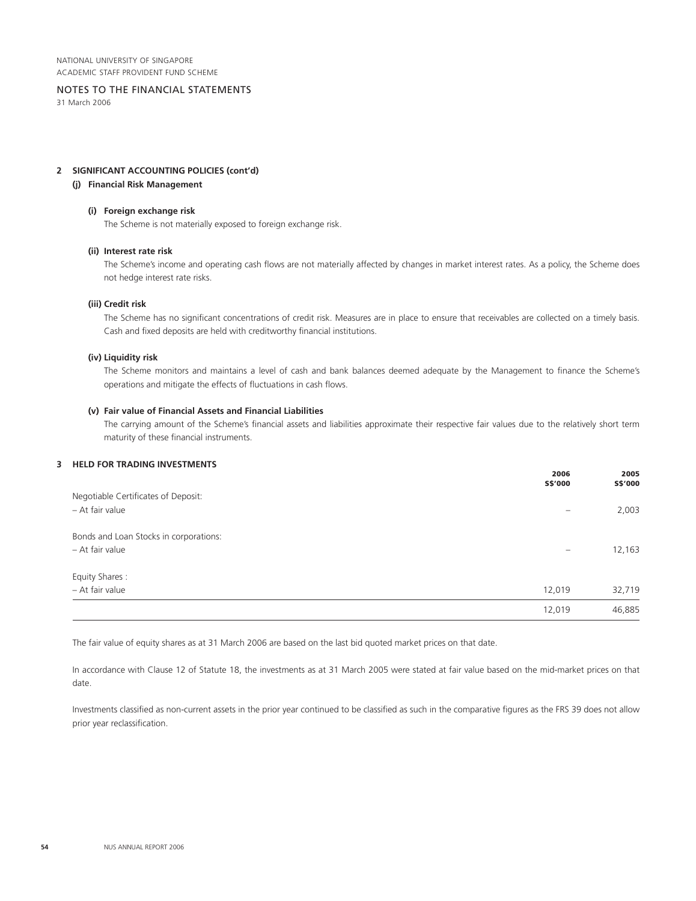NATIONAL UNIVERSITY OF SINGAPORE
ACADEMIC STAFF PROVIDENT FUND SCHEME

NOTES TO THE FINANCIAL STATEMENTS
31 March 2006

## 2 SIGNIFICANT ACCOUNTING POLICIES (cont'd)

### (j) Financial Risk Management

**(i) Foreign exchange risk**

The Scheme is not materially exposed to foreign exchange risk.

**(ii) Interest rate risk**

The Scheme's income and operating cash flows are not materially affected by changes in market interest rates. As a policy, the Scheme does not hedge interest rate risks.

**(iii) Credit risk**

The Scheme has no significant concentrations of credit risk. Measures are in place to ensure that receivables are collected on a timely basis. Cash and fixed deposits are held with creditworthy financial institutions.

**(iv) Liquidity risk**

The Scheme monitors and maintains a level of cash and bank balances deemed adequate by the Management to finance the Scheme's operations and mitigate the effects of fluctuations in cash flows.

**(v) Fair value of Financial Assets and Financial Liabilities**

The carrying amount of the Scheme's financial assets and liabilities approximate their respective fair values due to the relatively short term maturity of these financial instruments.

## 3 HELD FOR TRADING INVESTMENTS

| | 2006 S$'000 | 2005 S$'000 |
|---|---|---|
| Negotiable Certificates of Deposit: | | |
| – At fair value | – | 2,003 |
| Bonds and Loan Stocks in corporations: | | |
| – At fair value | – | 12,163 |
| Equity Shares : | | |
| – At fair value | 12,019 | 32,719 |
| | 12,019 | 46,885 |

The fair value of equity shares as at 31 March 2006 are based on the last bid quoted market prices on that date.

In accordance with Clause 12 of Statute 18, the investments as at 31 March 2005 were stated at fair value based on the mid-market prices on that date.

Investments classified as non-current assets in the prior year continued to be classified as such in the comparative figures as the FRS 39 does not allow prior year reclassification.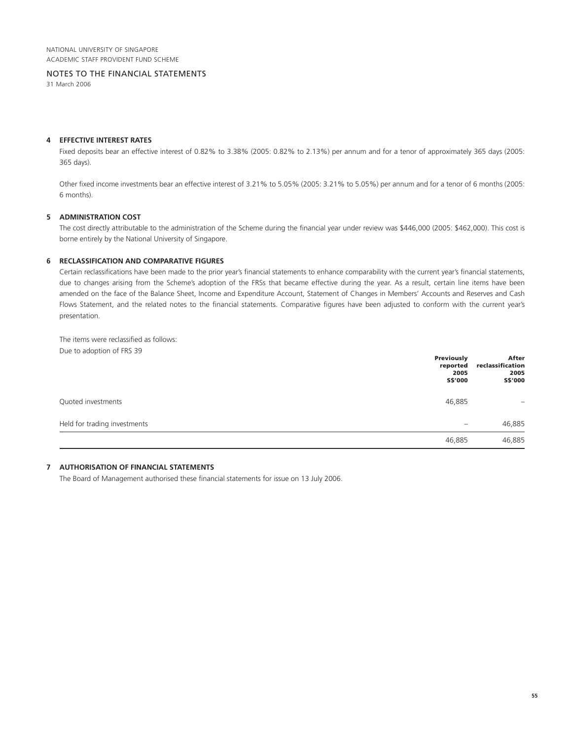NATIONAL UNIVERSITY OF SINGAPORE
ACADEMIC STAFF PROVIDENT FUND SCHEME

NOTES TO THE FINANCIAL STATEMENTS
31 March 2006

## 4 EFFECTIVE INTEREST RATES

Fixed deposits bear an effective interest of 0.82% to 3.38% (2005: 0.82% to 2.13%) per annum and for a tenor of approximately 365 days (2005: 365 days).

Other fixed income investments bear an effective interest of 3.21% to 5.05% (2005: 3.21% to 5.05%) per annum and for a tenor of 6 months (2005: 6 months).

## 5 ADMINISTRATION COST

The cost directly attributable to the administration of the Scheme during the financial year under review was $446,000 (2005: $462,000). This cost is borne entirely by the National University of Singapore.

## 6 RECLASSIFICATION AND COMPARATIVE FIGURES

Certain reclassifications have been made to the prior year's financial statements to enhance comparability with the current year's financial statements, due to changes arising from the Scheme's adoption of the FRSs that became effective during the year. As a result, certain line items have been amended on the face of the Balance Sheet, Income and Expenditure Account, Statement of Changes in Members' Accounts and Reserves and Cash Flows Statement, and the related notes to the financial statements. Comparative figures have been adjusted to conform with the current year's presentation.

The items were reclassified as follows:
Due to adoption of FRS 39

| | **Previously reported 2005 S$'000** | **After reclassification 2005 S$'000** |
|---|---|---|
| Quoted investments | 46,885 | – |
| Held for trading investments | – | 46,885 |
| | 46,885 | 46,885 |

## 7 AUTHORISATION OF FINANCIAL STATEMENTS

The Board of Management authorised these financial statements for issue on 13 July 2006.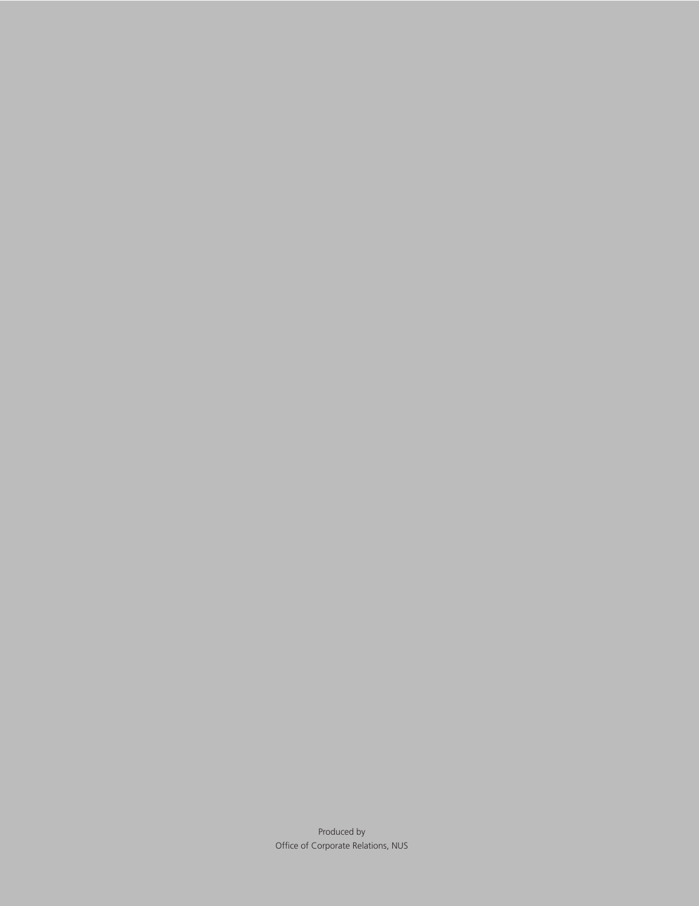Produced by
Office of Corporate Relations, NUS